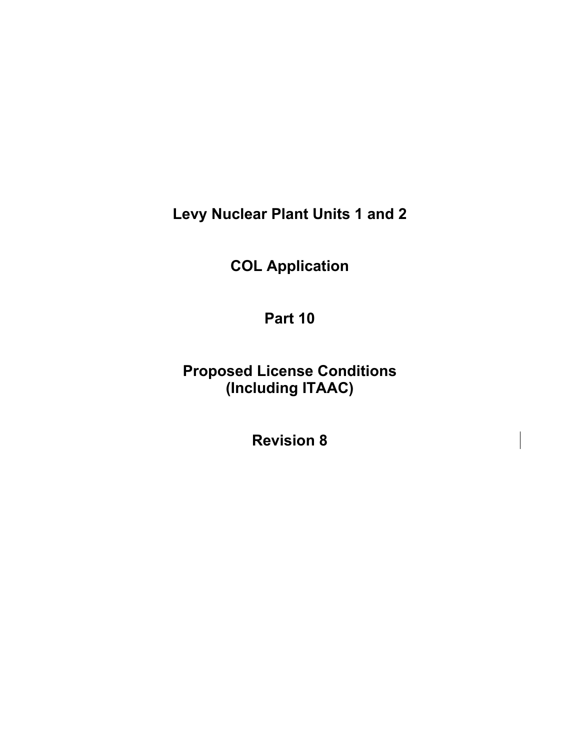# Levy Nuclear Plant Units 1 and 2

# COL Application

# Part 10

# Proposed License Conditions (Including ITAAC)

# Revision 8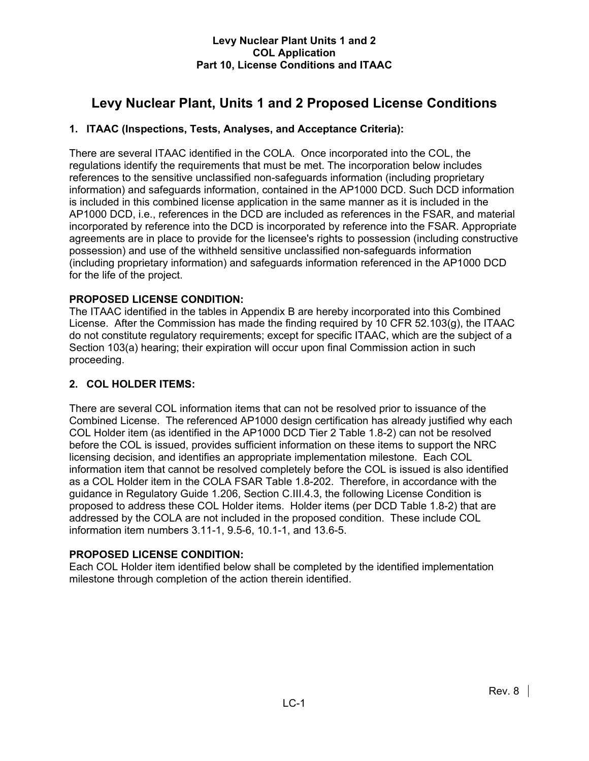# Levy Nuclear Plant, Units 1 and 2 Proposed License Conditions

## 1. ITAAC (Inspections, Tests, Analyses, and Acceptance Criteria):

There are several ITAAC identified in the COLA. Once incorporated into the COL, the regulations identify the requirements that must be met. The incorporation below includes references to the sensitive unclassified non-safeguards information (including proprietary information) and safeguards information, contained in the AP1000 DCD. Such DCD information is included in this combined license application in the same manner as it is included in the AP1000 DCD, i.e., references in the DCD are included as references in the FSAR, and material incorporated by reference into the DCD is incorporated by reference into the FSAR. Appropriate agreements are in place to provide for the licensee's rights to possession (including constructive possession) and use of the withheld sensitive unclassified non-safeguards information (including proprietary information) and safeguards information referenced in the AP1000 DCD for the life of the project.

**PROPOSED LICENSE CONDITION:**
The ITAAC identified in the tables in Appendix B are hereby incorporated into this Combined License. After the Commission has made the finding required by 10 CFR 52.103(g), the ITAAC do not constitute regulatory requirements; except for specific ITAAC, which are the subject of a Section 103(a) hearing; their expiration will occur upon final Commission action in such proceeding.

## 2. COL HOLDER ITEMS:

There are several COL information items that can not be resolved prior to issuance of the Combined License. The referenced AP1000 design certification has already justified why each COL Holder item (as identified in the AP1000 DCD Tier 2 Table 1.8-2) can not be resolved before the COL is issued, provides sufficient information on these items to support the NRC licensing decision, and identifies an appropriate implementation milestone. Each COL information item that cannot be resolved completely before the COL is issued is also identified as a COL Holder item in the COLA FSAR Table 1.8-202. Therefore, in accordance with the guidance in Regulatory Guide 1.206, Section C.III.4.3, the following License Condition is proposed to address these COL Holder items. Holder items (per DCD Table 1.8-2) that are addressed by the COLA are not included in the proposed condition. These include COL information item numbers 3.11-1, 9.5-6, 10.1-1, and 13.6-5.

**PROPOSED LICENSE CONDITION:**
Each COL Holder item identified below shall be completed by the identified implementation milestone through completion of the action therein identified.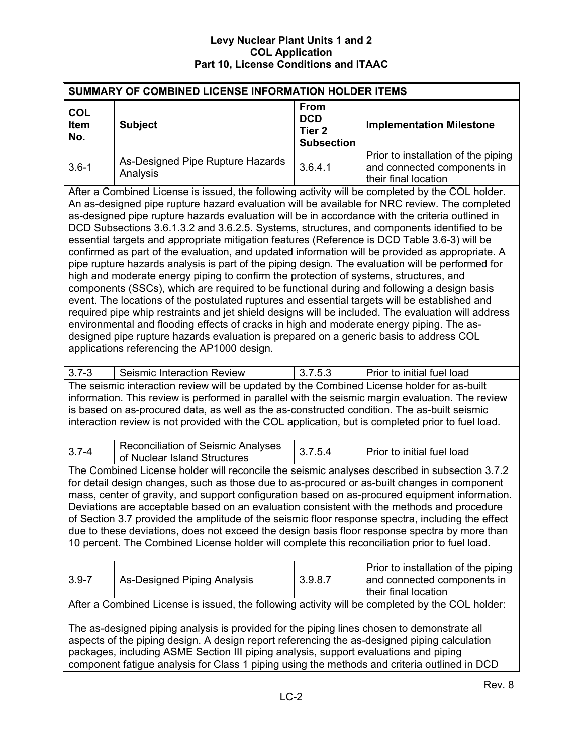| SUMMARY OF COMBINED LICENSE INFORMATION HOLDER ITEMS | | | |
|---|---|---|---|
| **COL Item No.** | **Subject** | **From DCD Tier 2 Subsection** | **Implementation Milestone** |
| 3.6-1 | As-Designed Pipe Rupture Hazards Analysis | 3.6.4.1 | Prior to installation of the piping and connected components in their final location |
| After a Combined License is issued, the following activity will be completed by the COL holder. An as-designed pipe rupture hazard evaluation will be available for NRC review. The completed as-designed pipe rupture hazards evaluation will be in accordance with the criteria outlined in DCD Subsections 3.6.1.3.2 and 3.6.2.5. Systems, structures, and components identified to be essential targets and appropriate mitigation features (Reference is DCD Table 3.6-3) will be confirmed as part of the evaluation, and updated information will be provided as appropriate. A pipe rupture hazards analysis is part of the piping design. The evaluation will be performed for high and moderate energy piping to confirm the protection of systems, structures, and components (SSCs), which are required to be functional during and following a design basis event. The locations of the postulated ruptures and essential targets will be established and required pipe whip restraints and jet shield designs will be included. The evaluation will address environmental and flooding effects of cracks in high and moderate energy piping. The as-designed pipe rupture hazards evaluation is prepared on a generic basis to address COL applications referencing the AP1000 design. | | | |
| 3.7-3 | Seismic Interaction Review | 3.7.5.3 | Prior to initial fuel load |
| The seismic interaction review will be updated by the Combined License holder for as-built information. This review is performed in parallel with the seismic margin evaluation. The review is based on as-procured data, as well as the as-constructed condition. The as-built seismic interaction review is not provided with the COL application, but is completed prior to fuel load. | | | |
| 3.7-4 | Reconciliation of Seismic Analyses of Nuclear Island Structures | 3.7.5.4 | Prior to initial fuel load |
| The Combined License holder will reconcile the seismic analyses described in subsection 3.7.2 for detail design changes, such as those due to as-procured or as-built changes in component mass, center of gravity, and support configuration based on as-procured equipment information. Deviations are acceptable based on an evaluation consistent with the methods and procedure of Section 3.7 provided the amplitude of the seismic floor response spectra, including the effect due to these deviations, does not exceed the design basis floor response spectra by more than 10 percent. The Combined License holder will complete this reconciliation prior to fuel load. | | | |
| 3.9-7 | As-Designed Piping Analysis | 3.9.8.7 | Prior to installation of the piping and connected components in their final location |
| After a Combined License is issued, the following activity will be completed by the COL holder:<br><br>The as-designed piping analysis is provided for the piping lines chosen to demonstrate all aspects of the piping design. A design report referencing the as-designed piping calculation packages, including ASME Section III piping analysis, support evaluations and piping component fatigue analysis for Class 1 piping using the methods and criteria outlined in DCD | | | |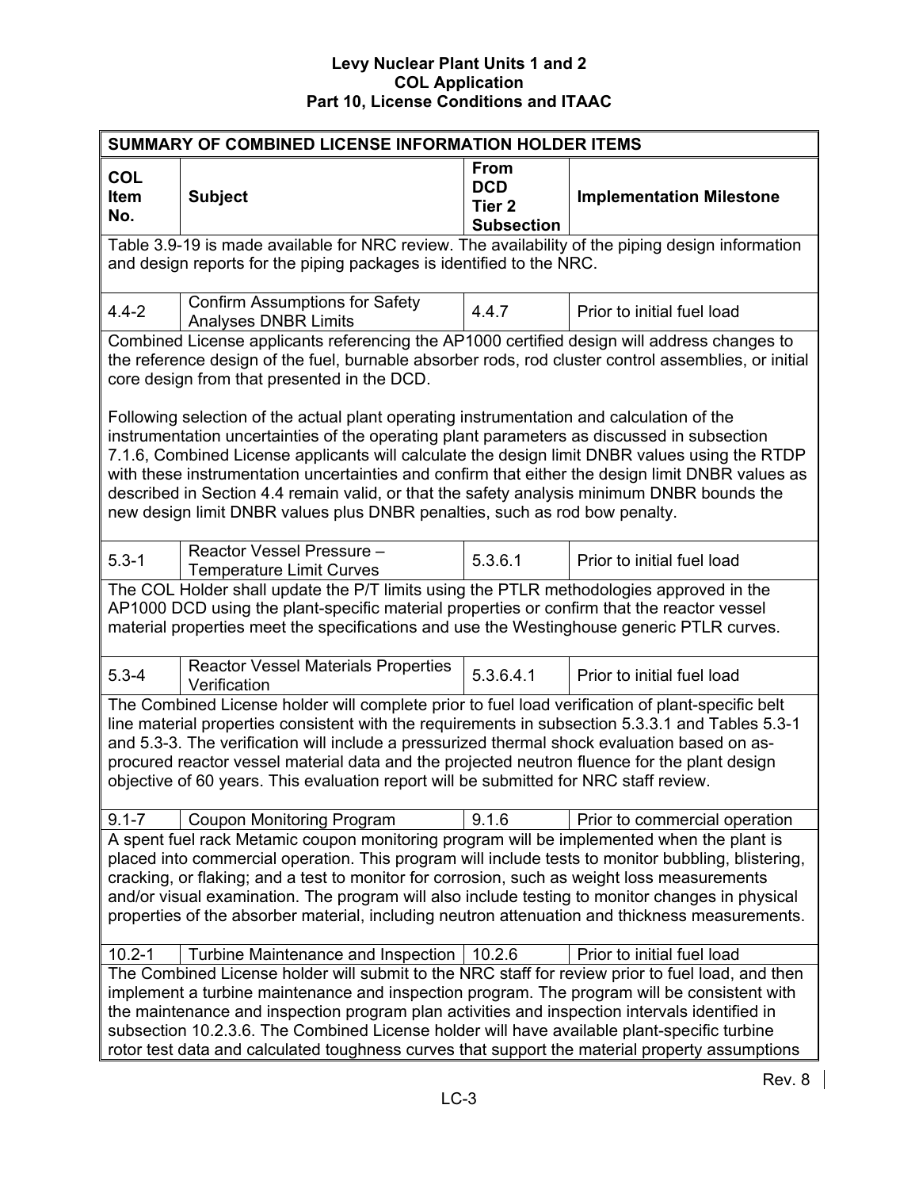| SUMMARY OF COMBINED LICENSE INFORMATION HOLDER ITEMS | | | |
|---|---|---|---|
| **COL Item No.** | **Subject** | **From DCD Tier 2 Subsection** | **Implementation Milestone** |
| Table 3.9-19 is made available for NRC review. The availability of the piping design information and design reports for the piping packages is identified to the NRC. | | | |
| 4.4-2 | Confirm Assumptions for Safety Analyses DNBR Limits | 4.4.7 | Prior to initial fuel load |
| Combined License applicants referencing the AP1000 certified design will address changes to the reference design of the fuel, burnable absorber rods, rod cluster control assemblies, or initial core design from that presented in the DCD.<br><br>Following selection of the actual plant operating instrumentation and calculation of the instrumentation uncertainties of the operating plant parameters as discussed in subsection 7.1.6, Combined License applicants will calculate the design limit DNBR values using the RTDP with these instrumentation uncertainties and confirm that either the design limit DNBR values as described in Section 4.4 remain valid, or that the safety analysis minimum DNBR bounds the new design limit DNBR values plus DNBR penalties, such as rod bow penalty. | | | |
| 5.3-1 | Reactor Vessel Pressure – Temperature Limit Curves | 5.3.6.1 | Prior to initial fuel load |
| The COL Holder shall update the P/T limits using the PTLR methodologies approved in the AP1000 DCD using the plant-specific material properties or confirm that the reactor vessel material properties meet the specifications and use the Westinghouse generic PTLR curves. | | | |
| 5.3-4 | Reactor Vessel Materials Properties Verification | 5.3.6.4.1 | Prior to initial fuel load |
| The Combined License holder will complete prior to fuel load verification of plant-specific belt line material properties consistent with the requirements in subsection 5.3.3.1 and Tables 5.3-1 and 5.3-3. The verification will include a pressurized thermal shock evaluation based on as-procured reactor vessel material data and the projected neutron fluence for the plant design objective of 60 years. This evaluation report will be submitted for NRC staff review. | | | |
| 9.1-7 | Coupon Monitoring Program | 9.1.6 | Prior to commercial operation |
| A spent fuel rack Metamic coupon monitoring program will be implemented when the plant is placed into commercial operation. This program will include tests to monitor bubbling, blistering, cracking, or flaking; and a test to monitor for corrosion, such as weight loss measurements and/or visual examination. The program will also include testing to monitor changes in physical properties of the absorber material, including neutron attenuation and thickness measurements. | | | |
| 10.2-1 | Turbine Maintenance and Inspection | 10.2.6 | Prior to initial fuel load |
| The Combined License holder will submit to the NRC staff for review prior to fuel load, and then implement a turbine maintenance and inspection program. The program will be consistent with the maintenance and inspection program plan activities and inspection intervals identified in subsection 10.2.3.6. The Combined License holder will have available plant-specific turbine rotor test data and calculated toughness curves that support the material property assumptions | | | |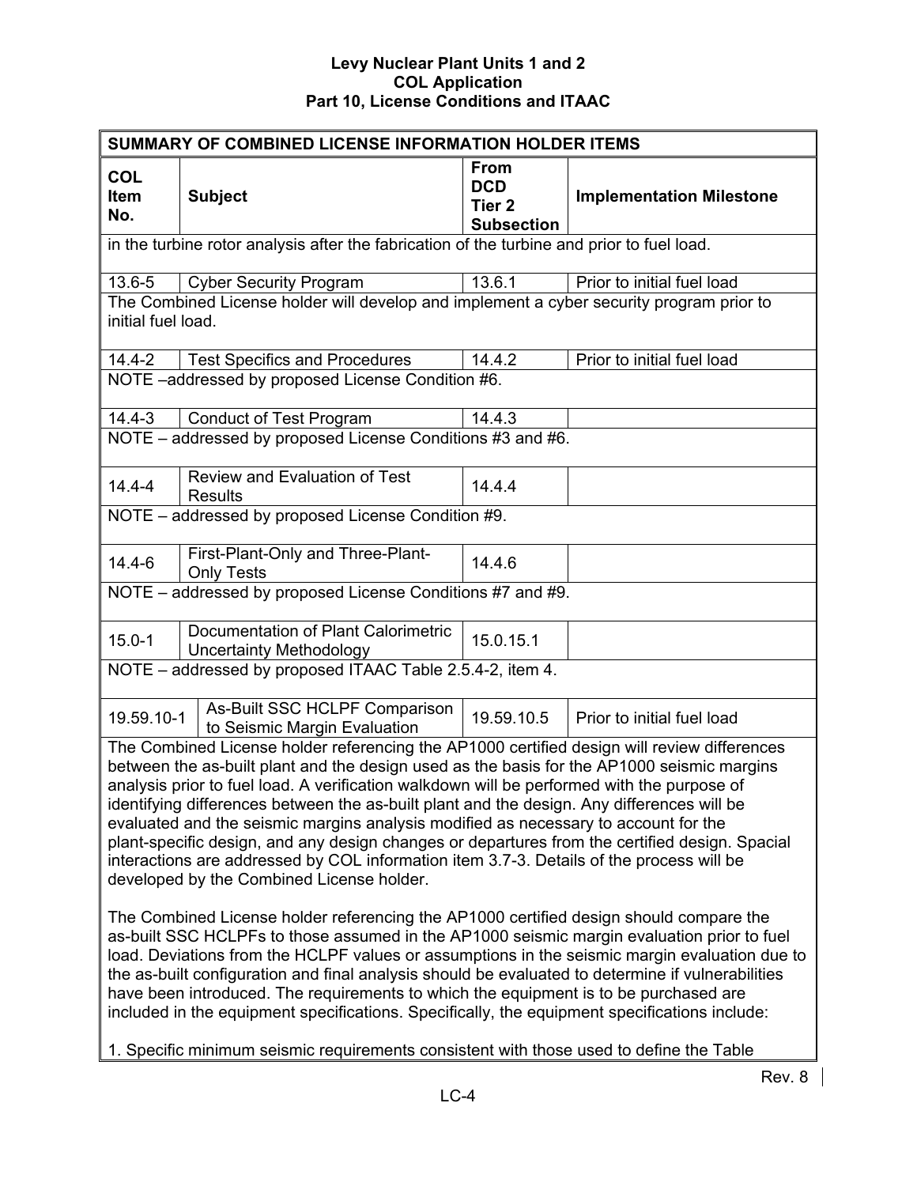| SUMMARY OF COMBINED LICENSE INFORMATION HOLDER ITEMS | | | |
|---|---|---|---|
| **COL Item No.** | **Subject** | **From DCD Tier 2 Subsection** | **Implementation Milestone** |
| in the turbine rotor analysis after the fabrication of the turbine and prior to fuel load. | | | |
| 13.6-5 | Cyber Security Program | 13.6.1 | Prior to initial fuel load |
| The Combined License holder will develop and implement a cyber security program prior to initial fuel load. | | | |
| 14.4-2 | Test Specifics and Procedures | 14.4.2 | Prior to initial fuel load |
| NOTE –addressed by proposed License Condition #6. | | | |
| 14.4-3 | Conduct of Test Program | 14.4.3 | |
| NOTE – addressed by proposed License Conditions #3 and #6. | | | |
| 14.4-4 | Review and Evaluation of Test Results | 14.4.4 | |
| NOTE – addressed by proposed License Condition #9. | | | |
| 14.4-6 | First-Plant-Only and Three-Plant-Only Tests | 14.4.6 | |
| NOTE – addressed by proposed License Conditions #7 and #9. | | | |
| 15.0-1 | Documentation of Plant Calorimetric Uncertainty Methodology | 15.0.15.1 | |
| NOTE – addressed by proposed ITAAC Table 2.5.4-2, item 4. | | | |
| 19.59.10-1 | As-Built SSC HCLPF Comparison to Seismic Margin Evaluation | 19.59.10.5 | Prior to initial fuel load |
| The Combined License holder referencing the AP1000 certified design will review differences between the as-built plant and the design used as the basis for the AP1000 seismic margins analysis prior to fuel load. A verification walkdown will be performed with the purpose of identifying differences between the as-built plant and the design. Any differences will be evaluated and the seismic margins analysis modified as necessary to account for the plant-specific design, and any design changes or departures from the certified design. Spacial interactions are addressed by COL information item 3.7-3. Details of the process will be developed by the Combined License holder.<br><br>The Combined License holder referencing the AP1000 certified design should compare the as-built SSC HCLPFs to those assumed in the AP1000 seismic margin evaluation prior to fuel load. Deviations from the HCLPF values or assumptions in the seismic margin evaluation due to the as-built configuration and final analysis should be evaluated to determine if vulnerabilities have been introduced. The requirements to which the equipment is to be purchased are included in the equipment specifications. Specifically, the equipment specifications include:<br><br>1. Specific minimum seismic requirements consistent with those used to define the Table | | | |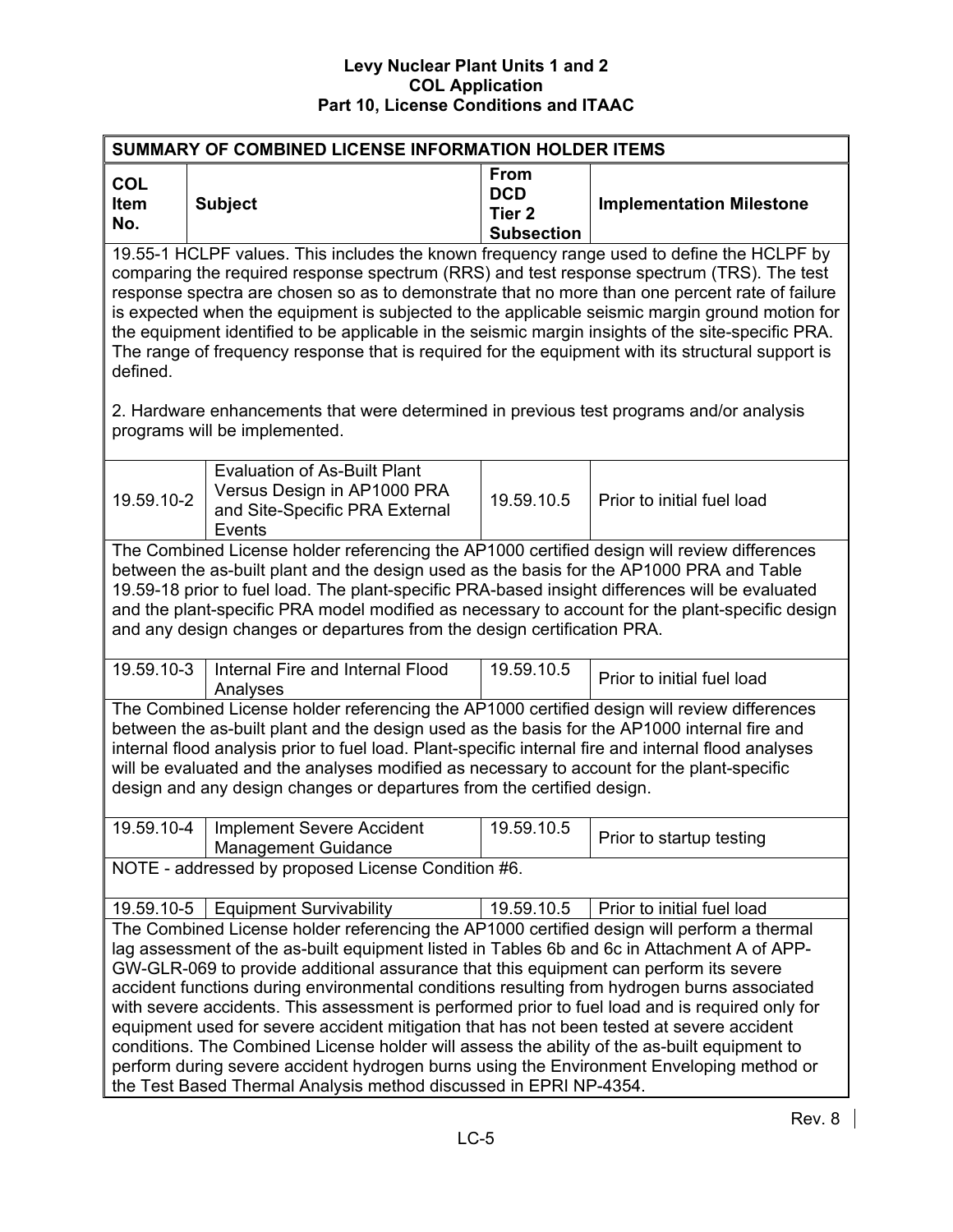| SUMMARY OF COMBINED LICENSE INFORMATION HOLDER ITEMS | | | |
|---|---|---|---|
| **COL Item No.** | **Subject** | **From DCD Tier 2 Subsection** | **Implementation Milestone** |
| 19.55-1 HCLPF values. This includes the known frequency range used to define the HCLPF by comparing the required response spectrum (RRS) and test response spectrum (TRS). The test response spectra are chosen so as to demonstrate that no more than one percent rate of failure is expected when the equipment is subjected to the applicable seismic margin ground motion for the equipment identified to be applicable in the seismic margin insights of the site-specific PRA. The range of frequency response that is required for the equipment with its structural support is defined.<br><br>2. Hardware enhancements that were determined in previous test programs and/or analysis programs will be implemented. | | | |
| 19.59.10-2 | Evaluation of As-Built Plant Versus Design in AP1000 PRA and Site-Specific PRA External Events | 19.59.10.5 | Prior to initial fuel load |
| The Combined License holder referencing the AP1000 certified design will review differences between the as-built plant and the design used as the basis for the AP1000 PRA and Table 19.59-18 prior to fuel load. The plant-specific PRA-based insight differences will be evaluated and the plant-specific PRA model modified as necessary to account for the plant-specific design and any design changes or departures from the design certification PRA. | | | |
| 19.59.10-3 | Internal Fire and Internal Flood Analyses | 19.59.10.5 | Prior to initial fuel load |
| The Combined License holder referencing the AP1000 certified design will review differences between the as-built plant and the design used as the basis for the AP1000 internal fire and internal flood analysis prior to fuel load. Plant-specific internal fire and internal flood analyses will be evaluated and the analyses modified as necessary to account for the plant-specific design and any design changes or departures from the certified design. | | | |
| 19.59.10-4 | Implement Severe Accident Management Guidance | 19.59.10.5 | Prior to startup testing |
| NOTE - addressed by proposed License Condition #6. | | | |
| 19.59.10-5 | Equipment Survivability | 19.59.10.5 | Prior to initial fuel load |
| The Combined License holder referencing the AP1000 certified design will perform a thermal lag assessment of the as-built equipment listed in Tables 6b and 6c in Attachment A of APP-GW-GLR-069 to provide additional assurance that this equipment can perform its severe accident functions during environmental conditions resulting from hydrogen burns associated with severe accidents. This assessment is performed prior to fuel load and is required only for equipment used for severe accident mitigation that has not been tested at severe accident conditions. The Combined License holder will assess the ability of the as-built equipment to perform during severe accident hydrogen burns using the Environment Enveloping method or the Test Based Thermal Analysis method discussed in EPRI NP-4354. | | | |

Rev. 8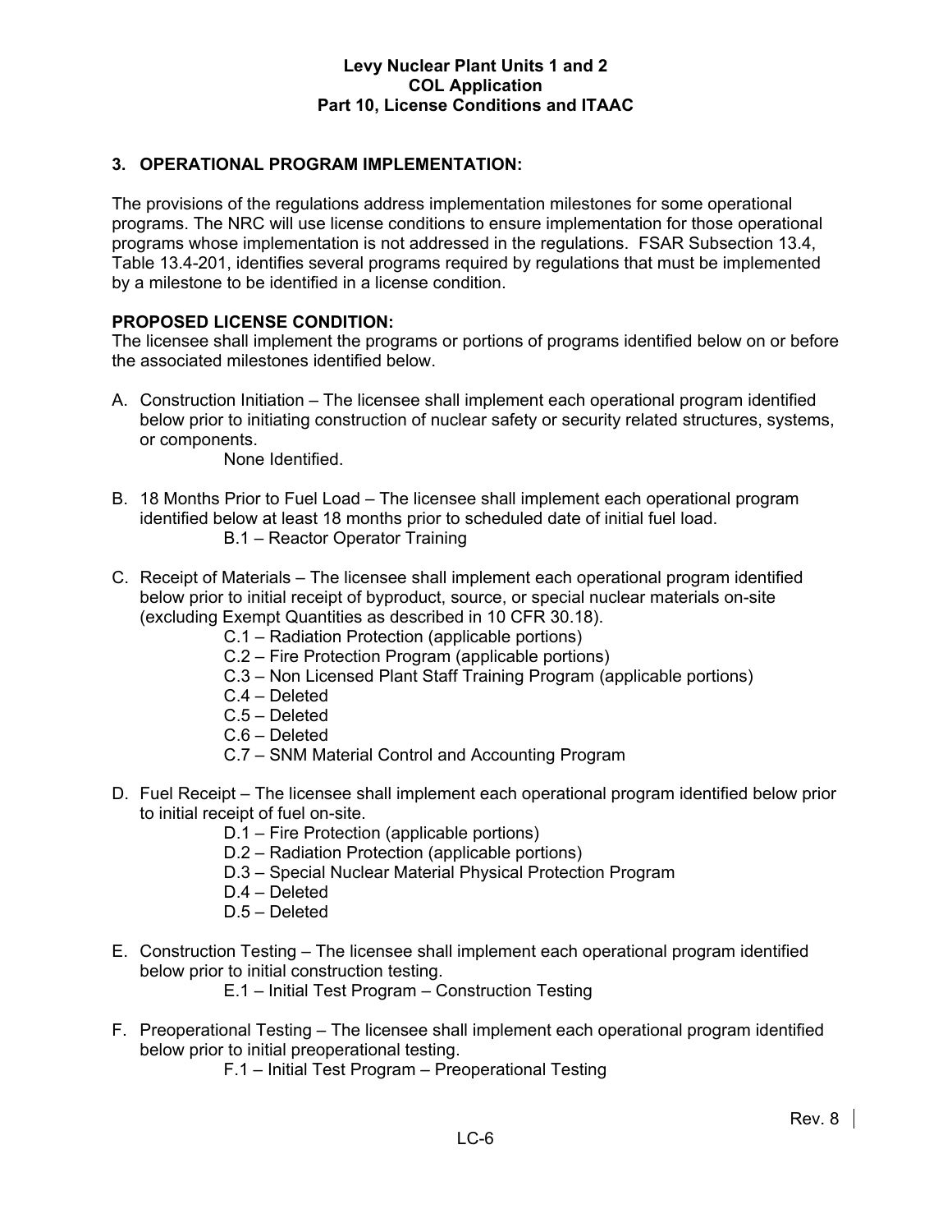## 3. OPERATIONAL PROGRAM IMPLEMENTATION:

The provisions of the regulations address implementation milestones for some operational programs. The NRC will use license conditions to ensure implementation for those operational programs whose implementation is not addressed in the regulations. FSAR Subsection 13.4, Table 13.4-201, identifies several programs required by regulations that must be implemented by a milestone to be identified in a license condition.

**PROPOSED LICENSE CONDITION:**

The licensee shall implement the programs or portions of programs identified below on or before the associated milestones identified below.

A. Construction Initiation – The licensee shall implement each operational program identified below prior to initiating construction of nuclear safety or security related structures, systems, or components.

    None Identified.

B. 18 Months Prior to Fuel Load – The licensee shall implement each operational program identified below at least 18 months prior to scheduled date of initial fuel load.

    B.1 – Reactor Operator Training

C. Receipt of Materials – The licensee shall implement each operational program identified below prior to initial receipt of byproduct, source, or special nuclear materials on-site (excluding Exempt Quantities as described in 10 CFR 30.18).

    C.1 – Radiation Protection (applicable portions)
    C.2 – Fire Protection Program (applicable portions)
    C.3 – Non Licensed Plant Staff Training Program (applicable portions)
    C.4 – Deleted
    C.5 – Deleted
    C.6 – Deleted
    C.7 – SNM Material Control and Accounting Program

D. Fuel Receipt – The licensee shall implement each operational program identified below prior to initial receipt of fuel on-site.

    D.1 – Fire Protection (applicable portions)
    D.2 – Radiation Protection (applicable portions)
    D.3 – Special Nuclear Material Physical Protection Program
    D.4 – Deleted
    D.5 – Deleted

E. Construction Testing – The licensee shall implement each operational program identified below prior to initial construction testing.

    E.1 – Initial Test Program – Construction Testing

F. Preoperational Testing – The licensee shall implement each operational program identified below prior to initial preoperational testing.

    F.1 – Initial Test Program – Preoperational Testing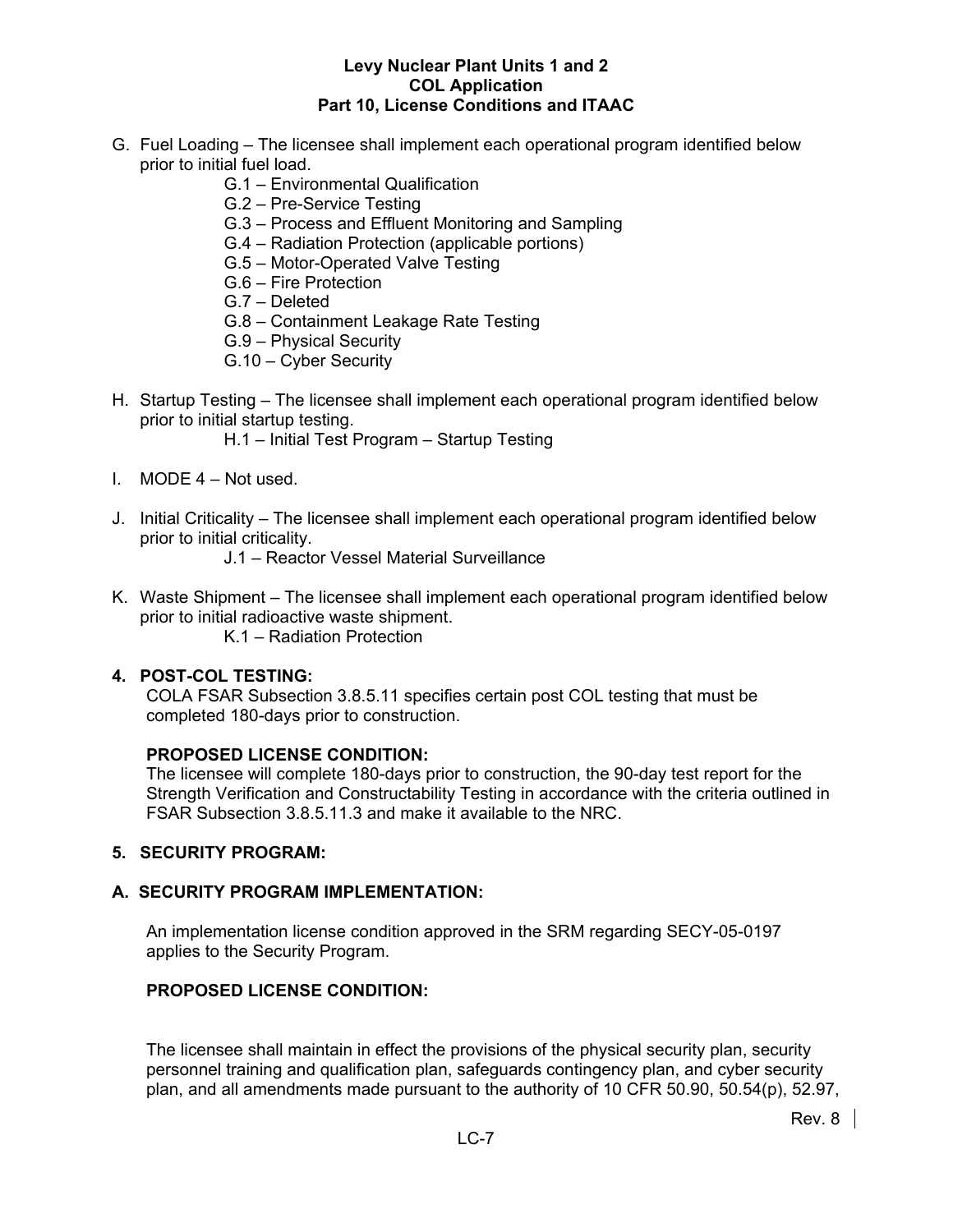G. Fuel Loading – The licensee shall implement each operational program identified below prior to initial fuel load.
   - G.1 – Environmental Qualification
   - G.2 – Pre-Service Testing
   - G.3 – Process and Effluent Monitoring and Sampling
   - G.4 – Radiation Protection (applicable portions)
   - G.5 – Motor-Operated Valve Testing
   - G.6 – Fire Protection
   - G.7 – Deleted
   - G.8 – Containment Leakage Rate Testing
   - G.9 – Physical Security
   - G.10 – Cyber Security

H. Startup Testing – The licensee shall implement each operational program identified below prior to initial startup testing.
   - H.1 – Initial Test Program – Startup Testing

I. MODE 4 – Not used.

J. Initial Criticality – The licensee shall implement each operational program identified below prior to initial criticality.
   - J.1 – Reactor Vessel Material Surveillance

K. Waste Shipment – The licensee shall implement each operational program identified below prior to initial radioactive waste shipment.
   - K.1 – Radiation Protection

**4. POST-COL TESTING:**

COLA FSAR Subsection 3.8.5.11 specifies certain post COL testing that must be completed 180-days prior to construction.

**PROPOSED LICENSE CONDITION:**

The licensee will complete 180-days prior to construction, the 90-day test report for the Strength Verification and Constructability Testing in accordance with the criteria outlined in FSAR Subsection 3.8.5.11.3 and make it available to the NRC.

**5. SECURITY PROGRAM:**

**A. SECURITY PROGRAM IMPLEMENTATION:**

An implementation license condition approved in the SRM regarding SECY-05-0197 applies to the Security Program.

**PROPOSED LICENSE CONDITION:**

The licensee shall maintain in effect the provisions of the physical security plan, security personnel training and qualification plan, safeguards contingency plan, and cyber security plan, and all amendments made pursuant to the authority of 10 CFR 50.90, 50.54(p), 52.97,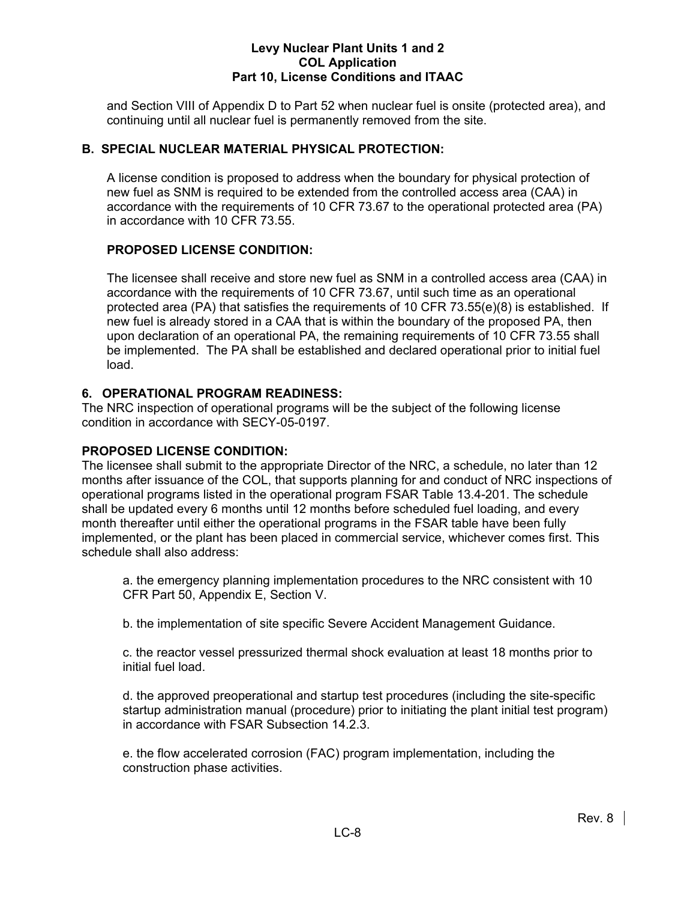and Section VIII of Appendix D to Part 52 when nuclear fuel is onsite (protected area), and continuing until all nuclear fuel is permanently removed from the site.

**B. SPECIAL NUCLEAR MATERIAL PHYSICAL PROTECTION:**

A license condition is proposed to address when the boundary for physical protection of new fuel as SNM is required to be extended from the controlled access area (CAA) in accordance with the requirements of 10 CFR 73.67 to the operational protected area (PA) in accordance with 10 CFR 73.55.

**PROPOSED LICENSE CONDITION:**

The licensee shall receive and store new fuel as SNM in a controlled access area (CAA) in accordance with the requirements of 10 CFR 73.67, until such time as an operational protected area (PA) that satisfies the requirements of 10 CFR 73.55(e)(8) is established. If new fuel is already stored in a CAA that is within the boundary of the proposed PA, then upon declaration of an operational PA, the remaining requirements of 10 CFR 73.55 shall be implemented. The PA shall be established and declared operational prior to initial fuel load.

## 6. OPERATIONAL PROGRAM READINESS:

The NRC inspection of operational programs will be the subject of the following license condition in accordance with SECY-05-0197.

**PROPOSED LICENSE CONDITION:**

The licensee shall submit to the appropriate Director of the NRC, a schedule, no later than 12 months after issuance of the COL, that supports planning for and conduct of NRC inspections of operational programs listed in the operational program FSAR Table 13.4-201. The schedule shall be updated every 6 months until 12 months before scheduled fuel loading, and every month thereafter until either the operational programs in the FSAR table have been fully implemented, or the plant has been placed in commercial service, whichever comes first. This schedule shall also address:

a. the emergency planning implementation procedures to the NRC consistent with 10 CFR Part 50, Appendix E, Section V.

b. the implementation of site specific Severe Accident Management Guidance.

c. the reactor vessel pressurized thermal shock evaluation at least 18 months prior to initial fuel load.

d. the approved preoperational and startup test procedures (including the site-specific startup administration manual (procedure) prior to initiating the plant initial test program) in accordance with FSAR Subsection 14.2.3.

e. the flow accelerated corrosion (FAC) program implementation, including the construction phase activities.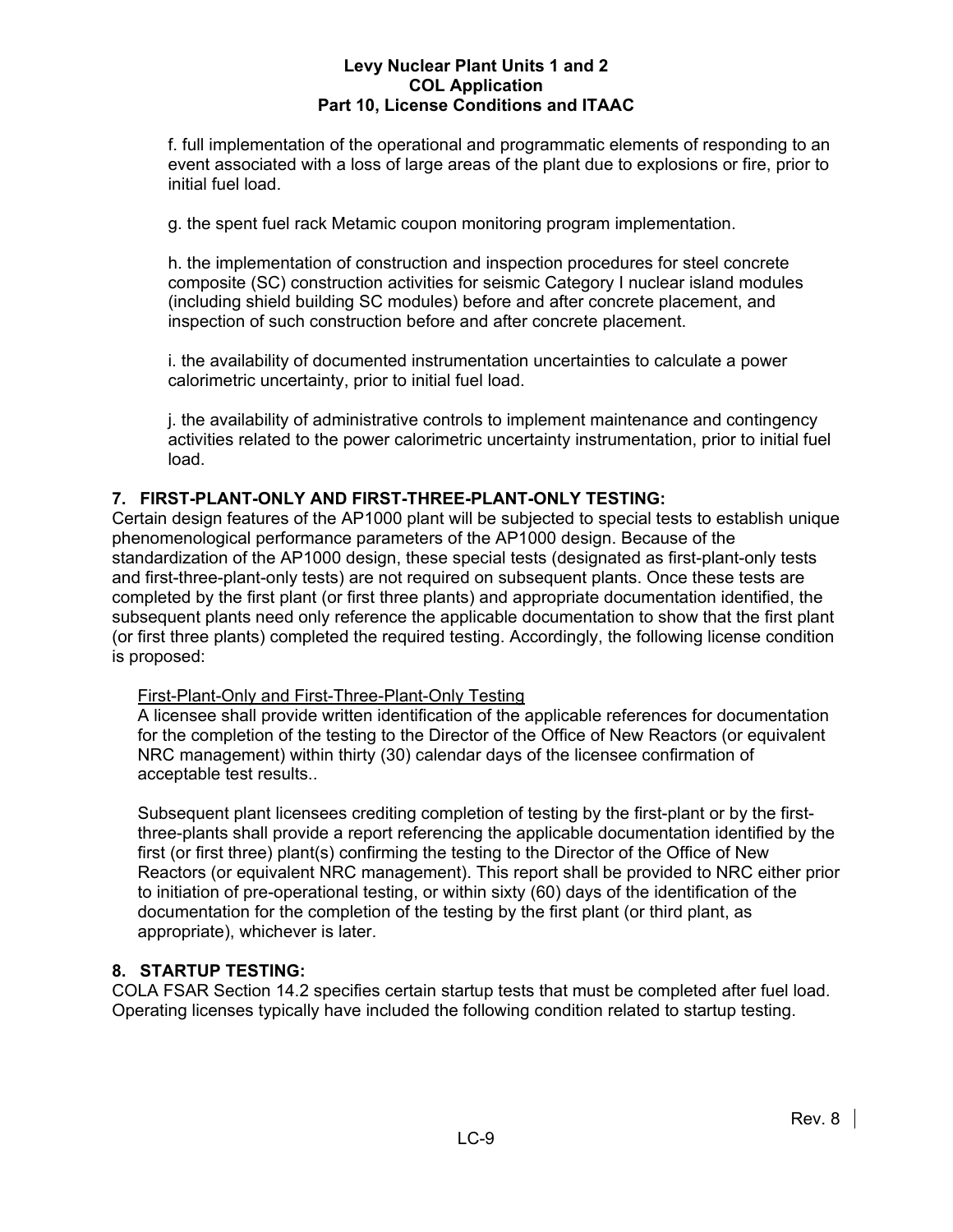f. full implementation of the operational and programmatic elements of responding to an event associated with a loss of large areas of the plant due to explosions or fire, prior to initial fuel load.

g. the spent fuel rack Metamic coupon monitoring program implementation.

h. the implementation of construction and inspection procedures for steel concrete composite (SC) construction activities for seismic Category I nuclear island modules (including shield building SC modules) before and after concrete placement, and inspection of such construction before and after concrete placement.

i. the availability of documented instrumentation uncertainties to calculate a power calorimetric uncertainty, prior to initial fuel load.

j. the availability of administrative controls to implement maintenance and contingency activities related to the power calorimetric uncertainty instrumentation, prior to initial fuel load.

## 7. FIRST-PLANT-ONLY AND FIRST-THREE-PLANT-ONLY TESTING:

Certain design features of the AP1000 plant will be subjected to special tests to establish unique phenomenological performance parameters of the AP1000 design. Because of the standardization of the AP1000 design, these special tests (designated as first-plant-only tests and first-three-plant-only tests) are not required on subsequent plants. Once these tests are completed by the first plant (or first three plants) and appropriate documentation identified, the subsequent plants need only reference the applicable documentation to show that the first plant (or first three plants) completed the required testing. Accordingly, the following license condition is proposed:

First-Plant-Only and First-Three-Plant-Only Testing
A licensee shall provide written identification of the applicable references for documentation for the completion of the testing to the Director of the Office of New Reactors (or equivalent NRC management) within thirty (30) calendar days of the licensee confirmation of acceptable test results..

Subsequent plant licensees crediting completion of testing by the first-plant or by the first-three-plants shall provide a report referencing the applicable documentation identified by the first (or first three) plant(s) confirming the testing to the Director of the Office of New Reactors (or equivalent NRC management). This report shall be provided to NRC either prior to initiation of pre-operational testing, or within sixty (60) days of the identification of the documentation for the completion of the testing by the first plant (or third plant, as appropriate), whichever is later.

## 8. STARTUP TESTING:

COLA FSAR Section 14.2 specifies certain startup tests that must be completed after fuel load. Operating licenses typically have included the following condition related to startup testing.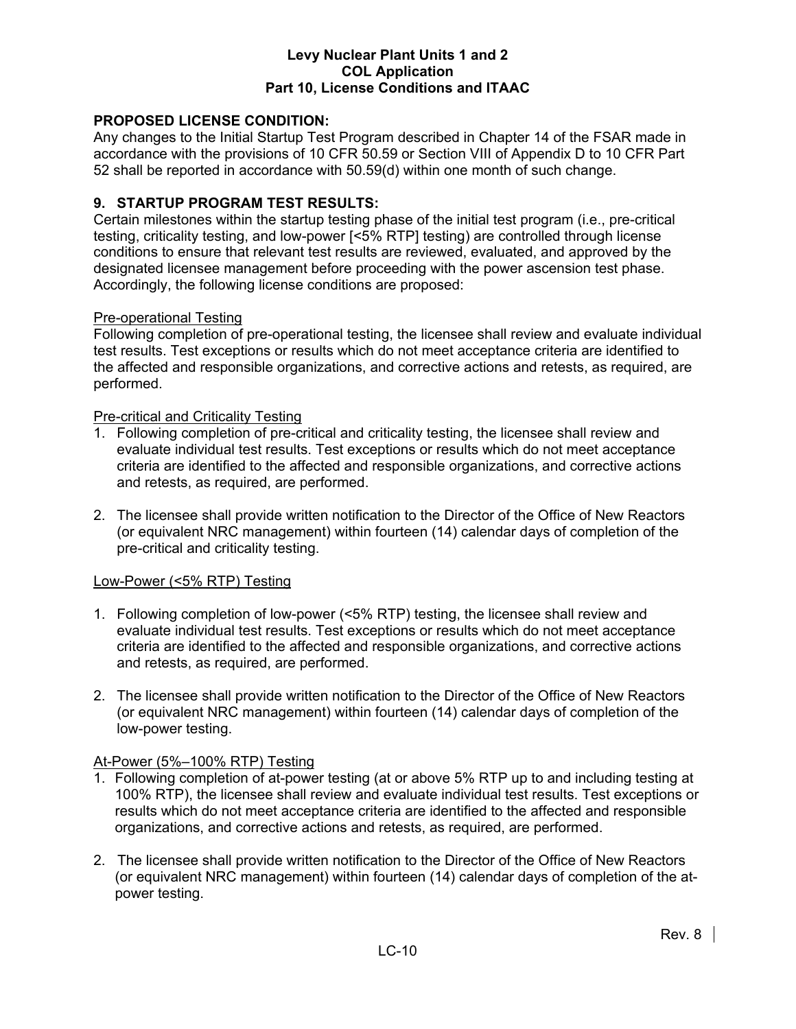**PROPOSED LICENSE CONDITION:**
Any changes to the Initial Startup Test Program described in Chapter 14 of the FSAR made in accordance with the provisions of 10 CFR 50.59 or Section VIII of Appendix D to 10 CFR Part 52 shall be reported in accordance with 50.59(d) within one month of such change.

## 9. STARTUP PROGRAM TEST RESULTS:

Certain milestones within the startup testing phase of the initial test program (i.e., pre-critical testing, criticality testing, and low-power [<5% RTP] testing) are controlled through license conditions to ensure that relevant test results are reviewed, evaluated, and approved by the designated licensee management before proceeding with the power ascension test phase. Accordingly, the following license conditions are proposed:

Pre-operational Testing

Following completion of pre-operational testing, the licensee shall review and evaluate individual test results. Test exceptions or results which do not meet acceptance criteria are identified to the affected and responsible organizations, and corrective actions and retests, as required, are performed.

Pre-critical and Criticality Testing

1. Following completion of pre-critical and criticality testing, the licensee shall review and evaluate individual test results. Test exceptions or results which do not meet acceptance criteria are identified to the affected and responsible organizations, and corrective actions and retests, as required, are performed.

2. The licensee shall provide written notification to the Director of the Office of New Reactors (or equivalent NRC management) within fourteen (14) calendar days of completion of the pre-critical and criticality testing.

Low-Power (<5% RTP) Testing

1. Following completion of low-power (<5% RTP) testing, the licensee shall review and evaluate individual test results. Test exceptions or results which do not meet acceptance criteria are identified to the affected and responsible organizations, and corrective actions and retests, as required, are performed.

2. The licensee shall provide written notification to the Director of the Office of New Reactors (or equivalent NRC management) within fourteen (14) calendar days of completion of the low-power testing.

At-Power (5%–100% RTP) Testing

1. Following completion of at-power testing (at or above 5% RTP up to and including testing at 100% RTP), the licensee shall review and evaluate individual test results. Test exceptions or results which do not meet acceptance criteria are identified to the affected and responsible organizations, and corrective actions and retests, as required, are performed.

2. The licensee shall provide written notification to the Director of the Office of New Reactors (or equivalent NRC management) within fourteen (14) calendar days of completion of the at-power testing.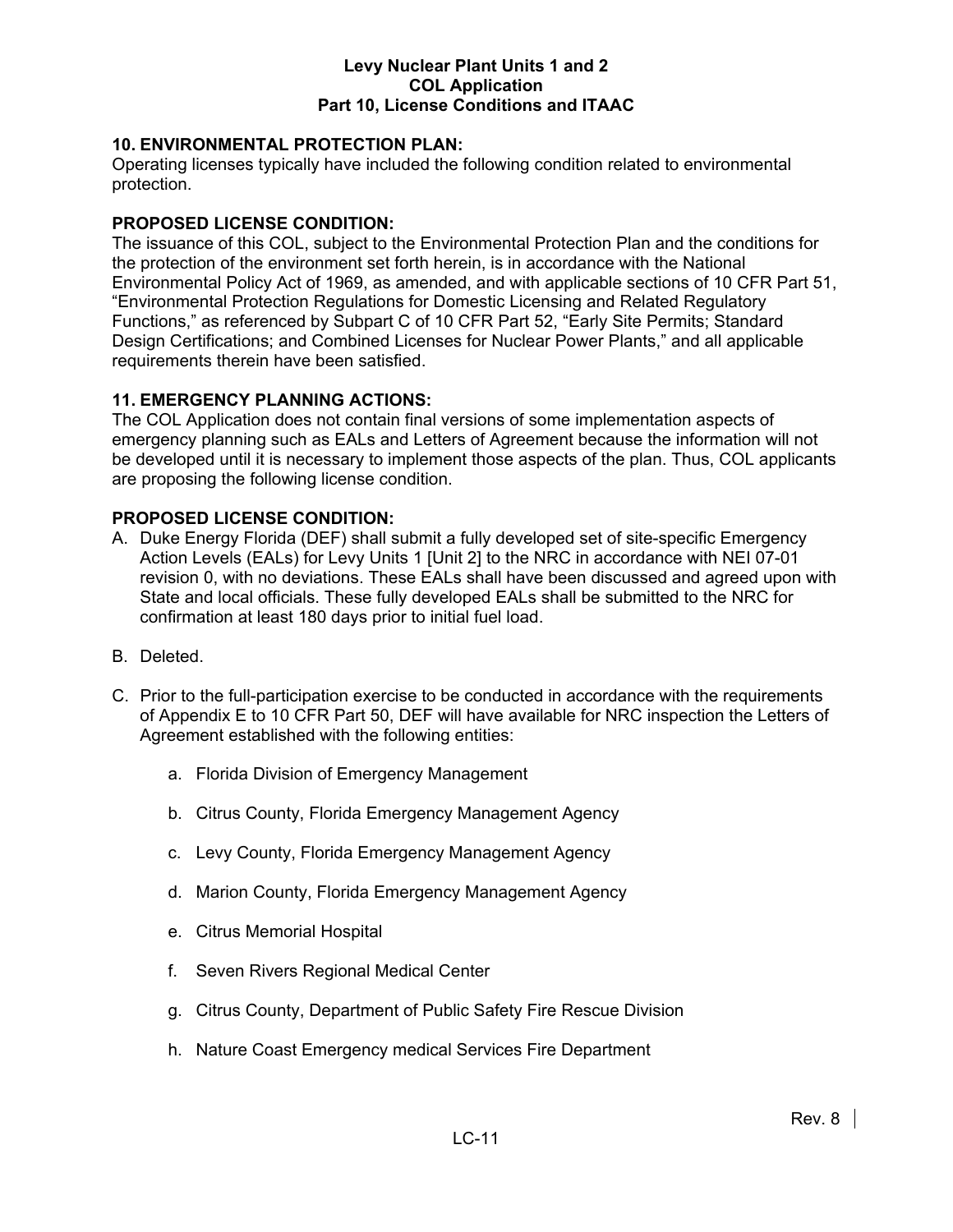**10. ENVIRONMENTAL PROTECTION PLAN:**
Operating licenses typically have included the following condition related to environmental protection.

**PROPOSED LICENSE CONDITION:**
The issuance of this COL, subject to the Environmental Protection Plan and the conditions for the protection of the environment set forth herein, is in accordance with the National Environmental Policy Act of 1969, as amended, and with applicable sections of 10 CFR Part 51, "Environmental Protection Regulations for Domestic Licensing and Related Regulatory Functions," as referenced by Subpart C of 10 CFR Part 52, "Early Site Permits; Standard Design Certifications; and Combined Licenses for Nuclear Power Plants," and all applicable requirements therein have been satisfied.

**11. EMERGENCY PLANNING ACTIONS:**
The COL Application does not contain final versions of some implementation aspects of emergency planning such as EALs and Letters of Agreement because the information will not be developed until it is necessary to implement those aspects of the plan. Thus, COL applicants are proposing the following license condition.

**PROPOSED LICENSE CONDITION:**

A. Duke Energy Florida (DEF) shall submit a fully developed set of site-specific Emergency Action Levels (EALs) for Levy Units 1 [Unit 2] to the NRC in accordance with NEI 07-01 revision 0, with no deviations. These EALs shall have been discussed and agreed upon with State and local officials. These fully developed EALs shall be submitted to the NRC for confirmation at least 180 days prior to initial fuel load.

B. Deleted.

C. Prior to the full-participation exercise to be conducted in accordance with the requirements of Appendix E to 10 CFR Part 50, DEF will have available for NRC inspection the Letters of Agreement established with the following entities:

   a. Florida Division of Emergency Management

   b. Citrus County, Florida Emergency Management Agency

   c. Levy County, Florida Emergency Management Agency

   d. Marion County, Florida Emergency Management Agency

   e. Citrus Memorial Hospital

   f. Seven Rivers Regional Medical Center

   g. Citrus County, Department of Public Safety Fire Rescue Division

   h. Nature Coast Emergency medical Services Fire Department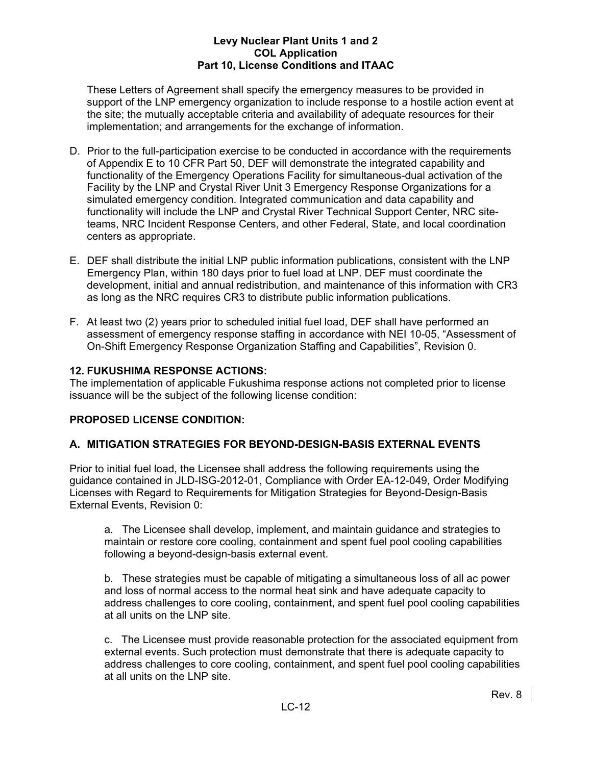These Letters of Agreement shall specify the emergency measures to be provided in support of the LNP emergency organization to include response to a hostile action event at the site; the mutually acceptable criteria and availability of adequate resources for their implementation; and arrangements for the exchange of information.

D. Prior to the full-participation exercise to be conducted in accordance with the requirements of Appendix E to 10 CFR Part 50, DEF will demonstrate the integrated capability and functionality of the Emergency Operations Facility for simultaneous-dual activation of the Facility by the LNP and Crystal River Unit 3 Emergency Response Organizations for a simulated emergency condition. Integrated communication and data capability and functionality will include the LNP and Crystal River Technical Support Center, NRC site-teams, NRC Incident Response Centers, and other Federal, State, and local coordination centers as appropriate.

E. DEF shall distribute the initial LNP public information publications, consistent with the LNP Emergency Plan, within 180 days prior to fuel load at LNP. DEF must coordinate the development, initial and annual redistribution, and maintenance of this information with CR3 as long as the NRC requires CR3 to distribute public information publications.

F. At least two (2) years prior to scheduled initial fuel load, DEF shall have performed an assessment of emergency response staffing in accordance with NEI 10-05, "Assessment of On-Shift Emergency Response Organization Staffing and Capabilities", Revision 0.

## 12. FUKUSHIMA RESPONSE ACTIONS:

The implementation of applicable Fukushima response actions not completed prior to license issuance will be the subject of the following license condition:

### PROPOSED LICENSE CONDITION:

### A. MITIGATION STRATEGIES FOR BEYOND-DESIGN-BASIS EXTERNAL EVENTS

Prior to initial fuel load, the Licensee shall address the following requirements using the guidance contained in JLD-ISG-2012-01, Compliance with Order EA-12-049, Order Modifying Licenses with Regard to Requirements for Mitigation Strategies for Beyond-Design-Basis External Events, Revision 0:

a. The Licensee shall develop, implement, and maintain guidance and strategies to maintain or restore core cooling, containment and spent fuel pool cooling capabilities following a beyond-design-basis external event.

b. These strategies must be capable of mitigating a simultaneous loss of all ac power and loss of normal access to the normal heat sink and have adequate capacity to address challenges to core cooling, containment, and spent fuel pool cooling capabilities at all units on the LNP site.

c. The Licensee must provide reasonable protection for the associated equipment from external events. Such protection must demonstrate that there is adequate capacity to address challenges to core cooling, containment, and spent fuel pool cooling capabilities at all units on the LNP site.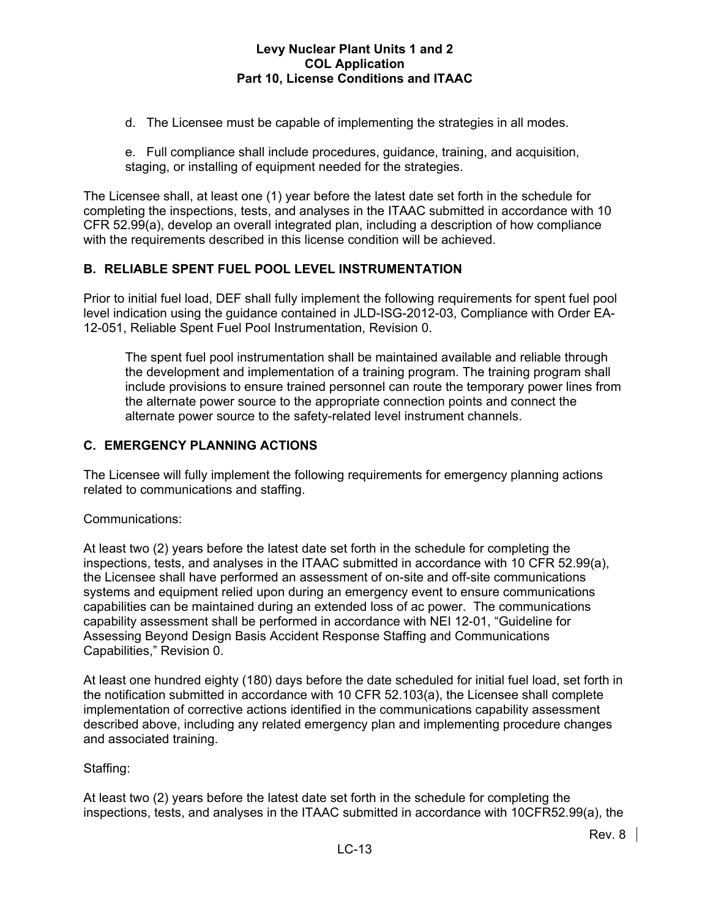d. The Licensee must be capable of implementing the strategies in all modes.

e. Full compliance shall include procedures, guidance, training, and acquisition, staging, or installing of equipment needed for the strategies.

The Licensee shall, at least one (1) year before the latest date set forth in the schedule for completing the inspections, tests, and analyses in the ITAAC submitted in accordance with 10 CFR 52.99(a), develop an overall integrated plan, including a description of how compliance with the requirements described in this license condition will be achieved.

## B. RELIABLE SPENT FUEL POOL LEVEL INSTRUMENTATION

Prior to initial fuel load, DEF shall fully implement the following requirements for spent fuel pool level indication using the guidance contained in JLD-ISG-2012-03, Compliance with Order EA-12-051, Reliable Spent Fuel Pool Instrumentation, Revision 0.

> The spent fuel pool instrumentation shall be maintained available and reliable through the development and implementation of a training program. The training program shall include provisions to ensure trained personnel can route the temporary power lines from the alternate power source to the appropriate connection points and connect the alternate power source to the safety-related level instrument channels.

## C. EMERGENCY PLANNING ACTIONS

The Licensee will fully implement the following requirements for emergency planning actions related to communications and staffing.

Communications:

At least two (2) years before the latest date set forth in the schedule for completing the inspections, tests, and analyses in the ITAAC submitted in accordance with 10 CFR 52.99(a), the Licensee shall have performed an assessment of on-site and off-site communications systems and equipment relied upon during an emergency event to ensure communications capabilities can be maintained during an extended loss of ac power. The communications capability assessment shall be performed in accordance with NEI 12-01, "Guideline for Assessing Beyond Design Basis Accident Response Staffing and Communications Capabilities," Revision 0.

At least one hundred eighty (180) days before the date scheduled for initial fuel load, set forth in the notification submitted in accordance with 10 CFR 52.103(a), the Licensee shall complete implementation of corrective actions identified in the communications capability assessment described above, including any related emergency plan and implementing procedure changes and associated training.

Staffing:

At least two (2) years before the latest date set forth in the schedule for completing the inspections, tests, and analyses in the ITAAC submitted in accordance with 10CFR52.99(a), the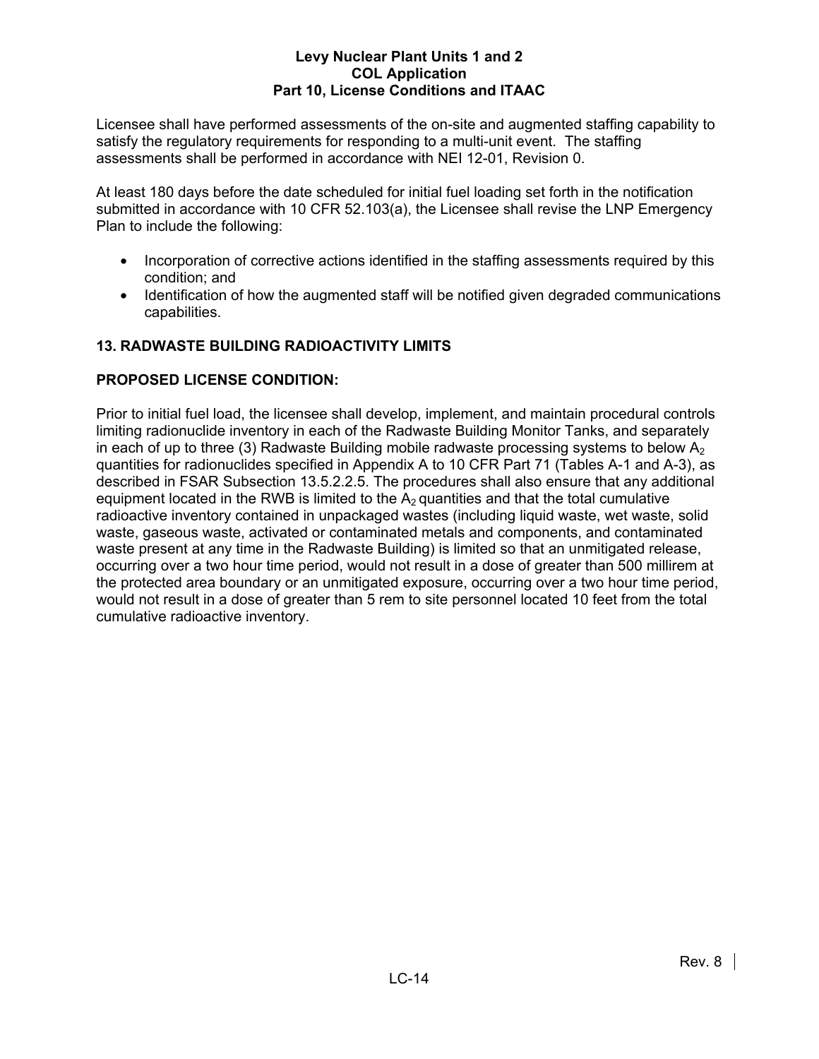Licensee shall have performed assessments of the on-site and augmented staffing capability to satisfy the regulatory requirements for responding to a multi-unit event. The staffing assessments shall be performed in accordance with NEI 12-01, Revision 0.

At least 180 days before the date scheduled for initial fuel loading set forth in the notification submitted in accordance with 10 CFR 52.103(a), the Licensee shall revise the LNP Emergency Plan to include the following:

- Incorporation of corrective actions identified in the staffing assessments required by this condition; and
- Identification of how the augmented staff will be notified given degraded communications capabilities.

## 13. RADWASTE BUILDING RADIOACTIVITY LIMITS

**PROPOSED LICENSE CONDITION:**

Prior to initial fuel load, the licensee shall develop, implement, and maintain procedural controls limiting radionuclide inventory in each of the Radwaste Building Monitor Tanks, and separately in each of up to three (3) Radwaste Building mobile radwaste processing systems to below $A_2$ quantities for radionuclides specified in Appendix A to 10 CFR Part 71 (Tables A-1 and A-3), as described in FSAR Subsection 13.5.2.2.5. The procedures shall also ensure that any additional equipment located in the RWB is limited to the $A_2$ quantities and that the total cumulative radioactive inventory contained in unpackaged wastes (including liquid waste, wet waste, solid waste, gaseous waste, activated or contaminated metals and components, and contaminated waste present at any time in the Radwaste Building) is limited so that an unmitigated release, occurring over a two hour time period, would not result in a dose of greater than 500 millirem at the protected area boundary or an unmitigated exposure, occurring over a two hour time period, would not result in a dose of greater than 5 rem to site personnel located 10 feet from the total cumulative radioactive inventory.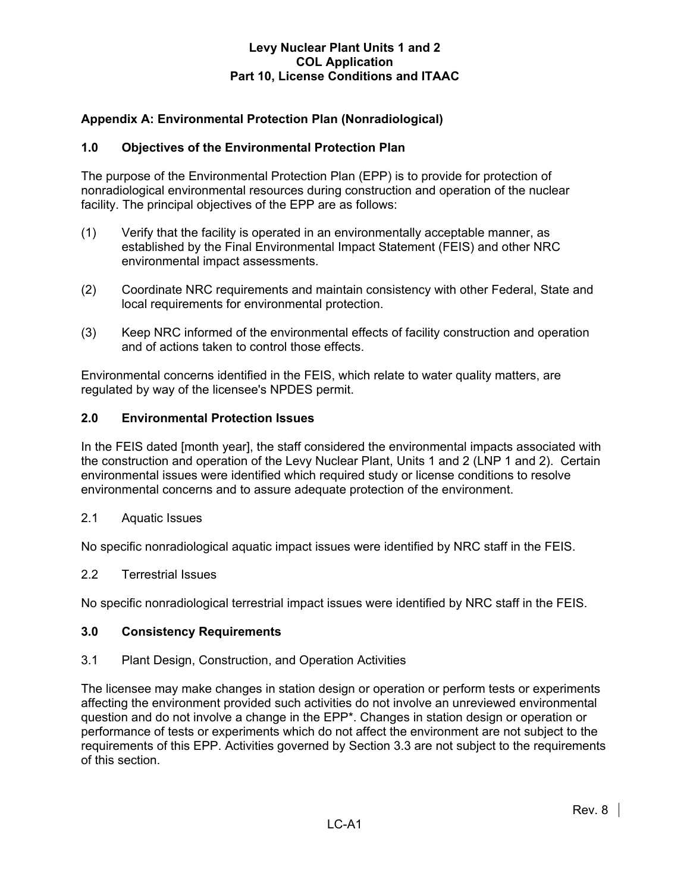## Appendix A: Environmental Protection Plan (Nonradiological)

### 1.0 Objectives of the Environmental Protection Plan

The purpose of the Environmental Protection Plan (EPP) is to provide for protection of nonradiological environmental resources during construction and operation of the nuclear facility. The principal objectives of the EPP are as follows:

(1) Verify that the facility is operated in an environmentally acceptable manner, as established by the Final Environmental Impact Statement (FEIS) and other NRC environmental impact assessments.

(2) Coordinate NRC requirements and maintain consistency with other Federal, State and local requirements for environmental protection.

(3) Keep NRC informed of the environmental effects of facility construction and operation and of actions taken to control those effects.

Environmental concerns identified in the FEIS, which relate to water quality matters, are regulated by way of the licensee's NPDES permit.

### 2.0 Environmental Protection Issues

In the FEIS dated [month year], the staff considered the environmental impacts associated with the construction and operation of the Levy Nuclear Plant, Units 1 and 2 (LNP 1 and 2). Certain environmental issues were identified which required study or license conditions to resolve environmental concerns and to assure adequate protection of the environment.

2.1 Aquatic Issues

No specific nonradiological aquatic impact issues were identified by NRC staff in the FEIS.

2.2 Terrestrial Issues

No specific nonradiological terrestrial impact issues were identified by NRC staff in the FEIS.

### 3.0 Consistency Requirements

3.1 Plant Design, Construction, and Operation Activities

The licensee may make changes in station design or operation or perform tests or experiments affecting the environment provided such activities do not involve an unreviewed environmental question and do not involve a change in the EPP*. Changes in station design or operation or performance of tests or experiments which do not affect the environment are not subject to the requirements of this EPP. Activities governed by Section 3.3 are not subject to the requirements of this section.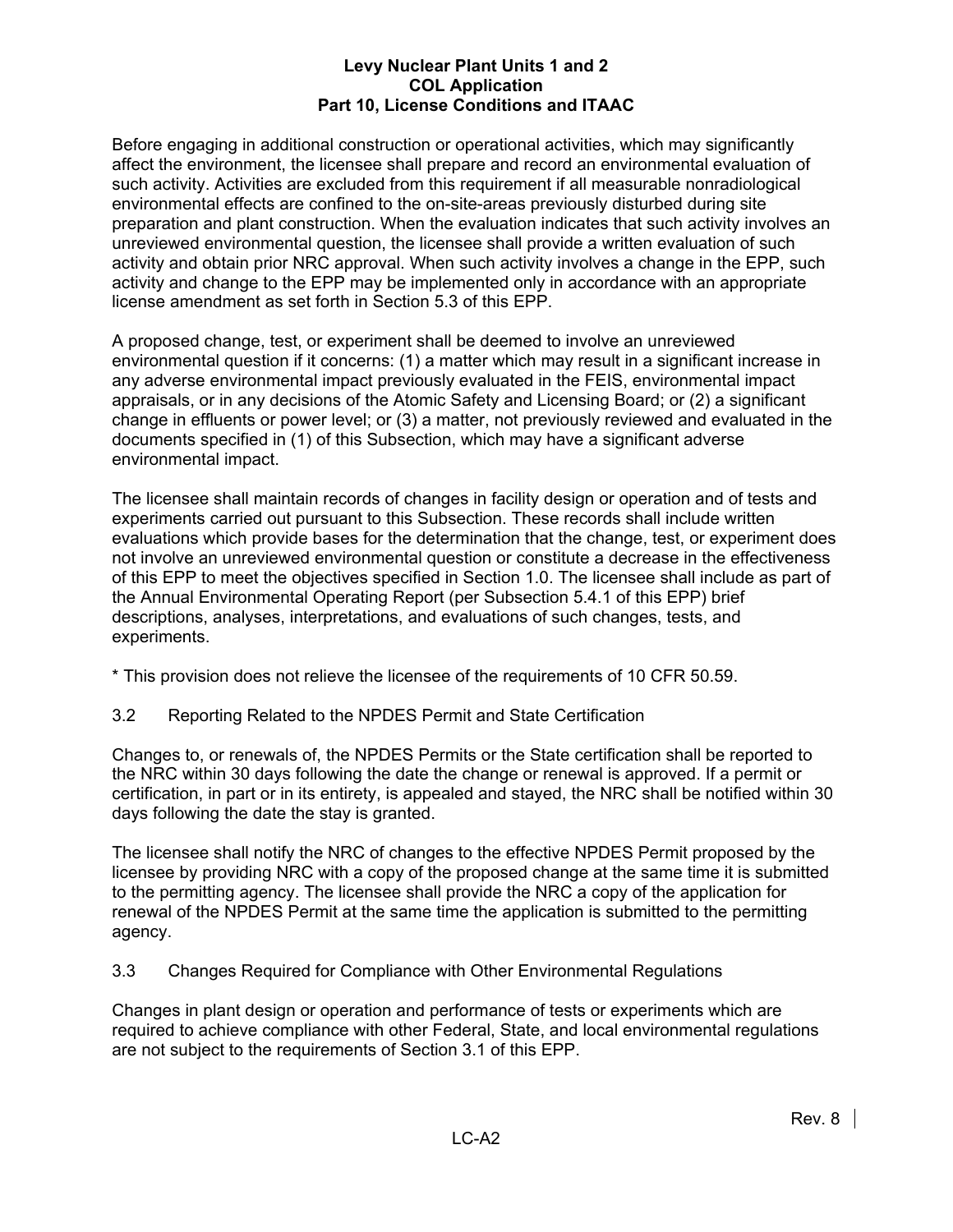Before engaging in additional construction or operational activities, which may significantly affect the environment, the licensee shall prepare and record an environmental evaluation of such activity. Activities are excluded from this requirement if all measurable nonradiological environmental effects are confined to the on-site-areas previously disturbed during site preparation and plant construction. When the evaluation indicates that such activity involves an unreviewed environmental question, the licensee shall provide a written evaluation of such activity and obtain prior NRC approval. When such activity involves a change in the EPP, such activity and change to the EPP may be implemented only in accordance with an appropriate license amendment as set forth in Section 5.3 of this EPP.

A proposed change, test, or experiment shall be deemed to involve an unreviewed environmental question if it concerns: (1) a matter which may result in a significant increase in any adverse environmental impact previously evaluated in the FEIS, environmental impact appraisals, or in any decisions of the Atomic Safety and Licensing Board; or (2) a significant change in effluents or power level; or (3) a matter, not previously reviewed and evaluated in the documents specified in (1) of this Subsection, which may have a significant adverse environmental impact.

The licensee shall maintain records of changes in facility design or operation and of tests and experiments carried out pursuant to this Subsection. These records shall include written evaluations which provide bases for the determination that the change, test, or experiment does not involve an unreviewed environmental question or constitute a decrease in the effectiveness of this EPP to meet the objectives specified in Section 1.0. The licensee shall include as part of the Annual Environmental Operating Report (per Subsection 5.4.1 of this EPP) brief descriptions, analyses, interpretations, and evaluations of such changes, tests, and experiments.

* This provision does not relieve the licensee of the requirements of 10 CFR 50.59.

## 3.2 Reporting Related to the NPDES Permit and State Certification

Changes to, or renewals of, the NPDES Permits or the State certification shall be reported to the NRC within 30 days following the date the change or renewal is approved. If a permit or certification, in part or in its entirety, is appealed and stayed, the NRC shall be notified within 30 days following the date the stay is granted.

The licensee shall notify the NRC of changes to the effective NPDES Permit proposed by the licensee by providing NRC with a copy of the proposed change at the same time it is submitted to the permitting agency. The licensee shall provide the NRC a copy of the application for renewal of the NPDES Permit at the same time the application is submitted to the permitting agency.

## 3.3 Changes Required for Compliance with Other Environmental Regulations

Changes in plant design or operation and performance of tests or experiments which are required to achieve compliance with other Federal, State, and local environmental regulations are not subject to the requirements of Section 3.1 of this EPP.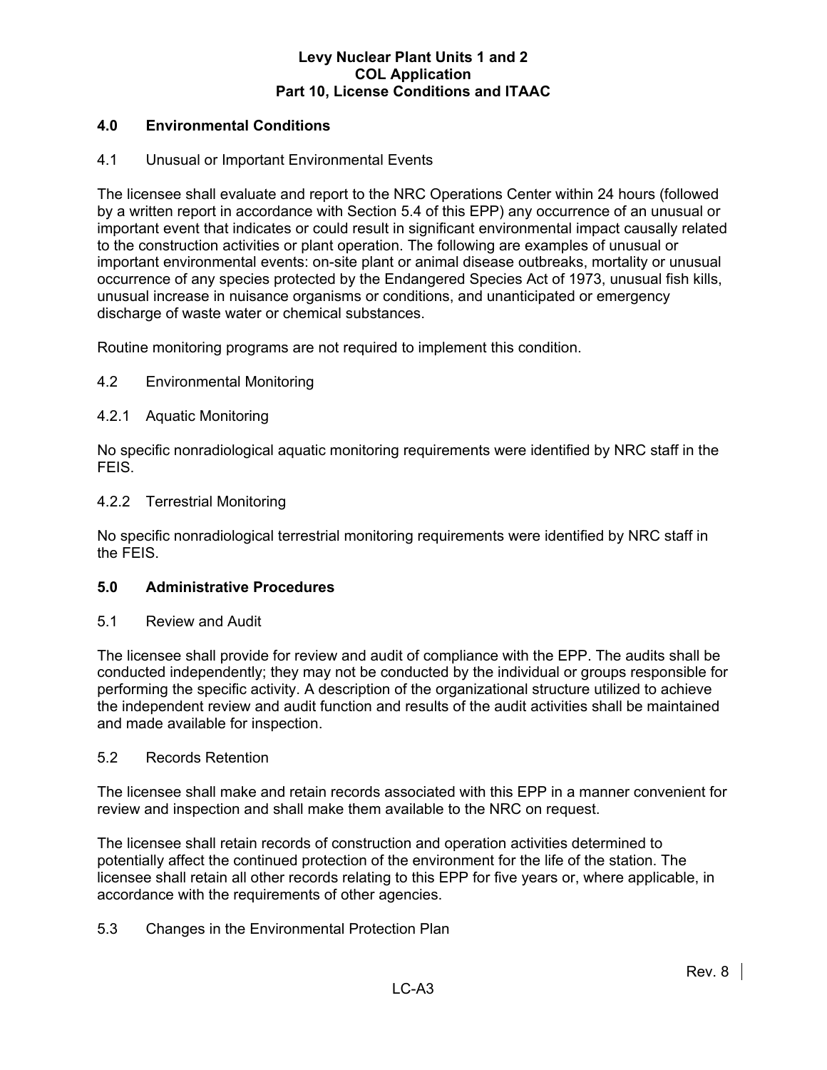## 4.0 Environmental Conditions

### 4.1 Unusual or Important Environmental Events

The licensee shall evaluate and report to the NRC Operations Center within 24 hours (followed by a written report in accordance with Section 5.4 of this EPP) any occurrence of an unusual or important event that indicates or could result in significant environmental impact causally related to the construction activities or plant operation. The following are examples of unusual or important environmental events: on-site plant or animal disease outbreaks, mortality or unusual occurrence of any species protected by the Endangered Species Act of 1973, unusual fish kills, unusual increase in nuisance organisms or conditions, and unanticipated or emergency discharge of waste water or chemical substances.

Routine monitoring programs are not required to implement this condition.

### 4.2 Environmental Monitoring

#### 4.2.1 Aquatic Monitoring

No specific nonradiological aquatic monitoring requirements were identified by NRC staff in the FEIS.

#### 4.2.2 Terrestrial Monitoring

No specific nonradiological terrestrial monitoring requirements were identified by NRC staff in the FEIS.

## 5.0 Administrative Procedures

### 5.1 Review and Audit

The licensee shall provide for review and audit of compliance with the EPP. The audits shall be conducted independently; they may not be conducted by the individual or groups responsible for performing the specific activity. A description of the organizational structure utilized to achieve the independent review and audit function and results of the audit activities shall be maintained and made available for inspection.

### 5.2 Records Retention

The licensee shall make and retain records associated with this EPP in a manner convenient for review and inspection and shall make them available to the NRC on request.

The licensee shall retain records of construction and operation activities determined to potentially affect the continued protection of the environment for the life of the station. The licensee shall retain all other records relating to this EPP for five years or, where applicable, in accordance with the requirements of other agencies.

### 5.3 Changes in the Environmental Protection Plan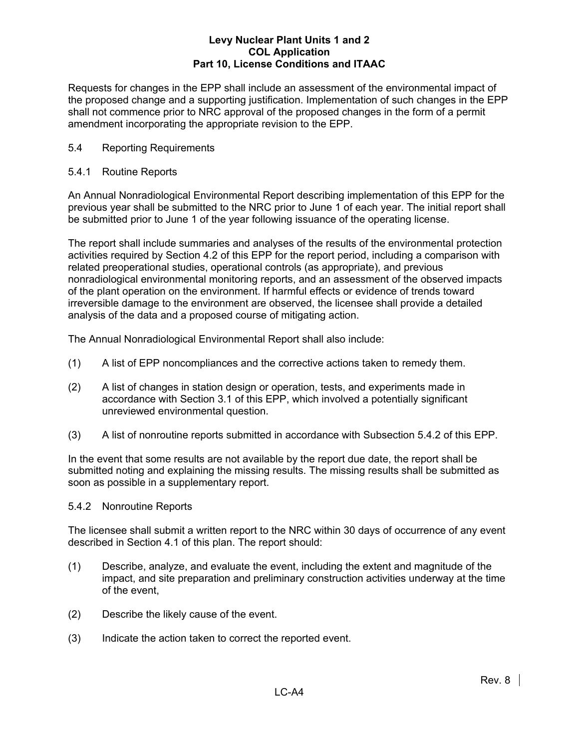Requests for changes in the EPP shall include an assessment of the environmental impact of the proposed change and a supporting justification. Implementation of such changes in the EPP shall not commence prior to NRC approval of the proposed changes in the form of a permit amendment incorporating the appropriate revision to the EPP.

## 5.4 Reporting Requirements

### 5.4.1 Routine Reports

An Annual Nonradiological Environmental Report describing implementation of this EPP for the previous year shall be submitted to the NRC prior to June 1 of each year. The initial report shall be submitted prior to June 1 of the year following issuance of the operating license.

The report shall include summaries and analyses of the results of the environmental protection activities required by Section 4.2 of this EPP for the report period, including a comparison with related preoperational studies, operational controls (as appropriate), and previous nonradiological environmental monitoring reports, and an assessment of the observed impacts of the plant operation on the environment. If harmful effects or evidence of trends toward irreversible damage to the environment are observed, the licensee shall provide a detailed analysis of the data and a proposed course of mitigating action.

The Annual Nonradiological Environmental Report shall also include:

(1) A list of EPP noncompliances and the corrective actions taken to remedy them.

(2) A list of changes in station design or operation, tests, and experiments made in accordance with Section 3.1 of this EPP, which involved a potentially significant unreviewed environmental question.

(3) A list of nonroutine reports submitted in accordance with Subsection 5.4.2 of this EPP.

In the event that some results are not available by the report due date, the report shall be submitted noting and explaining the missing results. The missing results shall be submitted as soon as possible in a supplementary report.

### 5.4.2 Nonroutine Reports

The licensee shall submit a written report to the NRC within 30 days of occurrence of any event described in Section 4.1 of this plan. The report should:

(1) Describe, analyze, and evaluate the event, including the extent and magnitude of the impact, and site preparation and preliminary construction activities underway at the time of the event,

(2) Describe the likely cause of the event.

(3) Indicate the action taken to correct the reported event.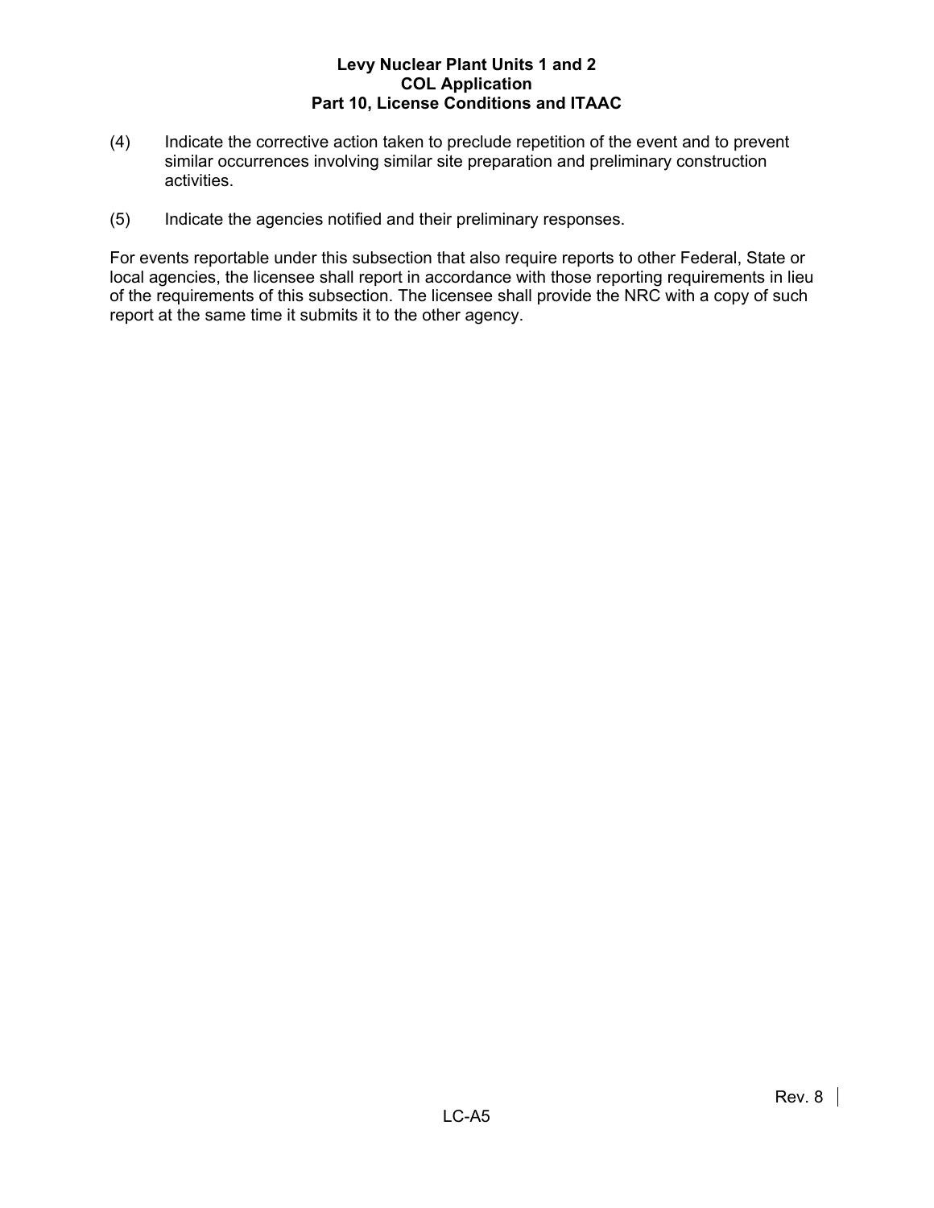(4) Indicate the corrective action taken to preclude repetition of the event and to prevent similar occurrences involving similar site preparation and preliminary construction activities.

(5) Indicate the agencies notified and their preliminary responses.

For events reportable under this subsection that also require reports to other Federal, State or local agencies, the licensee shall report in accordance with those reporting requirements in lieu of the requirements of this subsection. The licensee shall provide the NRC with a copy of such report at the same time it submits it to the other agency.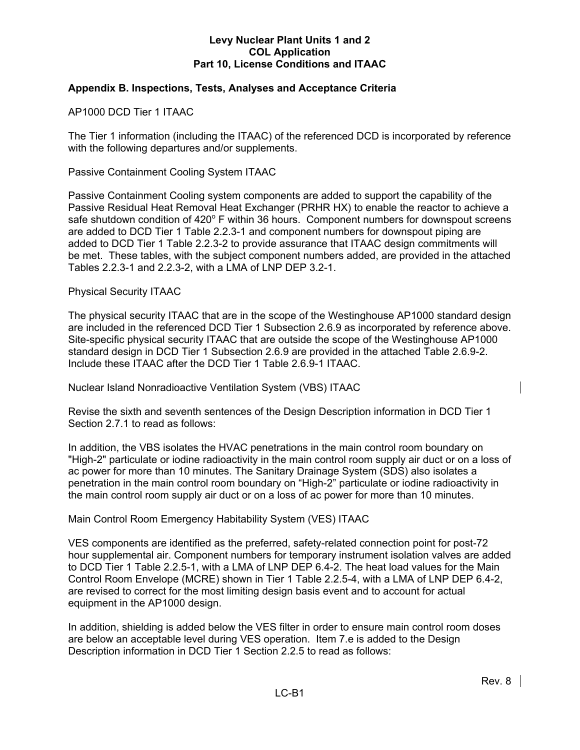**Appendix B. Inspections, Tests, Analyses and Acceptance Criteria**

AP1000 DCD Tier 1 ITAAC

The Tier 1 information (including the ITAAC) of the referenced DCD is incorporated by reference with the following departures and/or supplements.

Passive Containment Cooling System ITAAC

Passive Containment Cooling system components are added to support the capability of the Passive Residual Heat Removal Heat Exchanger (PRHR HX) to enable the reactor to achieve a safe shutdown condition of 420° F within 36 hours. Component numbers for downspout screens are added to DCD Tier 1 Table 2.2.3-1 and component numbers for downspout piping are added to DCD Tier 1 Table 2.2.3-2 to provide assurance that ITAAC design commitments will be met. These tables, with the subject component numbers added, are provided in the attached Tables 2.2.3-1 and 2.2.3-2, with a LMA of LNP DEP 3.2-1.

Physical Security ITAAC

The physical security ITAAC that are in the scope of the Westinghouse AP1000 standard design are included in the referenced DCD Tier 1 Subsection 2.6.9 as incorporated by reference above. Site-specific physical security ITAAC that are outside the scope of the Westinghouse AP1000 standard design in DCD Tier 1 Subsection 2.6.9 are provided in the attached Table 2.6.9-2. Include these ITAAC after the DCD Tier 1 Table 2.6.9-1 ITAAC.

Nuclear Island Nonradioactive Ventilation System (VBS) ITAAC

Revise the sixth and seventh sentences of the Design Description information in DCD Tier 1 Section 2.7.1 to read as follows:

In addition, the VBS isolates the HVAC penetrations in the main control room boundary on "High-2" particulate or iodine radioactivity in the main control room supply air duct or on a loss of ac power for more than 10 minutes. The Sanitary Drainage System (SDS) also isolates a penetration in the main control room boundary on “High-2” particulate or iodine radioactivity in the main control room supply air duct or on a loss of ac power for more than 10 minutes.

Main Control Room Emergency Habitability System (VES) ITAAC

VES components are identified as the preferred, safety-related connection point for post-72 hour supplemental air. Component numbers for temporary instrument isolation valves are added to DCD Tier 1 Table 2.2.5-1, with a LMA of LNP DEP 6.4-2. The heat load values for the Main Control Room Envelope (MCRE) shown in Tier 1 Table 2.2.5-4, with a LMA of LNP DEP 6.4-2, are revised to correct for the most limiting design basis event and to account for actual equipment in the AP1000 design.

In addition, shielding is added below the VES filter in order to ensure main control room doses are below an acceptable level during VES operation. Item 7.e is added to the Design Description information in DCD Tier 1 Section 2.2.5 to read as follows: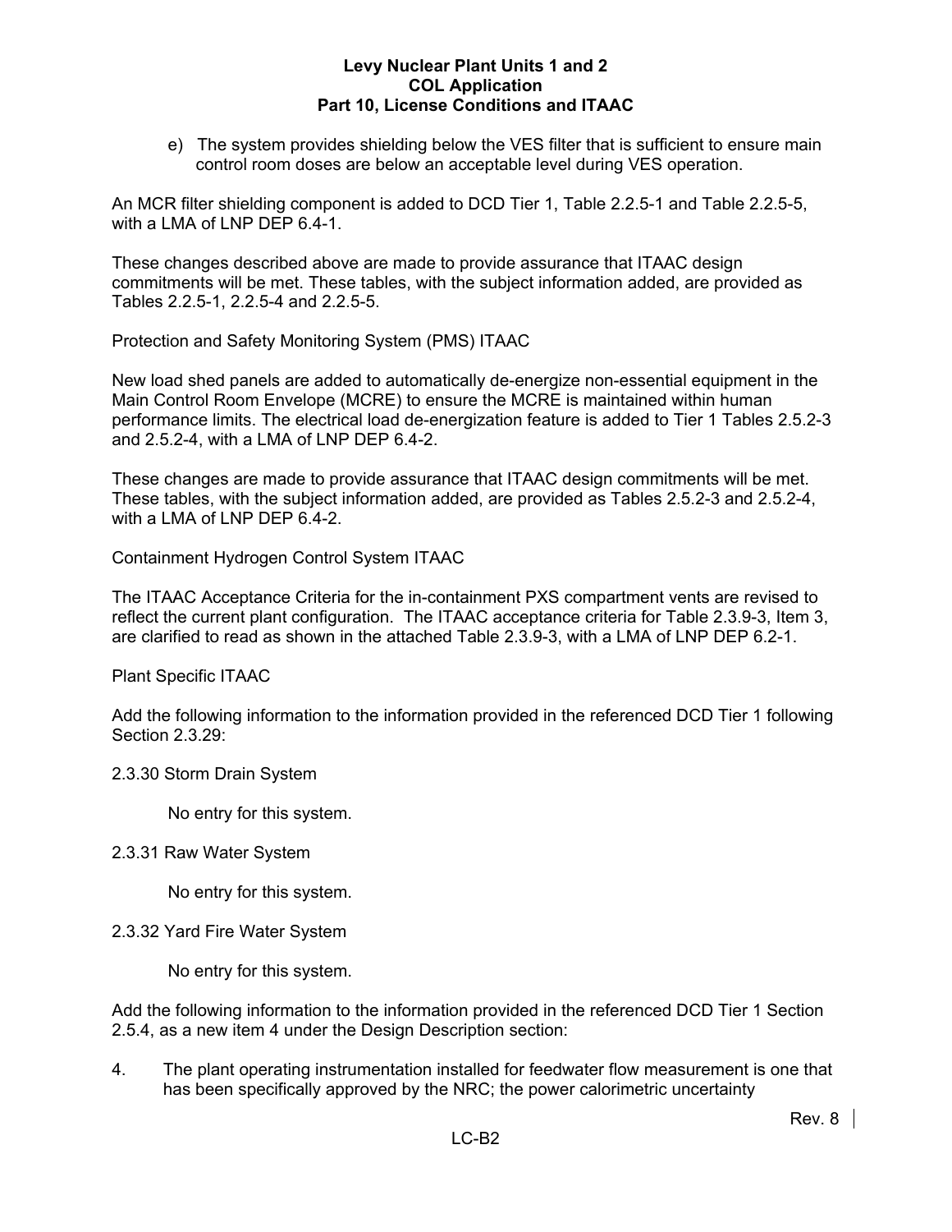e) The system provides shielding below the VES filter that is sufficient to ensure main control room doses are below an acceptable level during VES operation.

An MCR filter shielding component is added to DCD Tier 1, Table 2.2.5-1 and Table 2.2.5-5, with a LMA of LNP DEP 6.4-1.

These changes described above are made to provide assurance that ITAAC design commitments will be met. These tables, with the subject information added, are provided as Tables 2.2.5-1, 2.2.5-4 and 2.2.5-5.

Protection and Safety Monitoring System (PMS) ITAAC

New load shed panels are added to automatically de-energize non-essential equipment in the Main Control Room Envelope (MCRE) to ensure the MCRE is maintained within human performance limits. The electrical load de-energization feature is added to Tier 1 Tables 2.5.2-3 and 2.5.2-4, with a LMA of LNP DEP 6.4-2.

These changes are made to provide assurance that ITAAC design commitments will be met. These tables, with the subject information added, are provided as Tables 2.5.2-3 and 2.5.2-4, with a LMA of LNP DEP 6.4-2.

Containment Hydrogen Control System ITAAC

The ITAAC Acceptance Criteria for the in-containment PXS compartment vents are revised to reflect the current plant configuration. The ITAAC acceptance criteria for Table 2.3.9-3, Item 3, are clarified to read as shown in the attached Table 2.3.9-3, with a LMA of LNP DEP 6.2-1.

Plant Specific ITAAC

Add the following information to the information provided in the referenced DCD Tier 1 following Section 2.3.29:

2.3.30 Storm Drain System

No entry for this system.

2.3.31 Raw Water System

No entry for this system.

2.3.32 Yard Fire Water System

No entry for this system.

Add the following information to the information provided in the referenced DCD Tier 1 Section 2.5.4, as a new item 4 under the Design Description section:

4. The plant operating instrumentation installed for feedwater flow measurement is one that has been specifically approved by the NRC; the power calorimetric uncertainty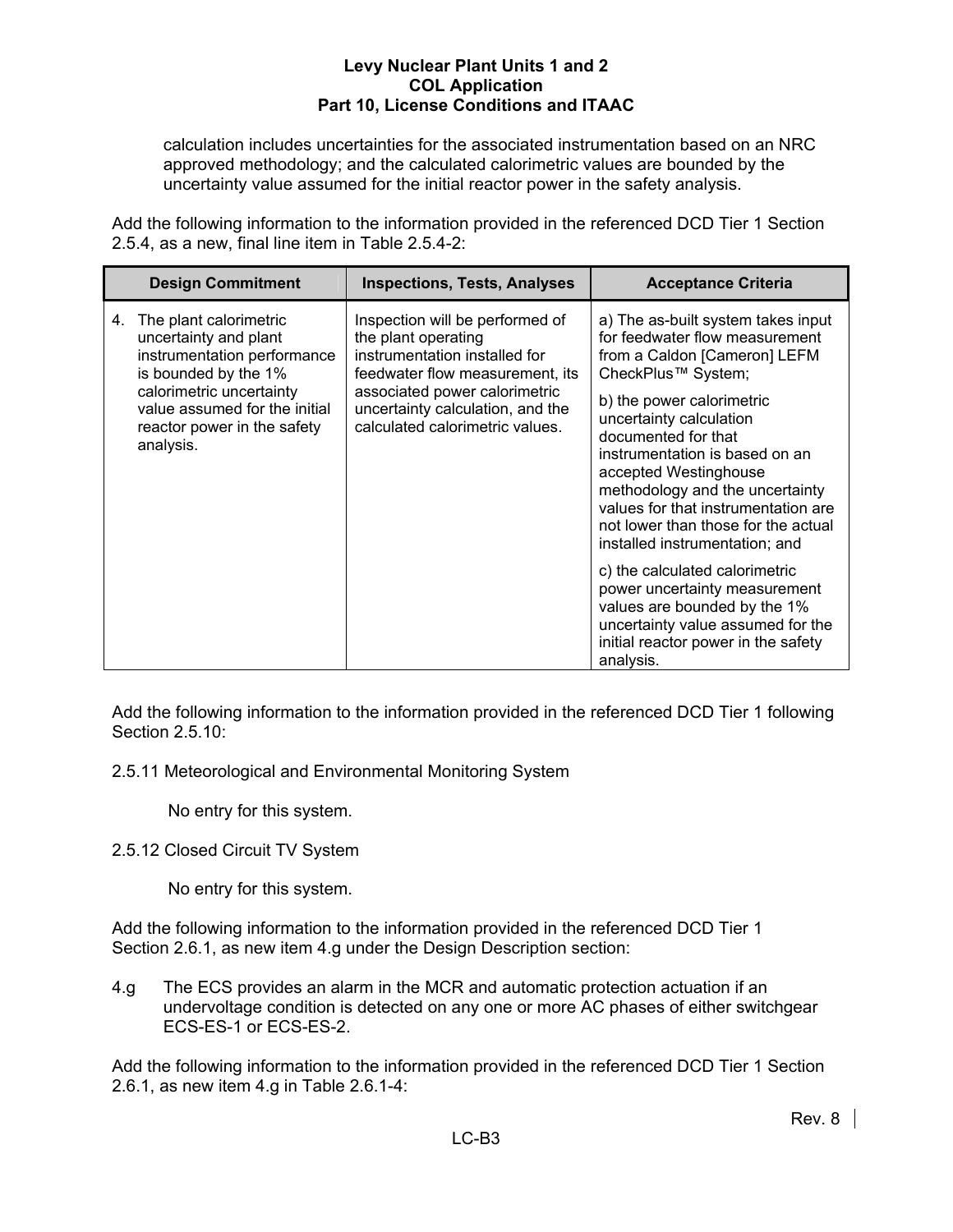calculation includes uncertainties for the associated instrumentation based on an NRC approved methodology; and the calculated calorimetric values are bounded by the uncertainty value assumed for the initial reactor power in the safety analysis.

Add the following information to the information provided in the referenced DCD Tier 1 Section 2.5.4, as a new, final line item in Table 2.5.4-2:

| Design Commitment | Inspections, Tests, Analyses | Acceptance Criteria |
|---|---|---|
| 4. The plant calorimetric uncertainty and plant instrumentation performance is bounded by the 1% calorimetric uncertainty value assumed for the initial reactor power in the safety analysis. | Inspection will be performed of the plant operating instrumentation installed for feedwater flow measurement, its associated power calorimetric uncertainty calculation, and the calculated calorimetric values. | a) The as-built system takes input for feedwater flow measurement from a Caldon [Cameron] LEFM CheckPlus™ System;<br><br>b) the power calorimetric uncertainty calculation documented for that instrumentation is based on an accepted Westinghouse methodology and the uncertainty values for that instrumentation are not lower than those for the actual installed instrumentation; and<br><br>c) the calculated calorimetric power uncertainty measurement values are bounded by the 1% uncertainty value assumed for the initial reactor power in the safety analysis. |

Add the following information to the information provided in the referenced DCD Tier 1 following Section 2.5.10:

2.5.11 Meteorological and Environmental Monitoring System

No entry for this system.

2.5.12 Closed Circuit TV System

No entry for this system.

Add the following information to the information provided in the referenced DCD Tier 1 Section 2.6.1, as new item 4.g under the Design Description section:

4.g The ECS provides an alarm in the MCR and automatic protection actuation if an undervoltage condition is detected on any one or more AC phases of either switchgear ECS-ES-1 or ECS-ES-2.

Add the following information to the information provided in the referenced DCD Tier 1 Section 2.6.1, as new item 4.g in Table 2.6.1-4: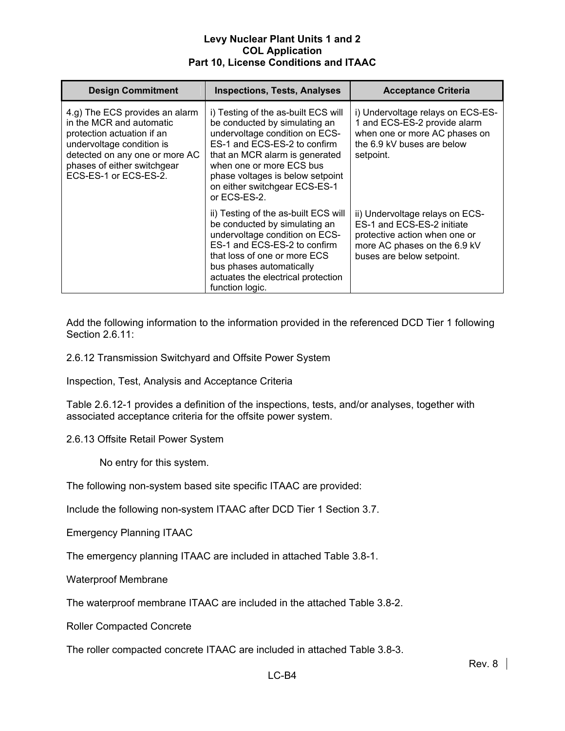| Design Commitment | Inspections, Tests, Analyses | Acceptance Criteria |
|---|---|---|
| 4.g) The ECS provides an alarm in the MCR and automatic protection actuation if an undervoltage condition is detected on any one or more AC phases of either switchgear ECS-ES-1 or ECS-ES-2. | i) Testing of the as-built ECS will be conducted by simulating an undervoltage condition on ECS-ES-1 and ECS-ES-2 to confirm that an MCR alarm is generated when one or more ECS bus phase voltages is below setpoint on either switchgear ECS-ES-1 or ECS-ES-2. | i) Undervoltage relays on ECS-ES-1 and ECS-ES-2 provide alarm when one or more AC phases on the 6.9 kV buses are below setpoint. |
| | ii) Testing of the as-built ECS will be conducted by simulating an undervoltage condition on ECS-ES-1 and ECS-ES-2 to confirm that loss of one or more ECS bus phases automatically actuates the electrical protection function logic. | ii) Undervoltage relays on ECS-ES-1 and ECS-ES-2 initiate protective action when one or more AC phases on the 6.9 kV buses are below setpoint. |

Add the following information to the information provided in the referenced DCD Tier 1 following Section 2.6.11:

2.6.12 Transmission Switchyard and Offsite Power System

Inspection, Test, Analysis and Acceptance Criteria

Table 2.6.12-1 provides a definition of the inspections, tests, and/or analyses, together with associated acceptance criteria for the offsite power system.

2.6.13 Offsite Retail Power System

No entry for this system.

The following non-system based site specific ITAAC are provided:

Include the following non-system ITAAC after DCD Tier 1 Section 3.7.

Emergency Planning ITAAC

The emergency planning ITAAC are included in attached Table 3.8-1.

Waterproof Membrane

The waterproof membrane ITAAC are included in the attached Table 3.8-2.

Roller Compacted Concrete

The roller compacted concrete ITAAC are included in attached Table 3.8-3.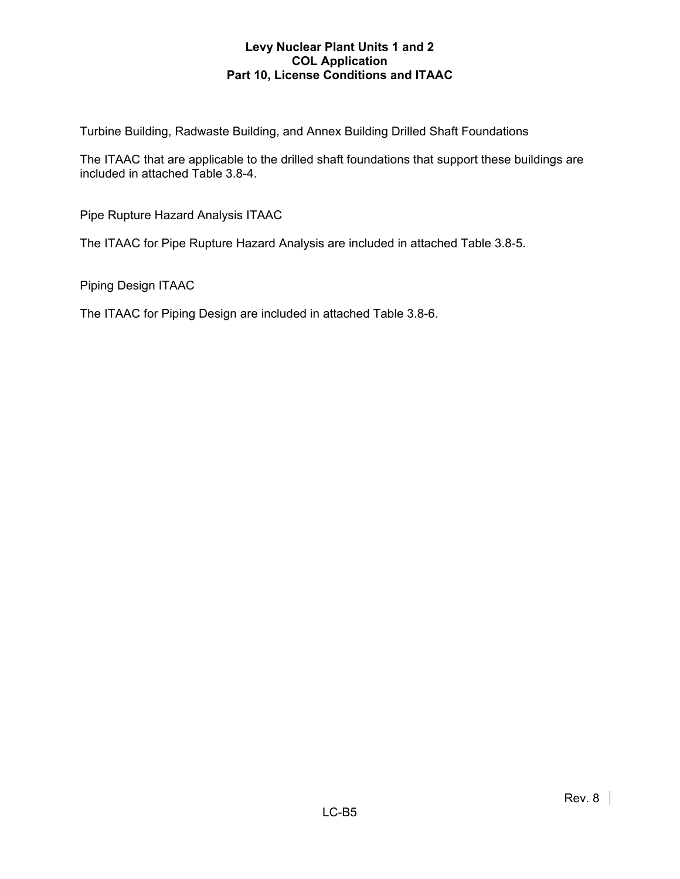Turbine Building, Radwaste Building, and Annex Building Drilled Shaft Foundations

The ITAAC that are applicable to the drilled shaft foundations that support these buildings are included in attached Table 3.8-4.

Pipe Rupture Hazard Analysis ITAAC

The ITAAC for Pipe Rupture Hazard Analysis are included in attached Table 3.8-5.

Piping Design ITAAC

The ITAAC for Piping Design are included in attached Table 3.8-6.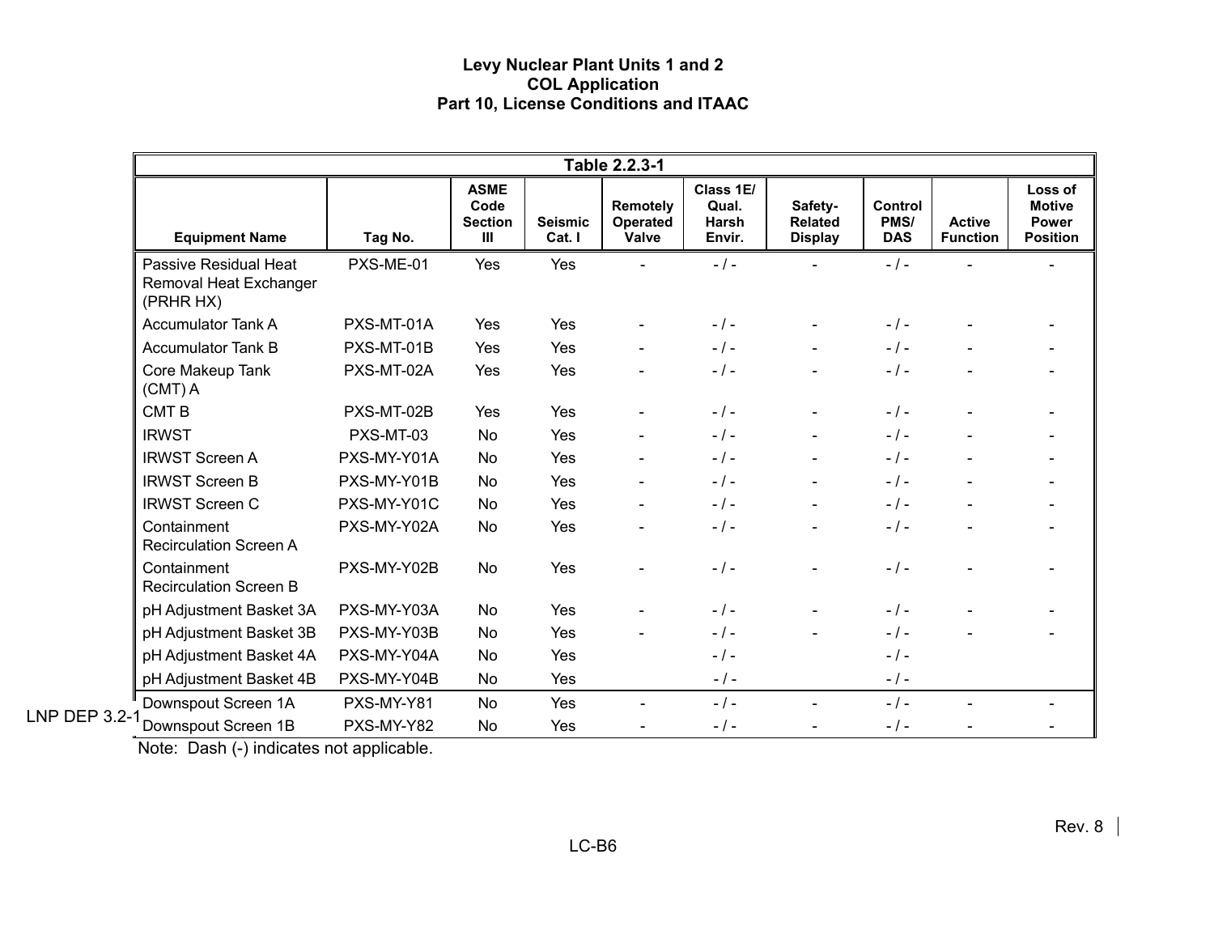| Table 2.2.3-1 | | | | | | | | | |
|---|---|---|---|---|---|---|---|---|---|
| Equipment Name | Tag No. | ASME Code Section III | Seismic Cat. I | Remotely Operated Valve | Class 1E/ Qual. Harsh Envir. | Safety-Related Display | Control PMS/ DAS | Active Function | Loss of Motive Power Position |
| Passive Residual Heat Removal Heat Exchanger (PRHR HX) | PXS-ME-01 | Yes | Yes | - | - / - | - | - / - | - | - |
| Accumulator Tank A | PXS-MT-01A | Yes | Yes | - | - / - | - | - / - | - | - |
| Accumulator Tank B | PXS-MT-01B | Yes | Yes | - | - / - | - | - / - | - | - |
| Core Makeup Tank (CMT) A | PXS-MT-02A | Yes | Yes | - | - / - | - | - / - | - | - |
| CMT B | PXS-MT-02B | Yes | Yes | - | - / - | - | - / - | - | - |
| IRWST | PXS-MT-03 | No | Yes | - | - / - | - | - / - | - | - |
| IRWST Screen A | PXS-MY-Y01A | No | Yes | - | - / - | - | - / - | - | - |
| IRWST Screen B | PXS-MY-Y01B | No | Yes | - | - / - | - | - / - | - | - |
| IRWST Screen C | PXS-MY-Y01C | No | Yes | - | - / - | - | - / - | - | - |
| Containment Recirculation Screen A | PXS-MY-Y02A | No | Yes | - | - / - | - | - / - | - | - |
| Containment Recirculation Screen B | PXS-MY-Y02B | No | Yes | - | - / - | - | - / - | - | - |
| pH Adjustment Basket 3A | PXS-MY-Y03A | No | Yes | - | - / - | - | - / - | - | - |
| pH Adjustment Basket 3B | PXS-MY-Y03B | No | Yes | - | - / - | - | - / - | - | - |
| pH Adjustment Basket 4A | PXS-MY-Y04A | No | Yes | | - / - | | - / - | | |
| pH Adjustment Basket 4B | PXS-MY-Y04B | No | Yes | | - / - | | - / - | | |
| Downspout Screen 1A | PXS-MY-Y81 | No | Yes | - | - / - | - | - / - | - | - |
| Downspout Screen 1B | PXS-MY-Y82 | No | Yes | - | - / - | - | - / - | - | - |

LNP DEP 3.2-1

Note: Dash (-) indicates not applicable.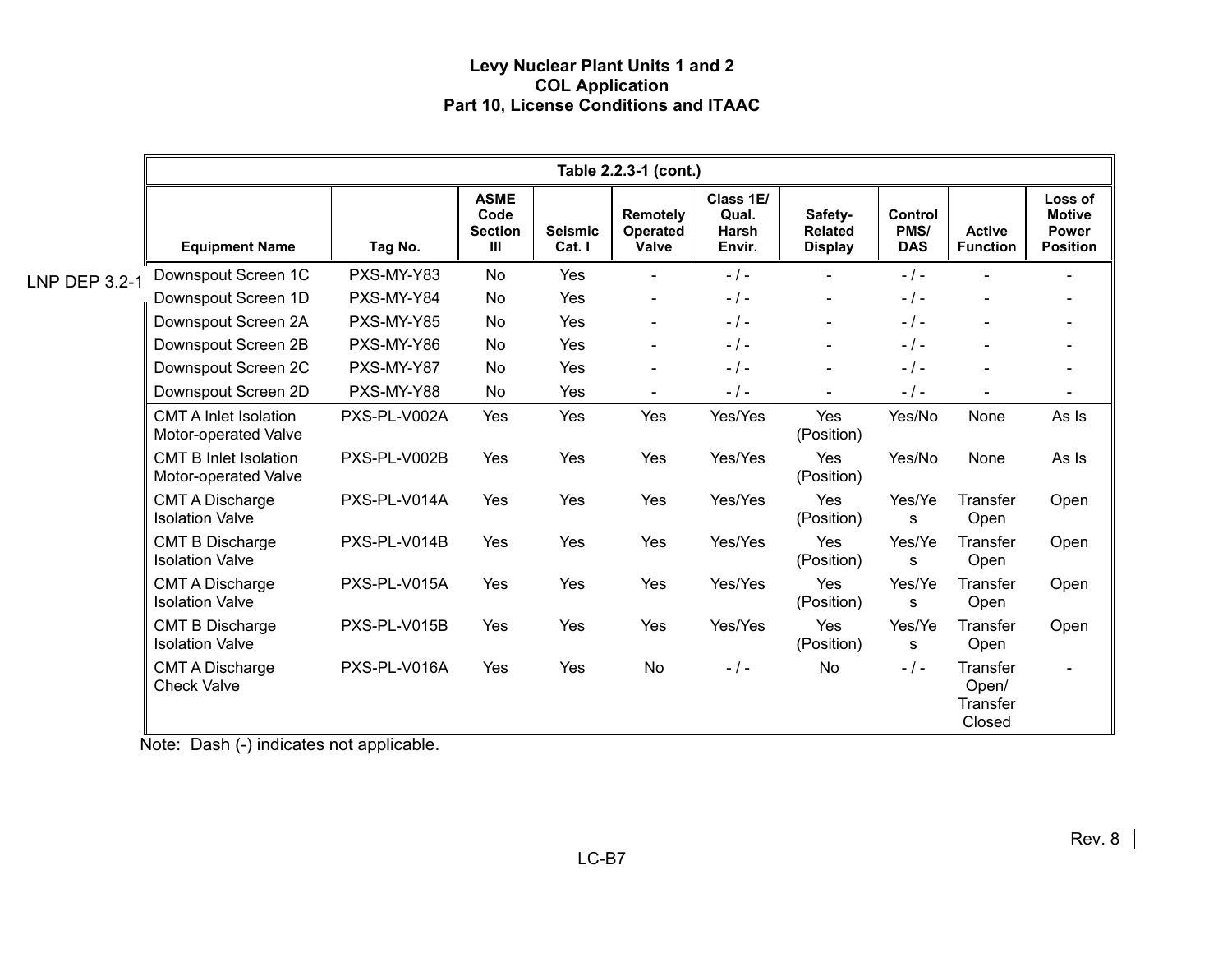Table 2.2.3-1 (cont.)

| Equipment Name | Tag No. | ASME Code Section III | Seismic Cat. I | Remotely Operated Valve | Class 1E/ Qual. Harsh Envir. | Safety-Related Display | Control PMS/ DAS | Active Function | Loss of Motive Power Position |
|---|---|---|---|---|---|---|---|---|---|
| Downspout Screen 1C | PXS-MY-Y83 | No | Yes | - | - / - | - | - / - | - | - |
| Downspout Screen 1D | PXS-MY-Y84 | No | Yes | - | - / - | - | - / - | - | - |
| Downspout Screen 2A | PXS-MY-Y85 | No | Yes | - | - / - | - | - / - | - | - |
| Downspout Screen 2B | PXS-MY-Y86 | No | Yes | - | - / - | - | - / - | - | - |
| Downspout Screen 2C | PXS-MY-Y87 | No | Yes | - | - / - | - | - / - | - | - |
| Downspout Screen 2D | PXS-MY-Y88 | No | Yes | - | - / - | - | - / - | - | - |
| CMT A Inlet Isolation Motor-operated Valve | PXS-PL-V002A | Yes | Yes | Yes | Yes/Yes | Yes (Position) | Yes/No | None | As Is |
| CMT B Inlet Isolation Motor-operated Valve | PXS-PL-V002B | Yes | Yes | Yes | Yes/Yes | Yes (Position) | Yes/No | None | As Is |
| CMT A Discharge Isolation Valve | PXS-PL-V014A | Yes | Yes | Yes | Yes/Yes | Yes (Position) | Yes/Yes | Transfer Open | Open |
| CMT B Discharge Isolation Valve | PXS-PL-V014B | Yes | Yes | Yes | Yes/Yes | Yes (Position) | Yes/Yes | Transfer Open | Open |
| CMT A Discharge Isolation Valve | PXS-PL-V015A | Yes | Yes | Yes | Yes/Yes | Yes (Position) | Yes/Yes | Transfer Open | Open |
| CMT B Discharge Isolation Valve | PXS-PL-V015B | Yes | Yes | Yes | Yes/Yes | Yes (Position) | Yes/Yes | Transfer Open | Open |
| CMT A Discharge Check Valve | PXS-PL-V016A | Yes | Yes | No | - / - | No | - / - | Transfer Open/ Transfer Closed | - |

LNP DEP 3.2-1

Note: Dash (-) indicates not applicable.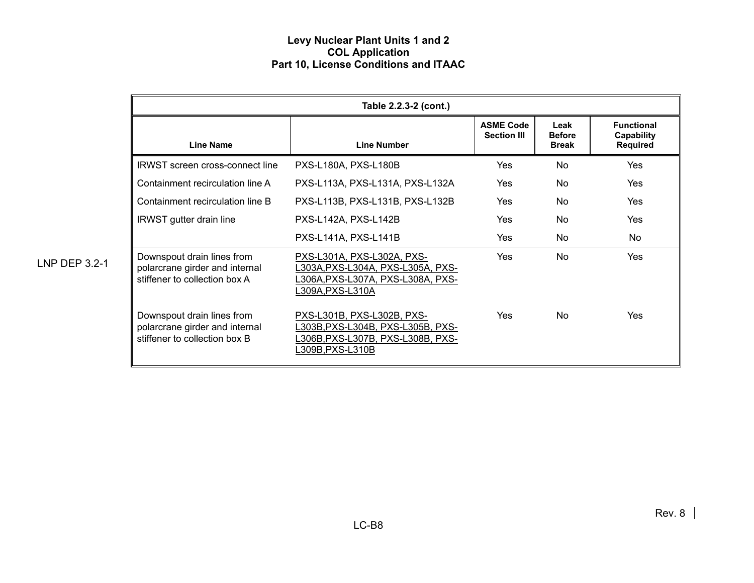**Table 2.2.3-2 (cont.)**

| Line Name | Line Number | ASME Code Section III | Leak Before Break | Functional Capability Required |
|---|---|---|---|---|
| IRWST screen cross-connect line | PXS-L180A, PXS-L180B | Yes | No | Yes |
| Containment recirculation line A | PXS-L113A, PXS-L131A, PXS-L132A | Yes | No | Yes |
| Containment recirculation line B | PXS-L113B, PXS-L131B, PXS-L132B | Yes | No | Yes |
| IRWST gutter drain line | PXS-L142A, PXS-L142B | Yes | No | Yes |
| | PXS-L141A, PXS-L141B | Yes | No | No |
| Downspout drain lines from polarcrane girder and internal stiffener to collection box A | PXS-L301A, PXS-L302A, PXS-L303A,PXS-L304A, PXS-L305A, PXS-L306A,PXS-L307A, PXS-L308A, PXS-L309A,PXS-L310A | Yes | No | Yes |
| Downspout drain lines from polarcrane girder and internal stiffener to collection box B | PXS-L301B, PXS-L302B, PXS-L303B,PXS-L304B, PXS-L305B, PXS-L306B,PXS-L307B, PXS-L308B, PXS-L309B,PXS-L310B | Yes | No | Yes |

LNP DEP 3.2-1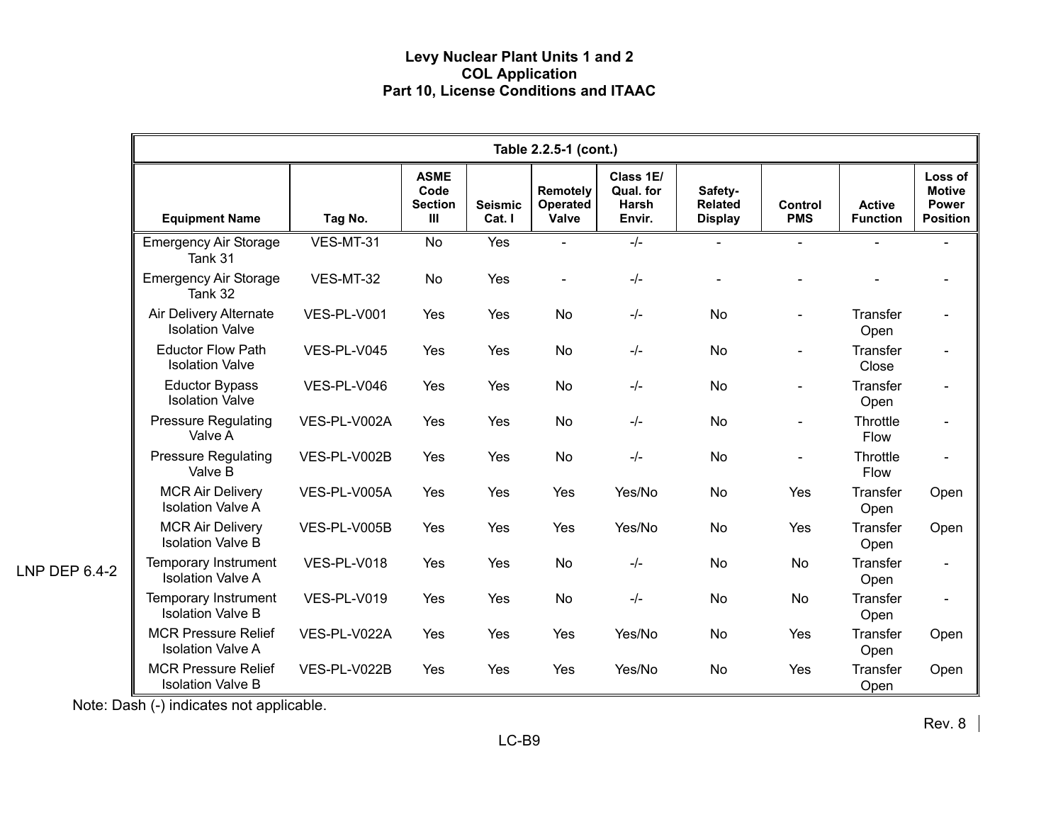Table 2.2.5-1 (cont.)

| Equipment Name | Tag No. | ASME Code Section III | Seismic Cat. I | Remotely Operated Valve | Class 1E/ Qual. for Harsh Envir. | Safety-Related Display | Control PMS | Active Function | Loss of Motive Power Position |
|---|---|---|---|---|---|---|---|---|---|
| Emergency Air Storage Tank 31 | VES-MT-31 | No | Yes | - | -/- | - | - | - | - |
| Emergency Air Storage Tank 32 | VES-MT-32 | No | Yes | - | -/- | - | - | - | - |
| Air Delivery Alternate Isolation Valve | VES-PL-V001 | Yes | Yes | No | -/- | No | - | Transfer Open | - |
| Eductor Flow Path Isolation Valve | VES-PL-V045 | Yes | Yes | No | -/- | No | - | Transfer Close | - |
| Eductor Bypass Isolation Valve | VES-PL-V046 | Yes | Yes | No | -/- | No | - | Transfer Open | - |
| Pressure Regulating Valve A | VES-PL-V002A | Yes | Yes | No | -/- | No | - | Throttle Flow | - |
| Pressure Regulating Valve B | VES-PL-V002B | Yes | Yes | No | -/- | No | - | Throttle Flow | - |
| MCR Air Delivery Isolation Valve A | VES-PL-V005A | Yes | Yes | Yes | Yes/No | No | Yes | Transfer Open | Open |
| MCR Air Delivery Isolation Valve B | VES-PL-V005B | Yes | Yes | Yes | Yes/No | No | Yes | Transfer Open | Open |
| Temporary Instrument Isolation Valve A | VES-PL-V018 | Yes | Yes | No | -/- | No | No | Transfer Open | - |
| Temporary Instrument Isolation Valve B | VES-PL-V019 | Yes | Yes | No | -/- | No | No | Transfer Open | - |
| MCR Pressure Relief Isolation Valve A | VES-PL-V022A | Yes | Yes | Yes | Yes/No | No | Yes | Transfer Open | Open |
| MCR Pressure Relief Isolation Valve B | VES-PL-V022B | Yes | Yes | Yes | Yes/No | No | Yes | Transfer Open | Open |

LNP DEP 6.4-2

Note: Dash (-) indicates not applicable.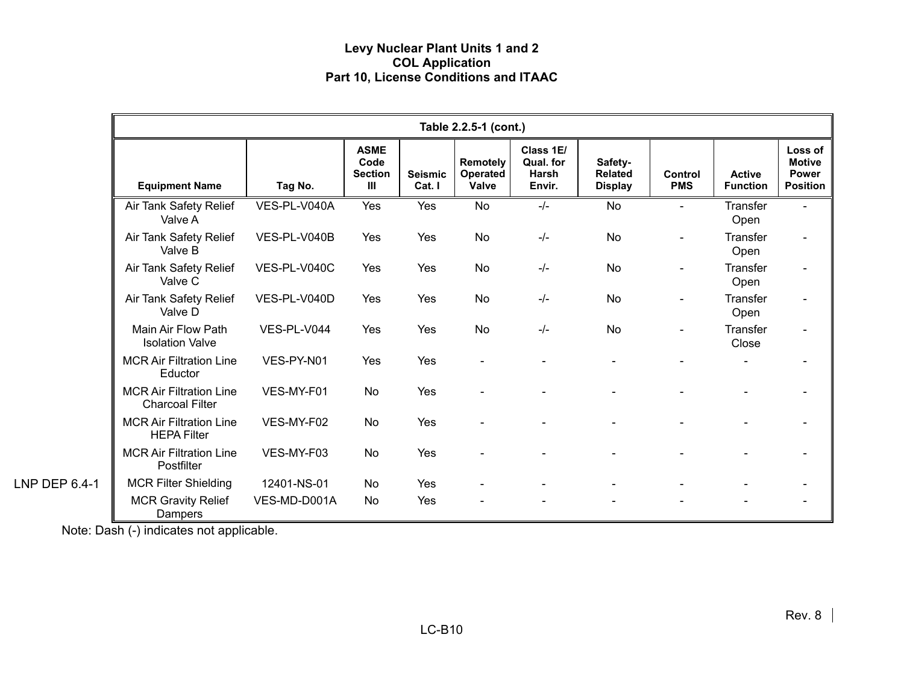| Table 2.2.5-1 (cont.) | | | | | | | | | |
|---|---|---|---|---|---|---|---|---|---|
| **Equipment Name** | **Tag No.** | **ASME Code Section III** | **Seismic Cat. I** | **Remotely Operated Valve** | **Class 1E/ Qual. for Harsh Envir.** | **Safety-Related Display** | **Control PMS** | **Active Function** | **Loss of Motive Power Position** |
| Air Tank Safety Relief Valve A | VES-PL-V040A | Yes | Yes | No | -/- | No | - | Transfer Open | - |
| Air Tank Safety Relief Valve B | VES-PL-V040B | Yes | Yes | No | -/- | No | - | Transfer Open | - |
| Air Tank Safety Relief Valve C | VES-PL-V040C | Yes | Yes | No | -/- | No | - | Transfer Open | - |
| Air Tank Safety Relief Valve D | VES-PL-V040D | Yes | Yes | No | -/- | No | - | Transfer Open | - |
| Main Air Flow Path Isolation Valve | VES-PL-V044 | Yes | Yes | No | -/- | No | - | Transfer Close | - |
| MCR Air Filtration Line Eductor | VES-PY-N01 | Yes | Yes | - | - | - | - | - | - |
| MCR Air Filtration Line Charcoal Filter | VES-MY-F01 | No | Yes | - | - | - | - | - | - |
| MCR Air Filtration Line HEPA Filter | VES-MY-F02 | No | Yes | - | - | - | - | - | - |
| MCR Air Filtration Line Postfilter | VES-MY-F03 | No | Yes | - | - | - | - | - | - |
| MCR Filter Shielding | 12401-NS-01 | No | Yes | - | - | - | - | - | - |
| MCR Gravity Relief Dampers | VES-MD-D001A | No | Yes | - | - | - | - | - | - |

LNP DEP 6.4-1

Note: Dash (-) indicates not applicable.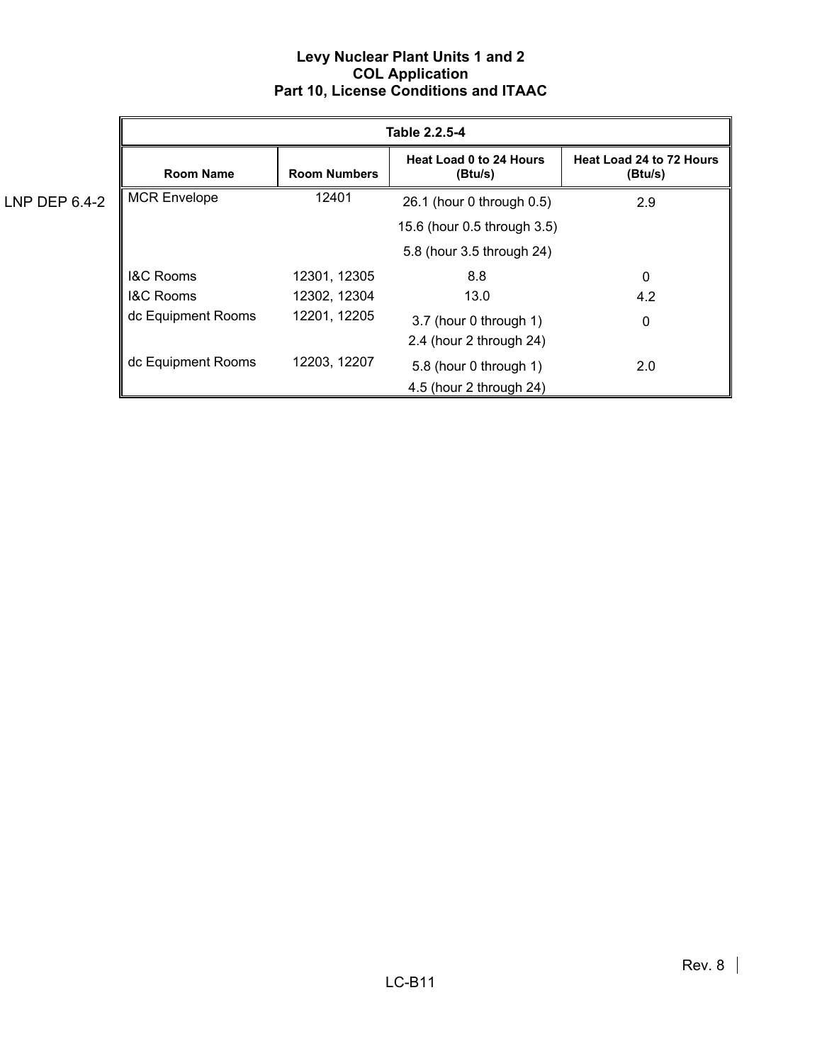LNP DEP 6.4-2

| Table 2.2.5-4 | | | |
|---|---|---|---|
| Room Name | Room Numbers | Heat Load 0 to 24 Hours (Btu/s) | Heat Load 24 to 72 Hours (Btu/s) |
| MCR Envelope | 12401 | 26.1 (hour 0 through 0.5)<br>15.6 (hour 0.5 through 3.5)<br>5.8 (hour 3.5 through 24) | 2.9 |
| I&C Rooms | 12301, 12305 | 8.8 | 0 |
| I&C Rooms | 12302, 12304 | 13.0 | 4.2 |
| dc Equipment Rooms | 12201, 12205 | 3.7 (hour 0 through 1)<br>2.4 (hour 2 through 24) | 0 |
| dc Equipment Rooms | 12203, 12207 | 5.8 (hour 0 through 1)<br>4.5 (hour 2 through 24) | 2.0 |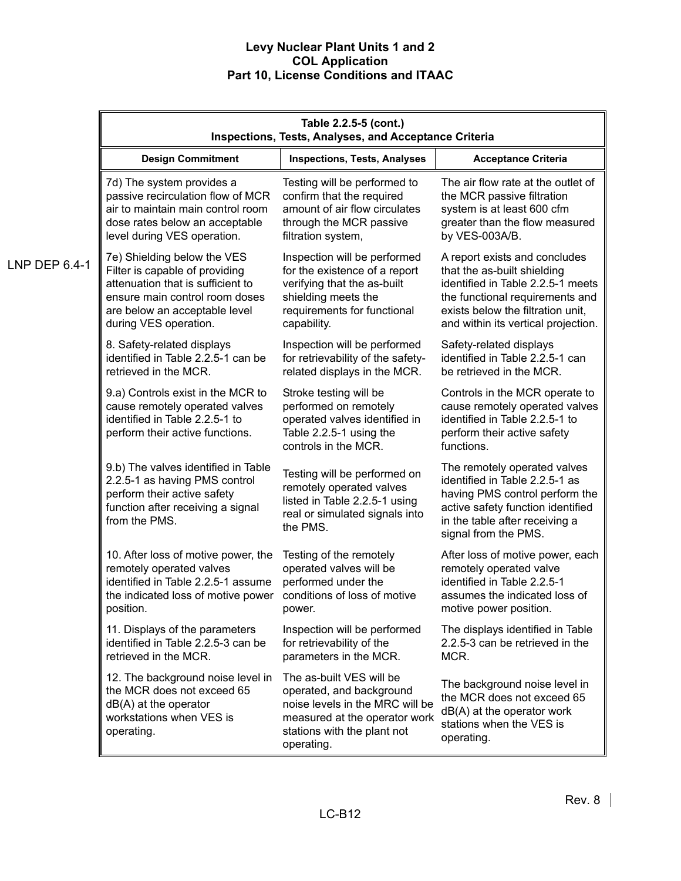| Table 2.2.5-5 (cont.) Inspections, Tests, Analyses, and Acceptance Criteria | | |
|---|---|---|
| **Design Commitment** | **Inspections, Tests, Analyses** | **Acceptance Criteria** |
| 7d) The system provides a passive recirculation flow of MCR air to maintain main control room dose rates below an acceptable level during VES operation. | Testing will be performed to confirm that the required amount of air flow circulates through the MCR passive filtration system, | The air flow rate at the outlet of the MCR passive filtration system is at least 600 cfm greater than the flow measured by VES-003A/B. |
| 7e) Shielding below the VES Filter is capable of providing attenuation that is sufficient to ensure main control room doses are below an acceptable level during VES operation. | Inspection will be performed for the existence of a report verifying that the as-built shielding meets the requirements for functional capability. | A report exists and concludes that the as-built shielding identified in Table 2.2.5-1 meets the functional requirements and exists below the filtration unit, and within its vertical projection. |
| 8. Safety-related displays identified in Table 2.2.5-1 can be retrieved in the MCR. | Inspection will be performed for retrievability of the safety-related displays in the MCR. | Safety-related displays identified in Table 2.2.5-1 can be retrieved in the MCR. |
| 9.a) Controls exist in the MCR to cause remotely operated valves identified in Table 2.2.5-1 to perform their active functions. | Stroke testing will be performed on remotely operated valves identified in Table 2.2.5-1 using the controls in the MCR. | Controls in the MCR operate to cause remotely operated valves identified in Table 2.2.5-1 to perform their active safety functions. |
| 9.b) The valves identified in Table 2.2.5-1 as having PMS control perform their active safety function after receiving a signal from the PMS. | Testing will be performed on remotely operated valves listed in Table 2.2.5-1 using real or simulated signals into the PMS. | The remotely operated valves identified in Table 2.2.5-1 as having PMS control perform the active safety function identified in the table after receiving a signal from the PMS. |
| 10. After loss of motive power, the remotely operated valves identified in Table 2.2.5-1 assume the indicated loss of motive power position. | Testing of the remotely operated valves will be performed under the conditions of loss of motive power. | After loss of motive power, each remotely operated valve identified in Table 2.2.5-1 assumes the indicated loss of motive power position. |
| 11. Displays of the parameters identified in Table 2.2.5-3 can be retrieved in the MCR. | Inspection will be performed for retrievability of the parameters in the MCR. | The displays identified in Table 2.2.5-3 can be retrieved in the MCR. |
| 12. The background noise level in the MCR does not exceed 65 dB(A) at the operator workstations when VES is operating. | The as-built VES will be operated, and background noise levels in the MRC will be measured at the operator work stations with the plant not operating. | The background noise level in the MCR does not exceed 65 dB(A) at the operator work stations when the VES is operating. |

LNP DEP 6.4-1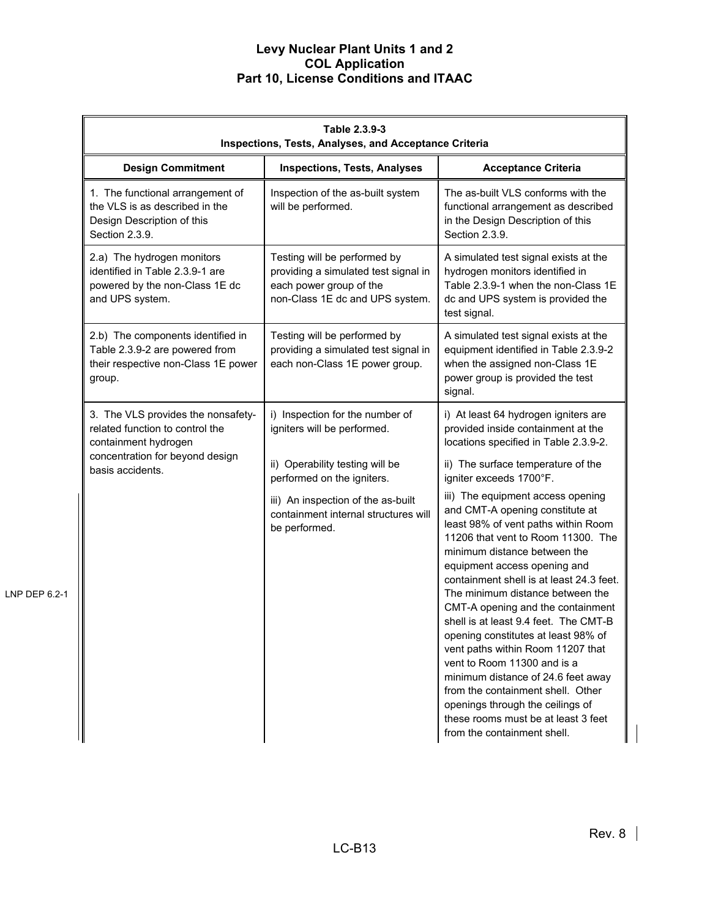| Table 2.3.9-3<br>Inspections, Tests, Analyses, and Acceptance Criteria | | |
|---|---|---|
| **Design Commitment** | **Inspections, Tests, Analyses** | **Acceptance Criteria** |
| 1. The functional arrangement of the VLS is as described in the Design Description of this Section 2.3.9. | Inspection of the as-built system will be performed. | The as-built VLS conforms with the functional arrangement as described in the Design Description of this Section 2.3.9. |
| 2.a) The hydrogen monitors identified in Table 2.3.9-1 are powered by the non-Class 1E dc and UPS system. | Testing will be performed by providing a simulated test signal in each power group of the non-Class 1E dc and UPS system. | A simulated test signal exists at the hydrogen monitors identified in Table 2.3.9-1 when the non-Class 1E dc and UPS system is provided the test signal. |
| 2.b) The components identified in Table 2.3.9-2 are powered from their respective non-Class 1E power group. | Testing will be performed by providing a simulated test signal in each non-Class 1E power group. | A simulated test signal exists at the equipment identified in Table 2.3.9-2 when the assigned non-Class 1E power group is provided the test signal. |
| 3. The VLS provides the nonsafety-related function to control the containment hydrogen concentration for beyond design basis accidents. | i) Inspection for the number of igniters will be performed. | i) At least 64 hydrogen igniters are provided inside containment at the locations specified in Table 2.3.9-2. |
| | ii) Operability testing will be performed on the igniters. | ii) The surface temperature of the igniter exceeds 1700°F. |
| | iii) An inspection of the as-built containment internal structures will be performed. | iii) The equipment access opening and CMT-A opening constitute at least 98% of vent paths within Room 11206 that vent to Room 11300. The minimum distance between the equipment access opening and containment shell is at least 24.3 feet. The minimum distance between the CMT-A opening and the containment shell is at least 9.4 feet. The CMT-B opening constitutes at least 98% of vent paths within Room 11207 that vent to Room 11300 and is a minimum distance of 24.6 feet away from the containment shell. Other openings through the ceilings of these rooms must be at least 3 feet from the containment shell. |

LNP DEP 6.2-1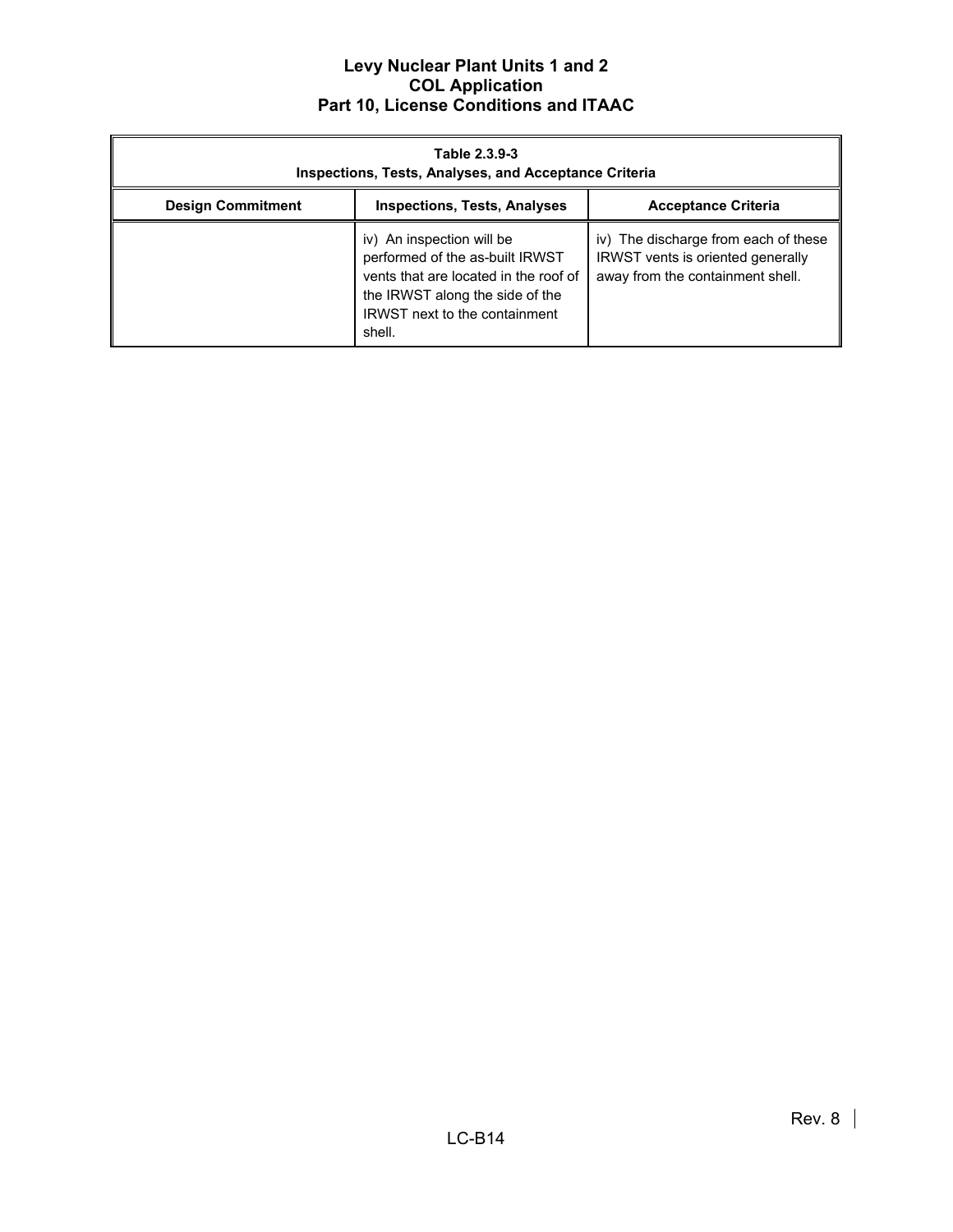| Table 2.3.9-3 Inspections, Tests, Analyses, and Acceptance Criteria | | |
|---|---|---|
| **Design Commitment** | **Inspections, Tests, Analyses** | **Acceptance Criteria** |
| | iv) An inspection will be performed of the as-built IRWST vents that are located in the roof of the IRWST along the side of the IRWST next to the containment shell. | iv) The discharge from each of these IRWST vents is oriented generally away from the containment shell. |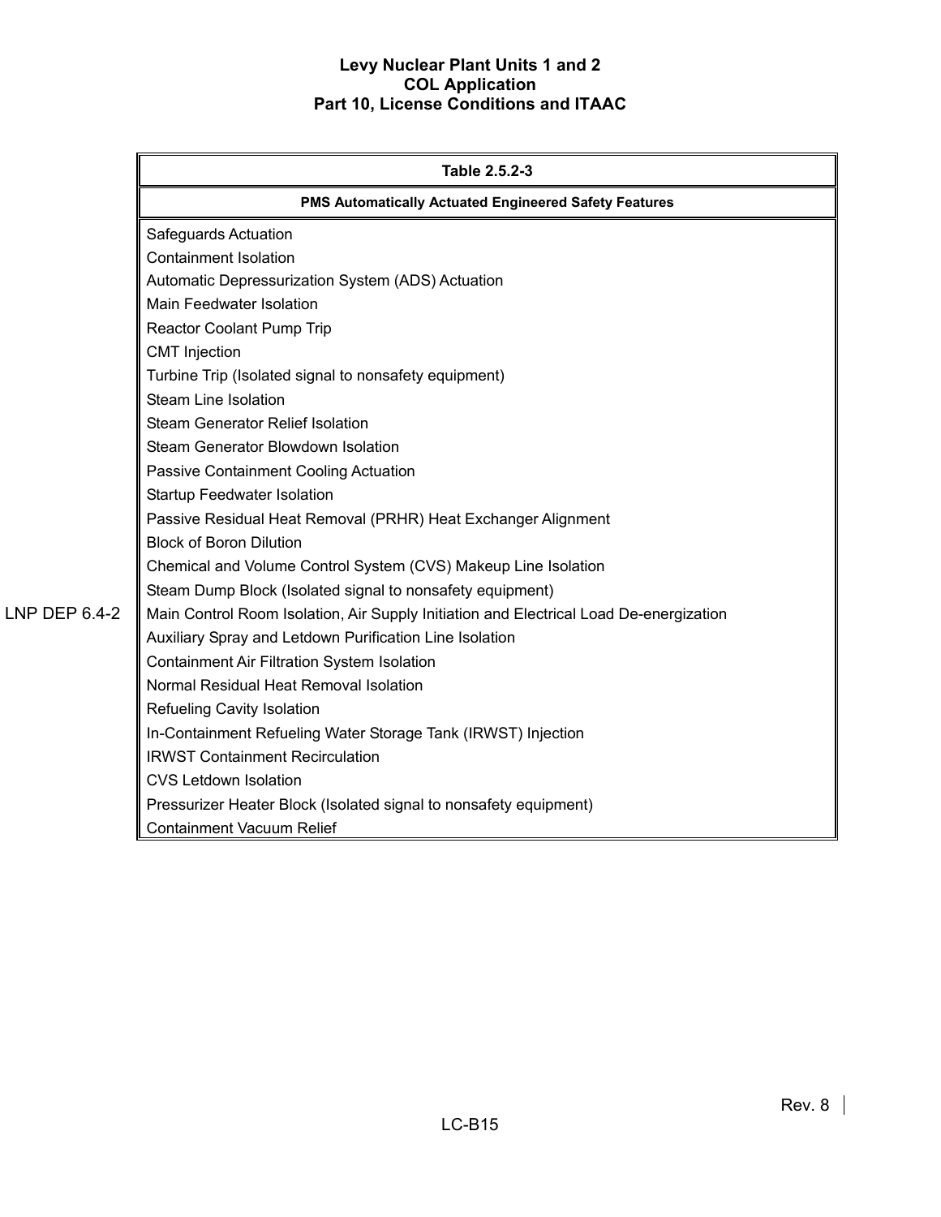| Table 2.5.2-3 |
|---|
| **PMS Automatically Actuated Engineered Safety Features** |
| Safeguards Actuation |
| Containment Isolation |
| Automatic Depressurization System (ADS) Actuation |
| Main Feedwater Isolation |
| Reactor Coolant Pump Trip |
| CMT Injection |
| Turbine Trip (Isolated signal to nonsafety equipment) |
| Steam Line Isolation |
| Steam Generator Relief Isolation |
| Steam Generator Blowdown Isolation |
| Passive Containment Cooling Actuation |
| Startup Feedwater Isolation |
| Passive Residual Heat Removal (PRHR) Heat Exchanger Alignment |
| Block of Boron Dilution |
| Chemical and Volume Control System (CVS) Makeup Line Isolation |
| Steam Dump Block (Isolated signal to nonsafety equipment) |
| Main Control Room Isolation, Air Supply Initiation and Electrical Load De-energization |
| Auxiliary Spray and Letdown Purification Line Isolation |
| Containment Air Filtration System Isolation |
| Normal Residual Heat Removal Isolation |
| Refueling Cavity Isolation |
| In-Containment Refueling Water Storage Tank (IRWST) Injection |
| IRWST Containment Recirculation |
| CVS Letdown Isolation |
| Pressurizer Heater Block (Isolated signal to nonsafety equipment) |
| Containment Vacuum Relief |

LNP DEP 6.4-2 (applies to: Main Control Room Isolation, Air Supply Initiation and Electrical Load De-energization)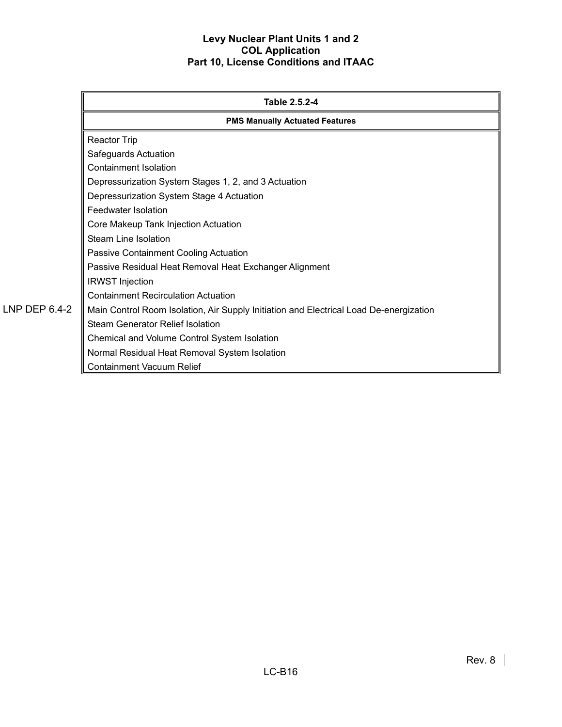| Table 2.5.2-4 |
|---|
| **PMS Manually Actuated Features** |
| Reactor Trip |
| Safeguards Actuation |
| Containment Isolation |
| Depressurization System Stages 1, 2, and 3 Actuation |
| Depressurization System Stage 4 Actuation |
| Feedwater Isolation |
| Core Makeup Tank Injection Actuation |
| Steam Line Isolation |
| Passive Containment Cooling Actuation |
| Passive Residual Heat Removal Heat Exchanger Alignment |
| IRWST Injection |
| Containment Recirculation Actuation |
| Main Control Room Isolation, Air Supply Initiation and Electrical Load De-energization |
| Steam Generator Relief Isolation |
| Chemical and Volume Control System Isolation |
| Normal Residual Heat Removal System Isolation |
| Containment Vacuum Relief |

LNP DEP 6.4-2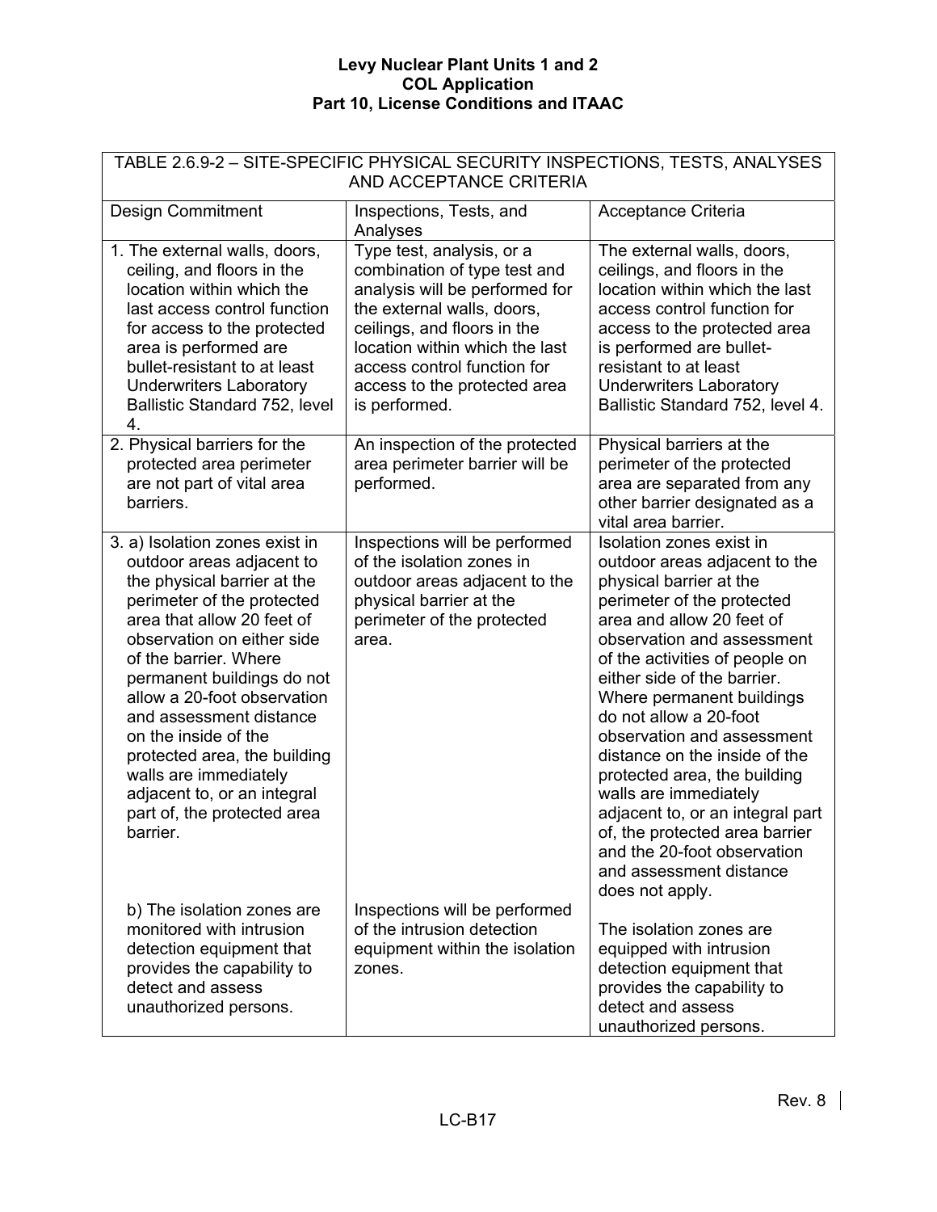TABLE 2.6.9-2 – SITE-SPECIFIC PHYSICAL SECURITY INSPECTIONS, TESTS, ANALYSES AND ACCEPTANCE CRITERIA

| Design Commitment | Inspections, Tests, and Analyses | Acceptance Criteria |
|---|---|---|
| 1. The external walls, doors, ceiling, and floors in the location within which the last access control function for access to the protected area is performed are bullet-resistant to at least Underwriters Laboratory Ballistic Standard 752, level 4. | Type test, analysis, or a combination of type test and analysis will be performed for the external walls, doors, ceilings, and floors in the location within which the last access control function for access to the protected area is performed. | The external walls, doors, ceilings, and floors in the location within which the last access control function for access to the protected area is performed are bullet-resistant to at least Underwriters Laboratory Ballistic Standard 752, level 4. |
| 2. Physical barriers for the protected area perimeter are not part of vital area barriers. | An inspection of the protected area perimeter barrier will be performed. | Physical barriers at the perimeter of the protected area are separated from any other barrier designated as a vital area barrier. |
| 3. a) Isolation zones exist in outdoor areas adjacent to the physical barrier at the perimeter of the protected area that allow 20 feet of observation on either side of the barrier. Where permanent buildings do not allow a 20-foot observation and assessment distance on the inside of the protected area, the building walls are immediately adjacent to, or an integral part of, the protected area barrier. | Inspections will be performed of the isolation zones in outdoor areas adjacent to the physical barrier at the perimeter of the protected area. | Isolation zones exist in outdoor areas adjacent to the physical barrier at the perimeter of the protected area and allow 20 feet of observation and assessment of the activities of people on either side of the barrier. Where permanent buildings do not allow a 20-foot observation and assessment distance on the inside of the protected area, the building walls are immediately adjacent to, or an integral part of, the protected area barrier and the 20-foot observation and assessment distance does not apply. |
| b) The isolation zones are monitored with intrusion detection equipment that provides the capability to detect and assess unauthorized persons. | Inspections will be performed of the intrusion detection equipment within the isolation zones. | The isolation zones are equipped with intrusion detection equipment that provides the capability to detect and assess unauthorized persons. |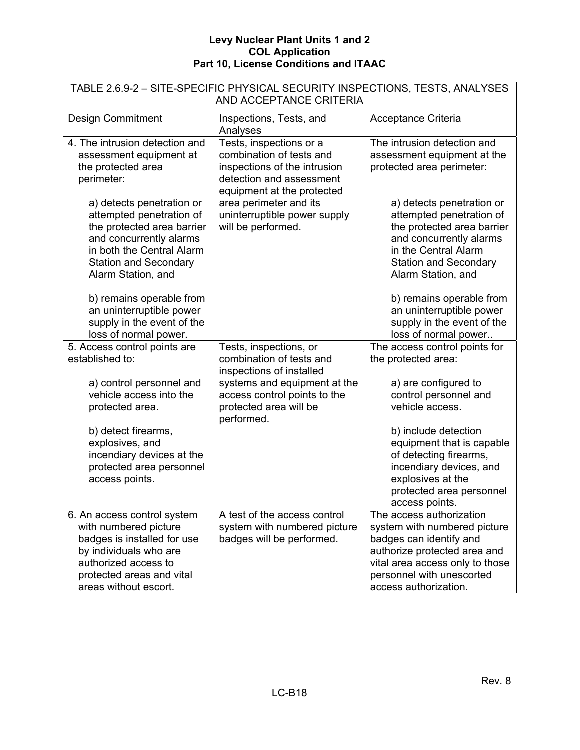Levy Nuclear Plant Units 1 and 2
COL Application
Part 10, License Conditions and ITAAC

| TABLE 2.6.9-2 – SITE-SPECIFIC PHYSICAL SECURITY INSPECTIONS, TESTS, ANALYSES AND ACCEPTANCE CRITERIA | | |
|---|---|---|
| Design Commitment | Inspections, Tests, and Analyses | Acceptance Criteria |
| 4. The intrusion detection and assessment equipment at the protected area perimeter:<br><br>a) detects penetration or attempted penetration of the protected area barrier and concurrently alarms in both the Central Alarm Station and Secondary Alarm Station, and<br><br>b) remains operable from an uninterruptible power supply in the event of the loss of normal power. | Tests, inspections or a combination of tests and inspections of the intrusion detection and assessment equipment at the protected area perimeter and its uninterruptible power supply will be performed. | The intrusion detection and assessment equipment at the protected area perimeter:<br><br>a) detects penetration or attempted penetration of the protected area barrier and concurrently alarms in the Central Alarm Station and Secondary Alarm Station, and<br><br>b) remains operable from an uninterruptible power supply in the event of the loss of normal power.. |
| 5. Access control points are established to:<br><br>a) control personnel and vehicle access into the protected area.<br><br>b) detect firearms, explosives, and incendiary devices at the protected area personnel access points. | Tests, inspections, or combination of tests and inspections of installed systems and equipment at the access control points to the protected area will be performed. | The access control points for the protected area:<br><br>a) are configured to control personnel and vehicle access.<br><br>b) include detection equipment that is capable of detecting firearms, incendiary devices, and explosives at the protected area personnel access points. |
| 6. An access control system with numbered picture badges is installed for use by individuals who are authorized access to protected areas and vital areas without escort. | A test of the access control system with numbered picture badges will be performed. | The access authorization system with numbered picture badges can identify and authorize protected area and vital area access only to those personnel with unescorted access authorization. |

Rev. 8

LC-B18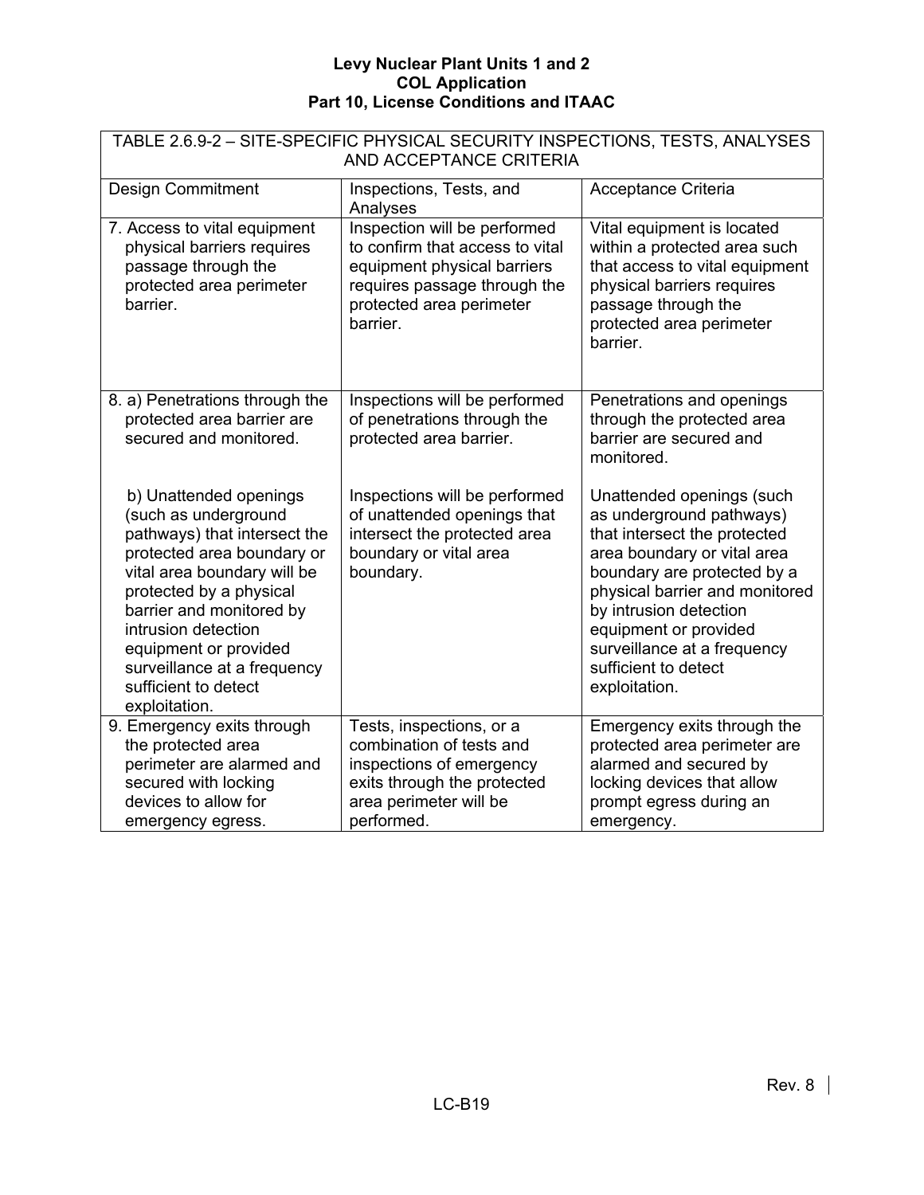| TABLE 2.6.9-2 – SITE-SPECIFIC PHYSICAL SECURITY INSPECTIONS, TESTS, ANALYSES AND ACCEPTANCE CRITERIA | | |
|---|---|---|
| Design Commitment | Inspections, Tests, and Analyses | Acceptance Criteria |
| 7. Access to vital equipment physical barriers requires passage through the protected area perimeter barrier. | Inspection will be performed to confirm that access to vital equipment physical barriers requires passage through the protected area perimeter barrier. | Vital equipment is located within a protected area such that access to vital equipment physical barriers requires passage through the protected area perimeter barrier. |
| 8. a) Penetrations through the protected area barrier are secured and monitored. | Inspections will be performed of penetrations through the protected area barrier. | Penetrations and openings through the protected area barrier are secured and monitored. |
| b) Unattended openings (such as underground pathways) that intersect the protected area boundary or vital area boundary will be protected by a physical barrier and monitored by intrusion detection equipment or provided surveillance at a frequency sufficient to detect exploitation. | Inspections will be performed of unattended openings that intersect the protected area boundary or vital area boundary. | Unattended openings (such as underground pathways) that intersect the protected area boundary or vital area boundary are protected by a physical barrier and monitored by intrusion detection equipment or provided surveillance at a frequency sufficient to detect exploitation. |
| 9. Emergency exits through the protected area perimeter are alarmed and secured with locking devices to allow for emergency egress. | Tests, inspections, or a combination of tests and inspections of emergency exits through the protected area perimeter will be performed. | Emergency exits through the protected area perimeter are alarmed and secured by locking devices that allow prompt egress during an emergency. |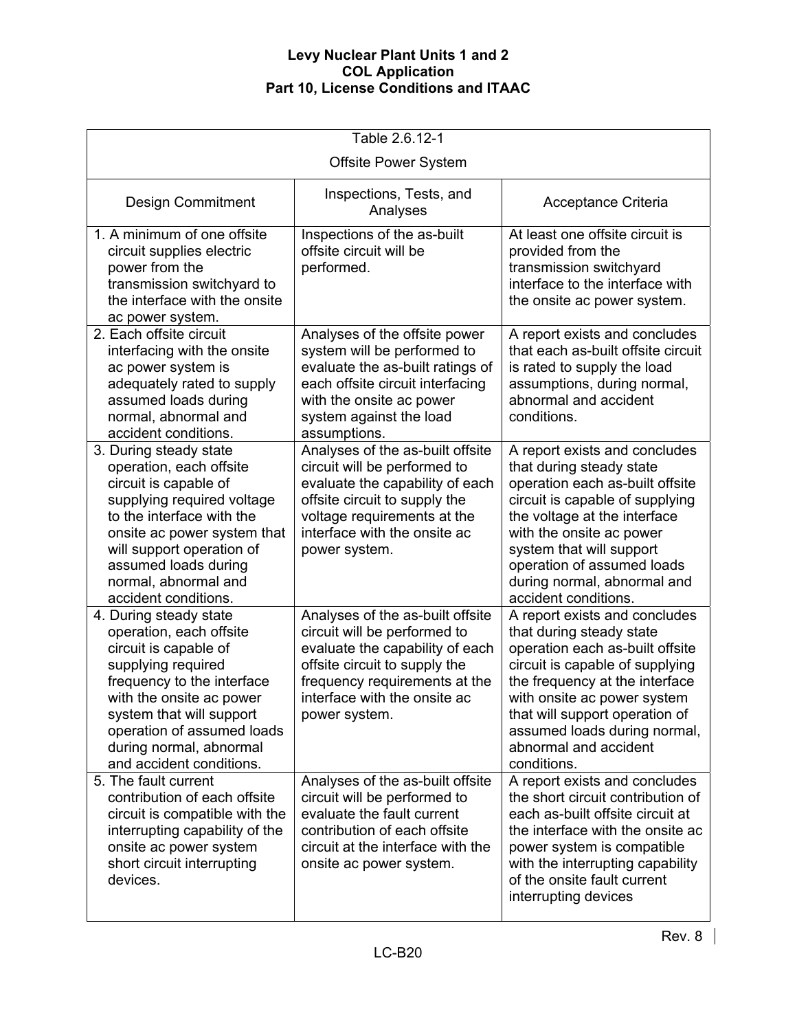Table 2.6.12-1

Offsite Power System

| Design Commitment | Inspections, Tests, and Analyses | Acceptance Criteria |
|---|---|---|
| 1. A minimum of one offsite circuit supplies electric power from the transmission switchyard to the interface with the onsite ac power system. | Inspections of the as-built offsite circuit will be performed. | At least one offsite circuit is provided from the transmission switchyard interface to the interface with the onsite ac power system. |
| 2. Each offsite circuit interfacing with the onsite ac power system is adequately rated to supply assumed loads during normal, abnormal and accident conditions. | Analyses of the offsite power system will be performed to evaluate the as-built ratings of each offsite circuit interfacing with the onsite ac power system against the load assumptions. | A report exists and concludes that each as-built offsite circuit is rated to supply the load assumptions, during normal, abnormal and accident conditions. |
| 3. During steady state operation, each offsite circuit is capable of supplying required voltage to the interface with the onsite ac power system that will support operation of assumed loads during normal, abnormal and accident conditions. | Analyses of the as-built offsite circuit will be performed to evaluate the capability of each offsite circuit to supply the voltage requirements at the interface with the onsite ac power system. | A report exists and concludes that during steady state operation each as-built offsite circuit is capable of supplying the voltage at the interface with the onsite ac power system that will support operation of assumed loads during normal, abnormal and accident conditions. |
| 4. During steady state operation, each offsite circuit is capable of supplying required frequency to the interface with the onsite ac power system that will support operation of assumed loads during normal, abnormal and accident conditions. | Analyses of the as-built offsite circuit will be performed to evaluate the capability of each offsite circuit to supply the frequency requirements at the interface with the onsite ac power system. | A report exists and concludes that during steady state operation each as-built offsite circuit is capable of supplying the frequency at the interface with onsite ac power system that will support operation of assumed loads during normal, abnormal and accident conditions. |
| 5. The fault current contribution of each offsite circuit is compatible with the interrupting capability of the onsite ac power system short circuit interrupting devices. | Analyses of the as-built offsite circuit will be performed to evaluate the fault current contribution of each offsite circuit at the interface with the onsite ac power system. | A report exists and concludes the short circuit contribution of each as-built offsite circuit at the interface with the onsite ac power system is compatible with the interrupting capability of the onsite fault current interrupting devices |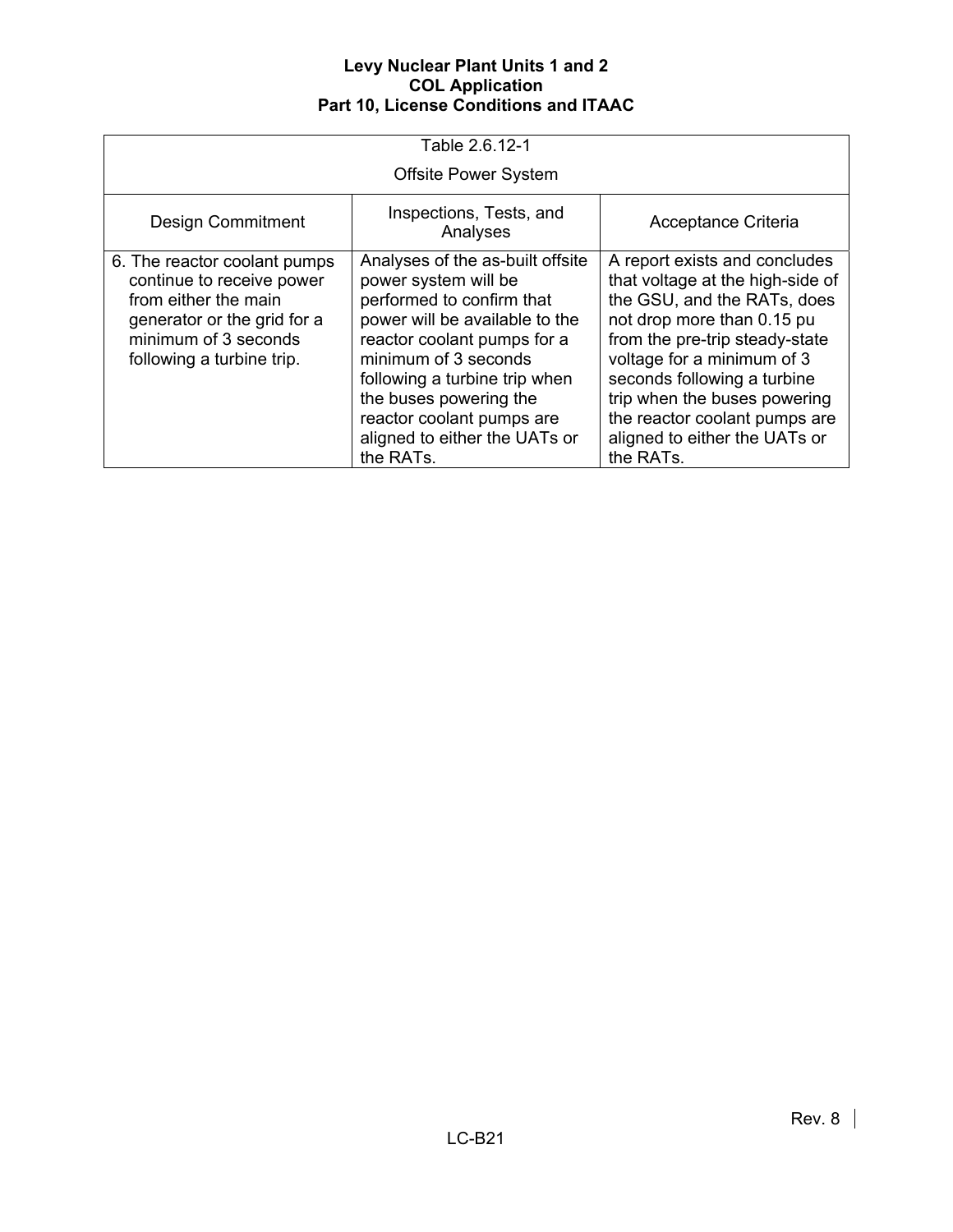| Table 2.6.12-1<br>Offsite Power System | | |
|---|---|---|
| Design Commitment | Inspections, Tests, and Analyses | Acceptance Criteria |
| 6. The reactor coolant pumps continue to receive power from either the main generator or the grid for a minimum of 3 seconds following a turbine trip. | Analyses of the as-built offsite power system will be performed to confirm that power will be available to the reactor coolant pumps for a minimum of 3 seconds following a turbine trip when the buses powering the reactor coolant pumps are aligned to either the UATs or the RATs. | A report exists and concludes that voltage at the high-side of the GSU, and the RATs, does not drop more than 0.15 pu from the pre-trip steady-state voltage for a minimum of 3 seconds following a turbine trip when the buses powering the reactor coolant pumps are aligned to either the UATs or the RATs. |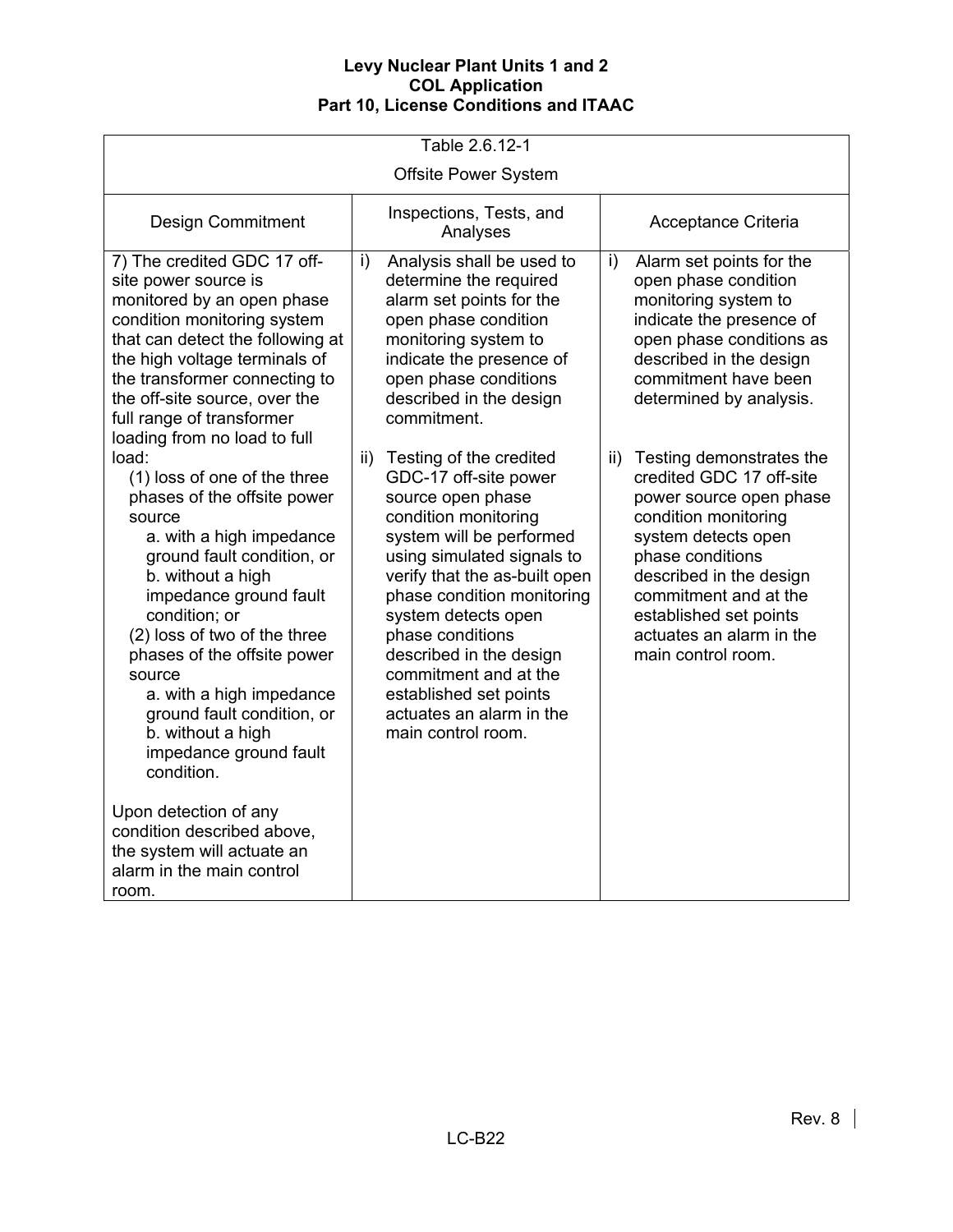| Table 2.6.12-1 Offsite Power System | | |
|---|---|---|
| Design Commitment | Inspections, Tests, and Analyses | Acceptance Criteria |
| 7) The credited GDC 17 off-site power source is monitored by an open phase condition monitoring system that can detect the following at the high voltage terminals of the transformer connecting to the off-site source, over the full range of transformer loading from no load to full load:<br>(1) loss of one of the three phases of the offsite power source<br>a. with a high impedance ground fault condition, or<br>b. without a high impedance ground fault condition; or<br>(2) loss of two of the three phases of the offsite power source<br>a. with a high impedance ground fault condition, or<br>b. without a high impedance ground fault condition.<br><br>Upon detection of any condition described above, the system will actuate an alarm in the main control room. | i) Analysis shall be used to determine the required alarm set points for the open phase condition monitoring system to indicate the presence of open phase conditions described in the design commitment.<br><br>ii) Testing of the credited GDC-17 off-site power source open phase condition monitoring system will be performed using simulated signals to verify that the as-built open phase condition monitoring system detects open phase conditions described in the design commitment and at the established set points actuates an alarm in the main control room. | i) Alarm set points for the open phase condition monitoring system to indicate the presence of open phase conditions as described in the design commitment have been determined by analysis.<br><br>ii) Testing demonstrates the credited GDC 17 off-site power source open phase condition monitoring system detects open phase conditions described in the design commitment and at the established set points actuates an alarm in the main control room. |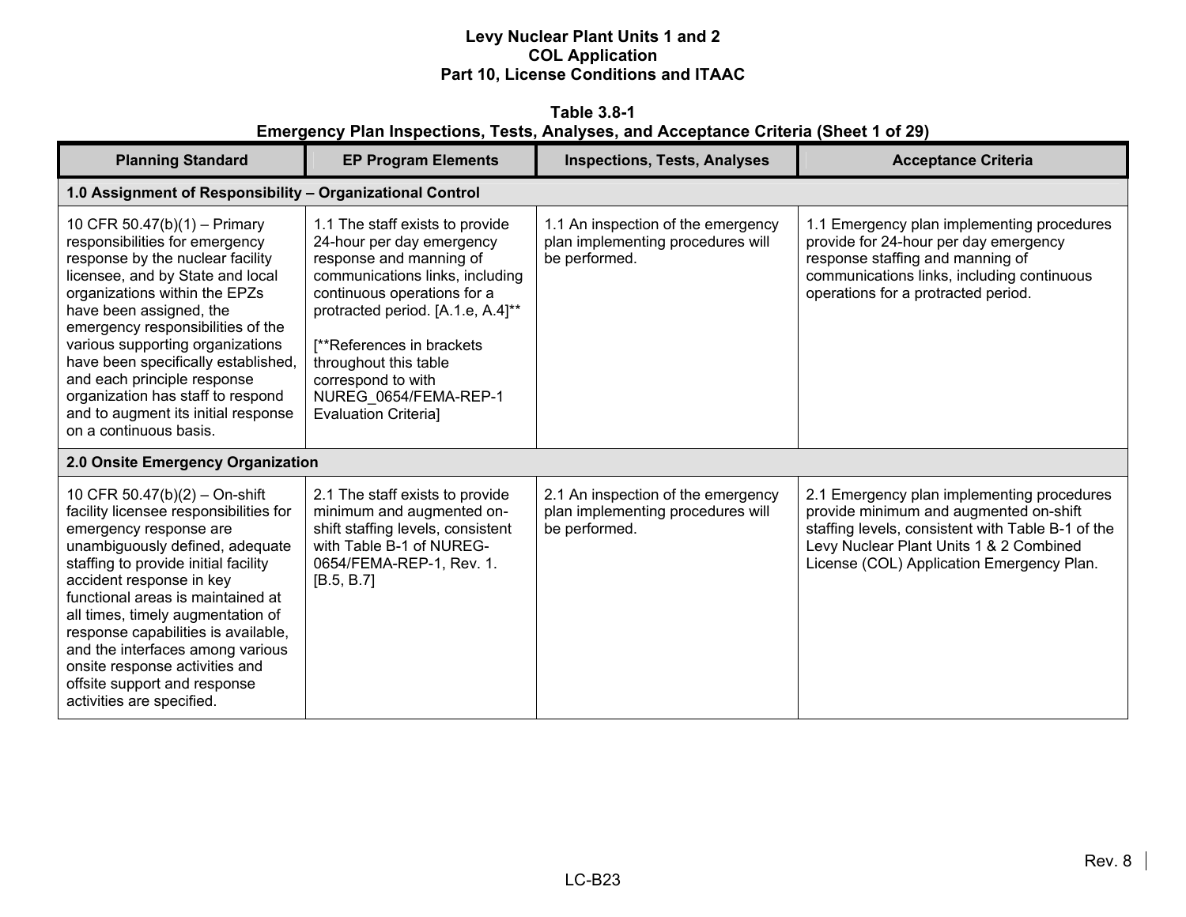# Levy Nuclear Plant Units 1 and 2
## COL Application
## Part 10, License Conditions and ITAAC

**Table 3.8-1**
**Emergency Plan Inspections, Tests, Analyses, and Acceptance Criteria (Sheet 1 of 29)**

| Planning Standard | EP Program Elements | Inspections, Tests, Analyses | Acceptance Criteria |
|---|---|---|---|
| **1.0 Assignment of Responsibility – Organizational Control** | | | |
| 10 CFR 50.47(b)(1) – Primary responsibilities for emergency response by the nuclear facility licensee, and by State and local organizations within the EPZs have been assigned, the emergency responsibilities of the various supporting organizations have been specifically established, and each principle response organization has staff to respond and to augment its initial response on a continuous basis. | 1.1 The staff exists to provide 24-hour per day emergency response and manning of communications links, including continuous operations for a protracted period. [A.1.e, A.4]** <br><br> [**References in brackets throughout this table correspond to with NUREG_0654/FEMA-REP-1 Evaluation Criteria] | 1.1 An inspection of the emergency plan implementing procedures will be performed. | 1.1 Emergency plan implementing procedures provide for 24-hour per day emergency response staffing and manning of communications links, including continuous operations for a protracted period. |
| **2.0 Onsite Emergency Organization** | | | |
| 10 CFR 50.47(b)(2) – On-shift facility licensee responsibilities for emergency response are unambiguously defined, adequate staffing to provide initial facility accident response in key functional areas is maintained at all times, timely augmentation of response capabilities is available, and the interfaces among various onsite response activities and offsite support and response activities are specified. | 2.1 The staff exists to provide minimum and augmented on-shift staffing levels, consistent with Table B-1 of NUREG-0654/FEMA-REP-1, Rev. 1. [B.5, B.7] | 2.1 An inspection of the emergency plan implementing procedures will be performed. | 2.1 Emergency plan implementing procedures provide minimum and augmented on-shift staffing levels, consistent with Table B-1 of the Levy Nuclear Plant Units 1 & 2 Combined License (COL) Application Emergency Plan. |

Rev. 8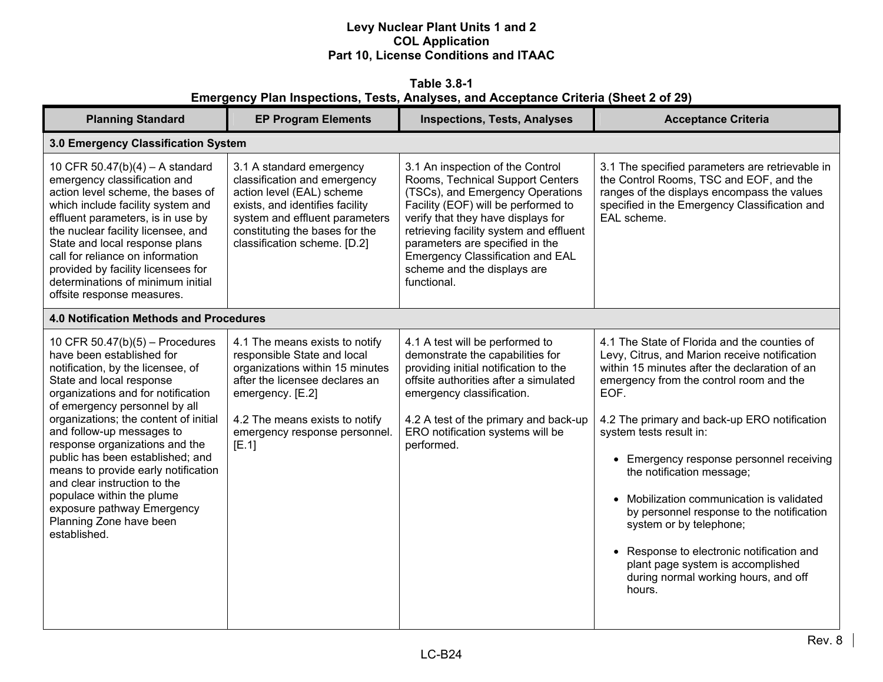**Table 3.8-1**
**Emergency Plan Inspections, Tests, Analyses, and Acceptance Criteria (Sheet 2 of 29)**

| Planning Standard | EP Program Elements | Inspections, Tests, Analyses | Acceptance Criteria |
|---|---|---|---|
| **3.0 Emergency Classification System** | | | |
| 10 CFR 50.47(b)(4) – A standard emergency classification and action level scheme, the bases of which include facility system and effluent parameters, is in use by the nuclear facility licensee, and State and local response plans call for reliance on information provided by facility licensees for determinations of minimum initial offsite response measures. | 3.1 A standard emergency classification and emergency action level (EAL) scheme exists, and identifies facility system and effluent parameters constituting the bases for the classification scheme. [D.2] | 3.1 An inspection of the Control Rooms, Technical Support Centers (TSCs), and Emergency Operations Facility (EOF) will be performed to verify that they have displays for retrieving facility system and effluent parameters are specified in the Emergency Classification and EAL scheme and the displays are functional. | 3.1 The specified parameters are retrievable in the Control Rooms, TSC and EOF, and the ranges of the displays encompass the values specified in the Emergency Classification and EAL scheme. |
| **4.0 Notification Methods and Procedures** | | | |
| 10 CFR 50.47(b)(5) – Procedures have been established for notification, by the licensee, of State and local response organizations and for notification of emergency personnel by all organizations; the content of initial and follow-up messages to response organizations and the public has been established; and means to provide early notification and clear instruction to the populace within the plume exposure pathway Emergency Planning Zone have been established. | 4.1 The means exists to notify responsible State and local organizations within 15 minutes after the licensee declares an emergency. [E.2]<br><br>4.2 The means exists to notify emergency response personnel. [E.1] | 4.1 A test will be performed to demonstrate the capabilities for providing initial notification to the offsite authorities after a simulated emergency classification.<br><br>4.2 A test of the primary and back-up ERO notification systems will be performed. | 4.1 The State of Florida and the counties of Levy, Citrus, and Marion receive notification within 15 minutes after the declaration of an emergency from the control room and the EOF.<br><br>4.2 The primary and back-up ERO notification system tests result in:<br>• Emergency response personnel receiving the notification message;<br>• Mobilization communication is validated by personnel response to the notification system or by telephone;<br>• Response to electronic notification and plant page system is accomplished during normal working hours, and off hours. |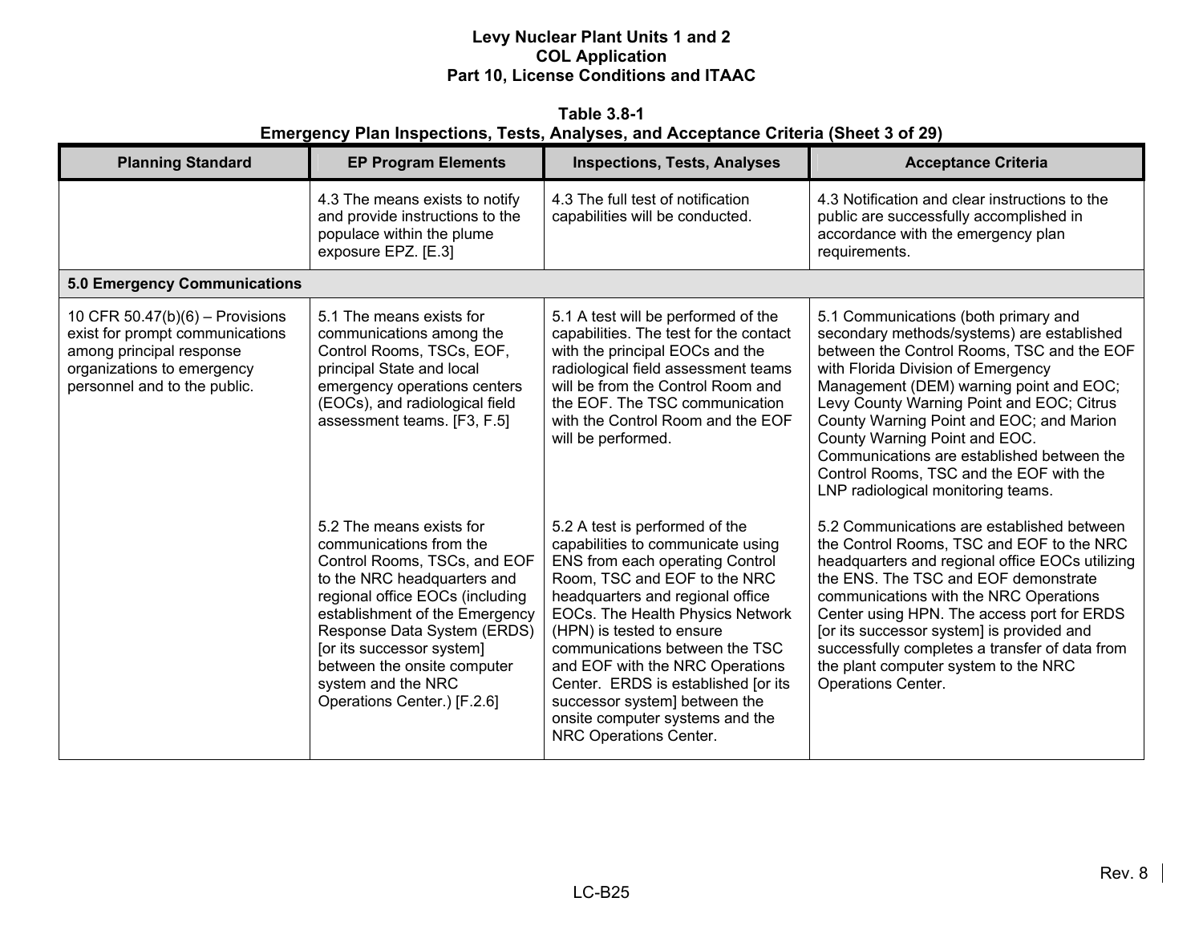**Table 3.8-1**
**Emergency Plan Inspections, Tests, Analyses, and Acceptance Criteria (Sheet 3 of 29)**

| Planning Standard | EP Program Elements | Inspections, Tests, Analyses | Acceptance Criteria |
|---|---|---|---|
| | 4.3 The means exists to notify and provide instructions to the populace within the plume exposure EPZ. [E.3] | 4.3 The full test of notification capabilities will be conducted. | 4.3 Notification and clear instructions to the public are successfully accomplished in accordance with the emergency plan requirements. |
| **5.0 Emergency Communications** | | | |
| 10 CFR 50.47(b)(6) – Provisions exist for prompt communications among principal response organizations to emergency personnel and to the public. | 5.1 The means exists for communications among the Control Rooms, TSCs, EOF, principal State and local emergency operations centers (EOCs), and radiological field assessment teams. [F3, F.5] | 5.1 A test will be performed of the capabilities. The test for the contact with the principal EOCs and the radiological field assessment teams will be from the Control Room and the EOF. The TSC communication with the Control Room and the EOF will be performed. | 5.1 Communications (both primary and secondary methods/systems) are established between the Control Rooms, TSC and the EOF with Florida Division of Emergency Management (DEM) warning point and EOC; Levy County Warning Point and EOC; Citrus County Warning Point and EOC; and Marion County Warning Point and EOC. Communications are established between the Control Rooms, TSC and the EOF with the LNP radiological monitoring teams. |
| | 5.2 The means exists for communications from the Control Rooms, TSCs, and EOF to the NRC headquarters and regional office EOCs (including establishment of the Emergency Response Data System (ERDS) [or its successor system] between the onsite computer system and the NRC Operations Center.) [F.2.6] | 5.2 A test is performed of the capabilities to communicate using ENS from each operating Control Room, TSC and EOF to the NRC headquarters and regional office EOCs. The Health Physics Network (HPN) is tested to ensure communications between the TSC and EOF with the NRC Operations Center. ERDS is established [or its successor system] between the onsite computer systems and the NRC Operations Center. | 5.2 Communications are established between the Control Rooms, TSC and EOF to the NRC headquarters and regional office EOCs utilizing the ENS. The TSC and EOF demonstrate communications with the NRC Operations Center using HPN. The access port for ERDS [or its successor system] is provided and successfully completes a transfer of data from the plant computer system to the NRC Operations Center. |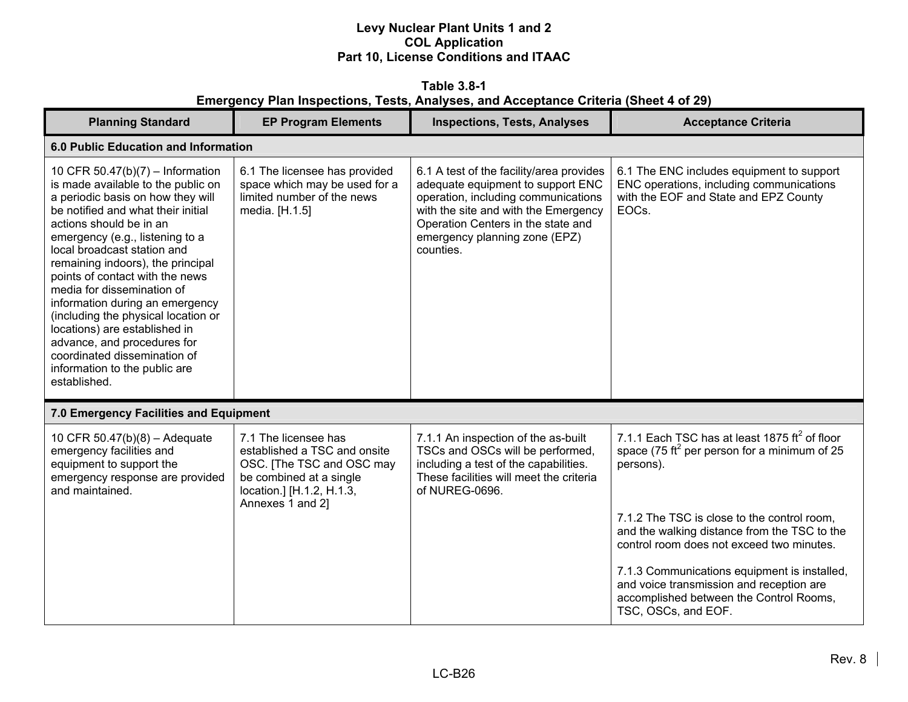**Levy Nuclear Plant Units 1 and 2**
**COL Application**
**Part 10, License Conditions and ITAAC**

**Table 3.8-1**
**Emergency Plan Inspections, Tests, Analyses, and Acceptance Criteria (Sheet 4 of 29)**

| Planning Standard | EP Program Elements | Inspections, Tests, Analyses | Acceptance Criteria |
|---|---|---|---|
| **6.0 Public Education and Information** | | | |
| 10 CFR 50.47(b)(7) – Information is made available to the public on a periodic basis on how they will be notified and what their initial actions should be in an emergency (e.g., listening to a local broadcast station and remaining indoors), the principal points of contact with the news media for dissemination of information during an emergency (including the physical location or locations) are established in advance, and procedures for coordinated dissemination of information to the public are established. | 6.1 The licensee has provided space which may be used for a limited number of the news media. [H.1.5] | 6.1 A test of the facility/area provides adequate equipment to support ENC operation, including communications with the site and with the Emergency Operation Centers in the state and emergency planning zone (EPZ) counties. | 6.1 The ENC includes equipment to support ENC operations, including communications with the EOF and State and EPZ County EOCs. |
| **7.0 Emergency Facilities and Equipment** | | | |
| 10 CFR 50.47(b)(8) – Adequate emergency facilities and equipment to support the emergency response are provided and maintained. | 7.1 The licensee has established a TSC and onsite OSC. [The TSC and OSC may be combined at a single location.] [H.1.2, H.1.3, Annexes 1 and 2] | 7.1.1 An inspection of the as-built TSCs and OSCs will be performed, including a test of the capabilities. These facilities will meet the criteria of NUREG-0696. | 7.1.1 Each TSC has at least 1875 $ft^2$ of floor space (75 $ft^2$ per person for a minimum of 25 persons). |
| | | | 7.1.2 The TSC is close to the control room, and the walking distance from the TSC to the control room does not exceed two minutes. |
| | | | 7.1.3 Communications equipment is installed, and voice transmission and reception are accomplished between the Control Rooms, TSC, OSCs, and EOF. |

Rev. 8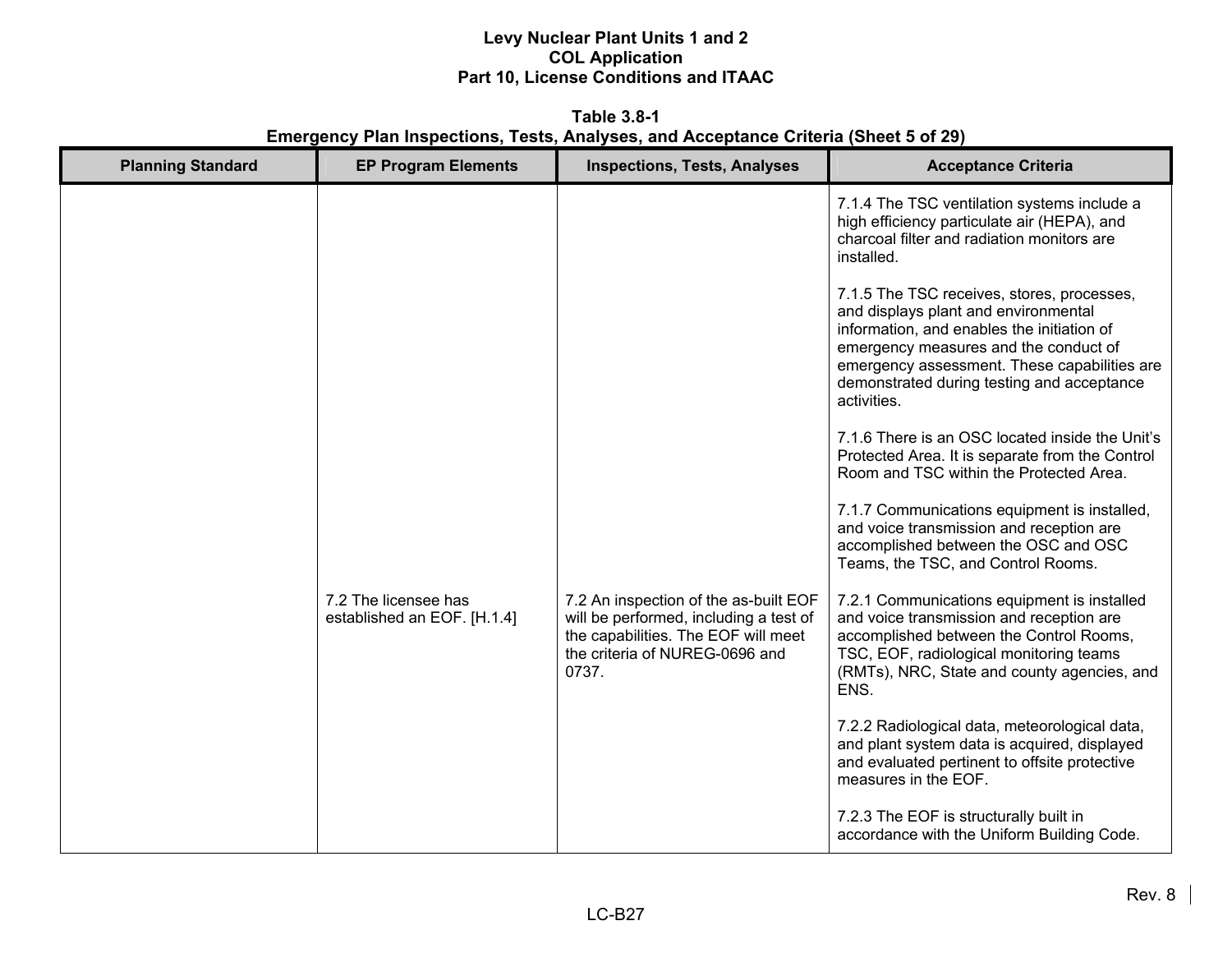**Table 3.8-1**
**Emergency Plan Inspections, Tests, Analyses, and Acceptance Criteria (Sheet 5 of 29)**

| Planning Standard | EP Program Elements | Inspections, Tests, Analyses | Acceptance Criteria |
|---|---|---|---|
| | | | 7.1.4 The TSC ventilation systems include a high efficiency particulate air (HEPA), and charcoal filter and radiation monitors are installed.<br><br>7.1.5 The TSC receives, stores, processes, and displays plant and environmental information, and enables the initiation of emergency measures and the conduct of emergency assessment. These capabilities are demonstrated during testing and acceptance activities.<br><br>7.1.6 There is an OSC located inside the Unit's Protected Area. It is separate from the Control Room and TSC within the Protected Area.<br><br>7.1.7 Communications equipment is installed, and voice transmission and reception are accomplished between the OSC and OSC Teams, the TSC, and Control Rooms. |
| | 7.2 The licensee has established an EOF. [H.1.4] | 7.2 An inspection of the as-built EOF will be performed, including a test of the capabilities. The EOF will meet the criteria of NUREG-0696 and 0737. | 7.2.1 Communications equipment is installed and voice transmission and reception are accomplished between the Control Rooms, TSC, EOF, radiological monitoring teams (RMTs), NRC, State and county agencies, and ENS.<br><br>7.2.2 Radiological data, meteorological data, and plant system data is acquired, displayed and evaluated pertinent to offsite protective measures in the EOF.<br><br>7.2.3 The EOF is structurally built in accordance with the Uniform Building Code. |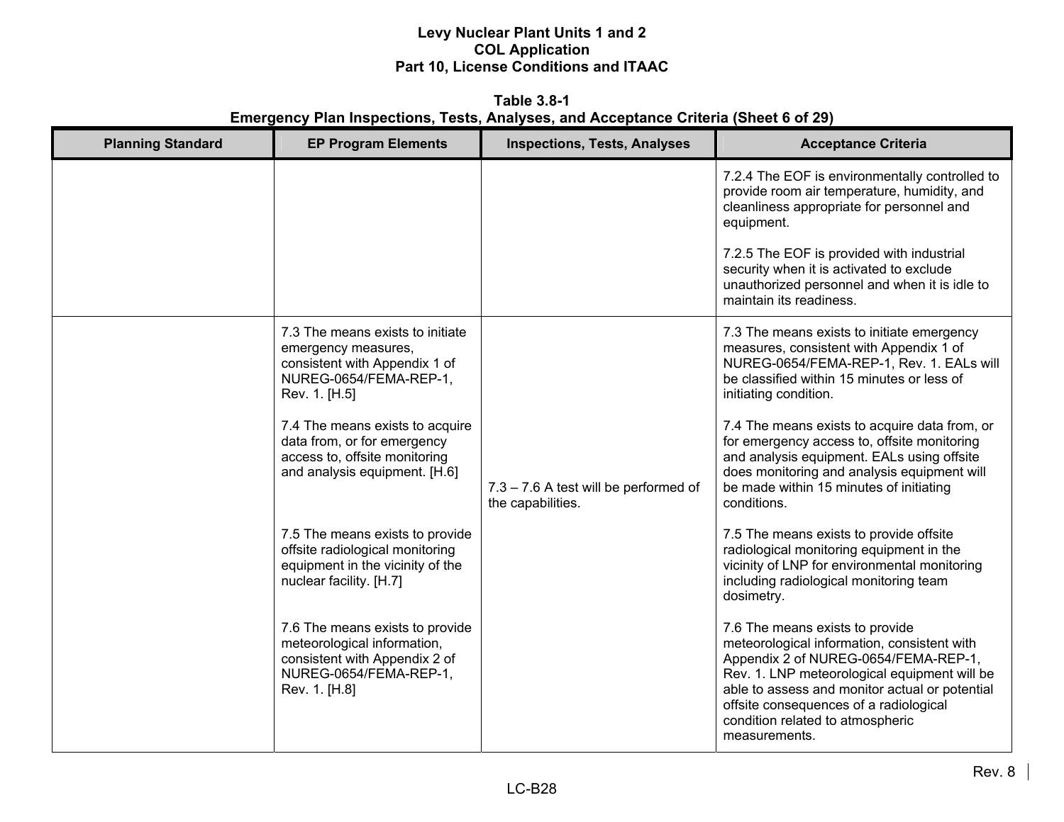**Table 3.8-1**
**Emergency Plan Inspections, Tests, Analyses, and Acceptance Criteria (Sheet 6 of 29)**

| Planning Standard | EP Program Elements | Inspections, Tests, Analyses | Acceptance Criteria |
|---|---|---|---|
| | | | 7.2.4 The EOF is environmentally controlled to provide room air temperature, humidity, and cleanliness appropriate for personnel and equipment.<br><br>7.2.5 The EOF is provided with industrial security when it is activated to exclude unauthorized personnel and when it is idle to maintain its readiness. |
| | 7.3 The means exists to initiate emergency measures, consistent with Appendix 1 of NUREG-0654/FEMA-REP-1, Rev. 1. [H.5]<br><br>7.4 The means exists to acquire data from, or for emergency access to, offsite monitoring and analysis equipment. [H.6]<br><br>7.5 The means exists to provide offsite radiological monitoring equipment in the vicinity of the nuclear facility. [H.7]<br><br>7.6 The means exists to provide meteorological information, consistent with Appendix 2 of NUREG-0654/FEMA-REP-1, Rev. 1. [H.8] | 7.3 – 7.6 A test will be performed of the capabilities. | 7.3 The means exists to initiate emergency measures, consistent with Appendix 1 of NUREG-0654/FEMA-REP-1, Rev. 1. EALs will be classified within 15 minutes or less of initiating condition.<br><br>7.4 The means exists to acquire data from, or for emergency access to, offsite monitoring and analysis equipment. EALs using offsite does monitoring and analysis equipment will be made within 15 minutes of initiating conditions.<br><br>7.5 The means exists to provide offsite radiological monitoring equipment in the vicinity of LNP for environmental monitoring including radiological monitoring team dosimetry.<br><br>7.6 The means exists to provide meteorological information, consistent with Appendix 2 of NUREG-0654/FEMA-REP-1, Rev. 1. LNP meteorological equipment will be able to assess and monitor actual or potential offsite consequences of a radiological condition related to atmospheric measurements. |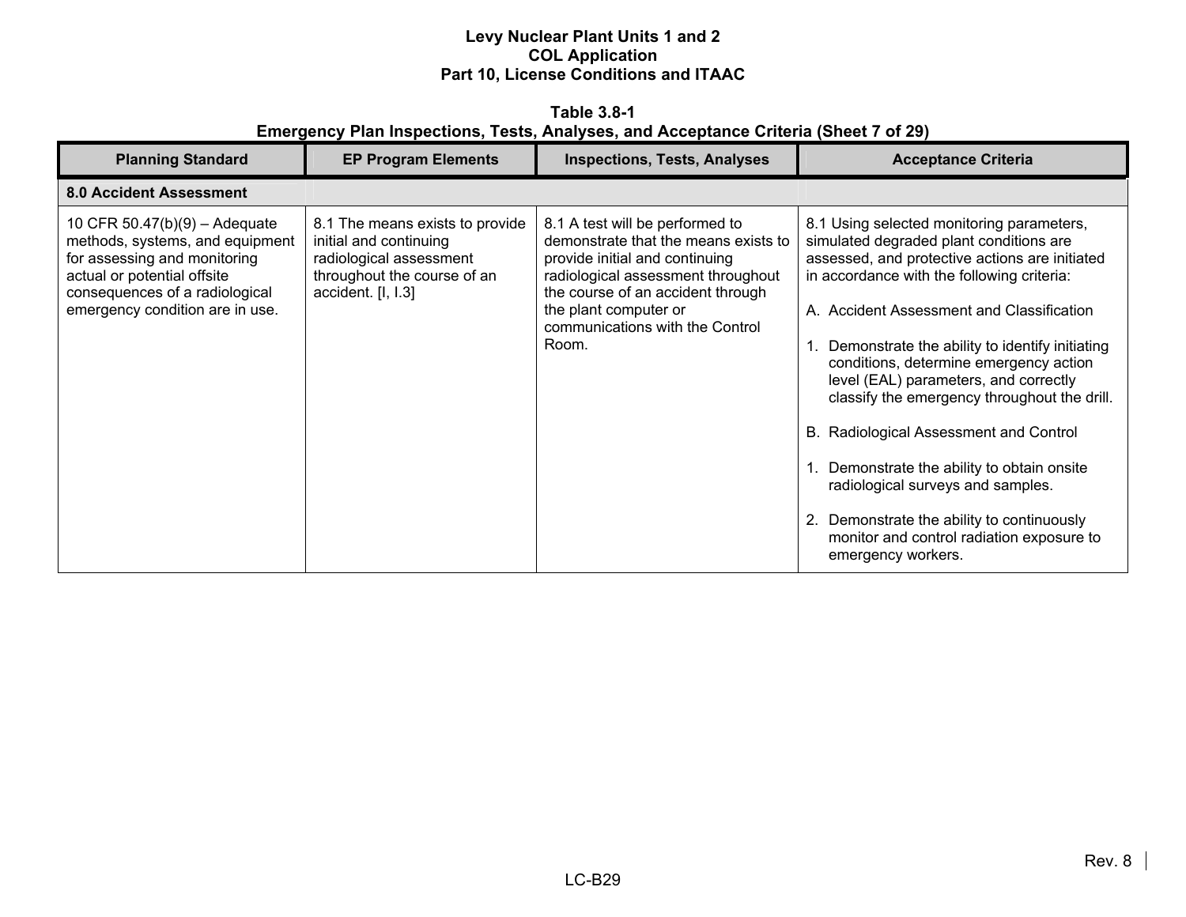**Table 3.8-1**
**Emergency Plan Inspections, Tests, Analyses, and Acceptance Criteria (Sheet 7 of 29)**

| Planning Standard | EP Program Elements | Inspections, Tests, Analyses | Acceptance Criteria |
|---|---|---|---|
| **8.0 Accident Assessment** | | | |
| 10 CFR 50.47(b)(9) – Adequate methods, systems, and equipment for assessing and monitoring actual or potential offsite consequences of a radiological emergency condition are in use. | 8.1 The means exists to provide initial and continuing radiological assessment throughout the course of an accident. [I, I.3] | 8.1 A test will be performed to demonstrate that the means exists to provide initial and continuing radiological assessment throughout the course of an accident through the plant computer or communications with the Control Room. | 8.1 Using selected monitoring parameters, simulated degraded plant conditions are assessed, and protective actions are initiated in accordance with the following criteria:<br><br>A. Accident Assessment and Classification<br><br>1. Demonstrate the ability to identify initiating conditions, determine emergency action level (EAL) parameters, and correctly classify the emergency throughout the drill.<br><br>B. Radiological Assessment and Control<br><br>1. Demonstrate the ability to obtain onsite radiological surveys and samples.<br><br>2. Demonstrate the ability to continuously monitor and control radiation exposure to emergency workers. |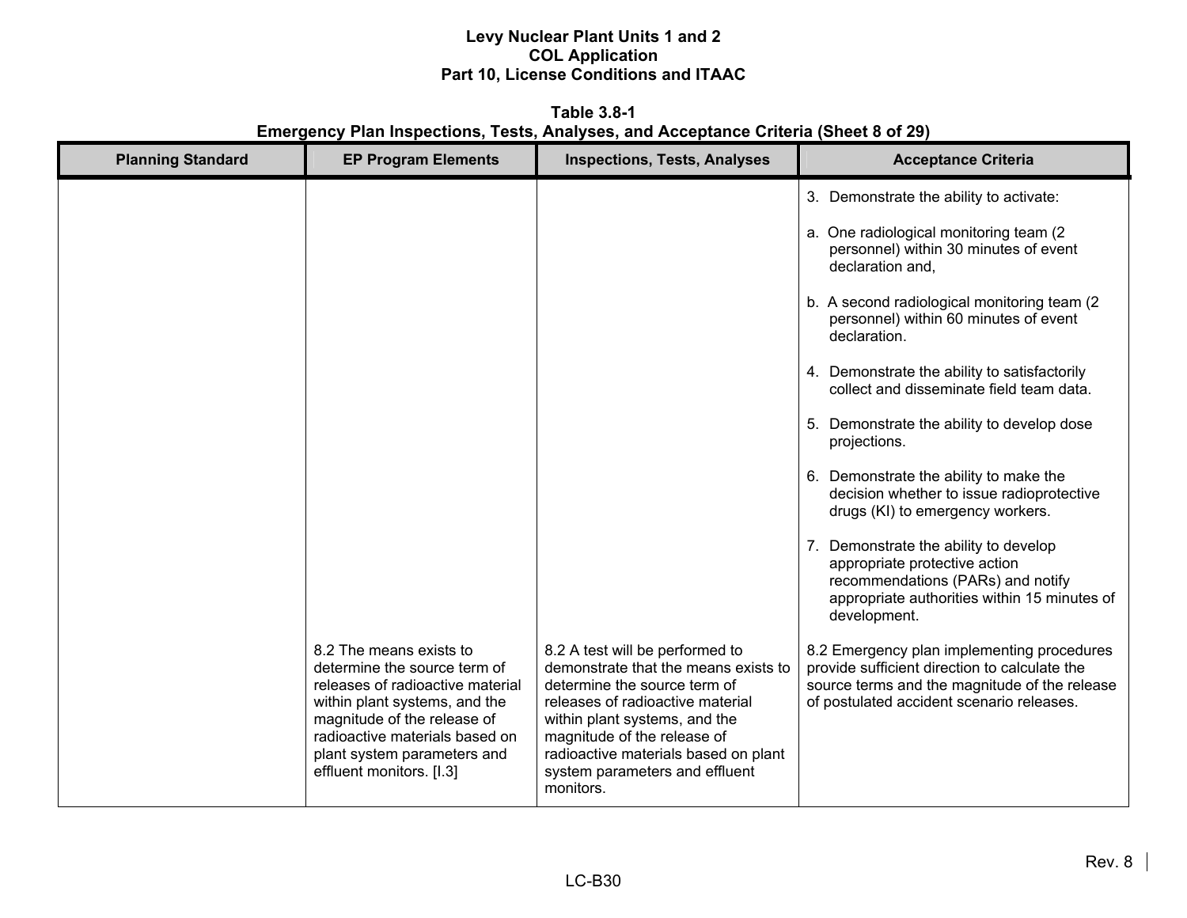**Table 3.8-1**
**Emergency Plan Inspections, Tests, Analyses, and Acceptance Criteria (Sheet 8 of 29)**

| Planning Standard | EP Program Elements | Inspections, Tests, Analyses | Acceptance Criteria |
|---|---|---|---|
| | | | 3. Demonstrate the ability to activate:<br><br>a. One radiological monitoring team (2 personnel) within 30 minutes of event declaration and,<br><br>b. A second radiological monitoring team (2 personnel) within 60 minutes of event declaration.<br><br>4. Demonstrate the ability to satisfactorily collect and disseminate field team data.<br><br>5. Demonstrate the ability to develop dose projections.<br><br>6. Demonstrate the ability to make the decision whether to issue radioprotective drugs (KI) to emergency workers.<br><br>7. Demonstrate the ability to develop appropriate protective action recommendations (PARs) and notify appropriate authorities within 15 minutes of development. |
| | 8.2 The means exists to determine the source term of releases of radioactive material within plant systems, and the magnitude of the release of radioactive materials based on plant system parameters and effluent monitors. [I.3] | 8.2 A test will be performed to demonstrate that the means exists to determine the source term of releases of radioactive material within plant systems, and the magnitude of the release of radioactive materials based on plant system parameters and effluent monitors. | 8.2 Emergency plan implementing procedures provide sufficient direction to calculate the source terms and the magnitude of the release of postulated accident scenario releases. |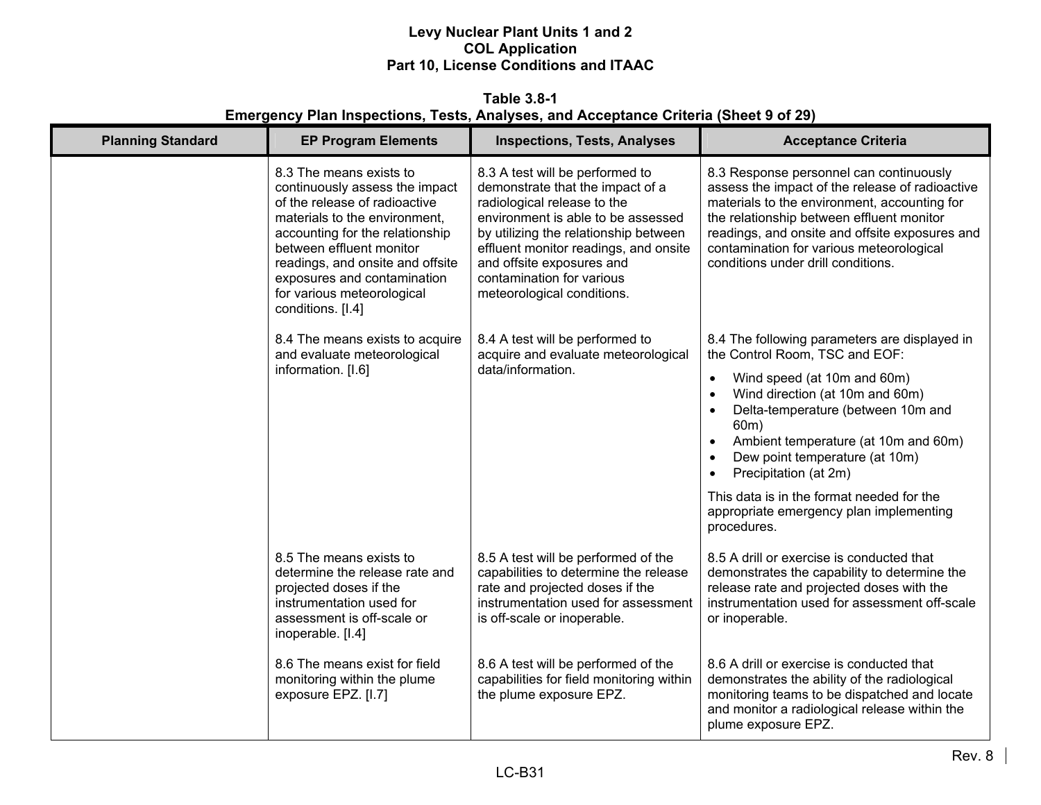**Levy Nuclear Plant Units 1 and 2**
**COL Application**
**Part 10, License Conditions and ITAAC**

**Table 3.8-1**
**Emergency Plan Inspections, Tests, Analyses, and Acceptance Criteria (Sheet 9 of 29)**

| Planning Standard | EP Program Elements | Inspections, Tests, Analyses | Acceptance Criteria |
|---|---|---|---|
| | 8.3 The means exists to continuously assess the impact of the release of radioactive materials to the environment, accounting for the relationship between effluent monitor readings, and onsite and offsite exposures and contamination for various meteorological conditions. [I.4] | 8.3 A test will be performed to demonstrate that the impact of a radiological release to the environment is able to be assessed by utilizing the relationship between effluent monitor readings, and onsite and offsite exposures and contamination for various meteorological conditions. | 8.3 Response personnel can continuously assess the impact of the release of radioactive materials to the environment, accounting for the relationship between effluent monitor readings, and onsite and offsite exposures and contamination for various meteorological conditions under drill conditions. |
| | 8.4 The means exists to acquire and evaluate meteorological information. [I.6] | 8.4 A test will be performed to acquire and evaluate meteorological data/information. | 8.4 The following parameters are displayed in the Control Room, TSC and EOF:<br>• Wind speed (at 10m and 60m)<br>• Wind direction (at 10m and 60m)<br>• Delta-temperature (between 10m and 60m)<br>• Ambient temperature (at 10m and 60m)<br>• Dew point temperature (at 10m)<br>• Precipitation (at 2m)<br><br>This data is in the format needed for the appropriate emergency plan implementing procedures. |
| | 8.5 The means exists to determine the release rate and projected doses if the instrumentation used for assessment is off-scale or inoperable. [I.4] | 8.5 A test will be performed of the capabilities to determine the release rate and projected doses if the instrumentation used for assessment is off-scale or inoperable. | 8.5 A drill or exercise is conducted that demonstrates the capability to determine the release rate and projected doses with the instrumentation used for assessment off-scale or inoperable. |
| | 8.6 The means exist for field monitoring within the plume exposure EPZ. [I.7] | 8.6 A test will be performed of the capabilities for field monitoring within the plume exposure EPZ. | 8.6 A drill or exercise is conducted that demonstrates the ability of the radiological monitoring teams to be dispatched and locate and monitor a radiological release within the plume exposure EPZ. |

Rev. 8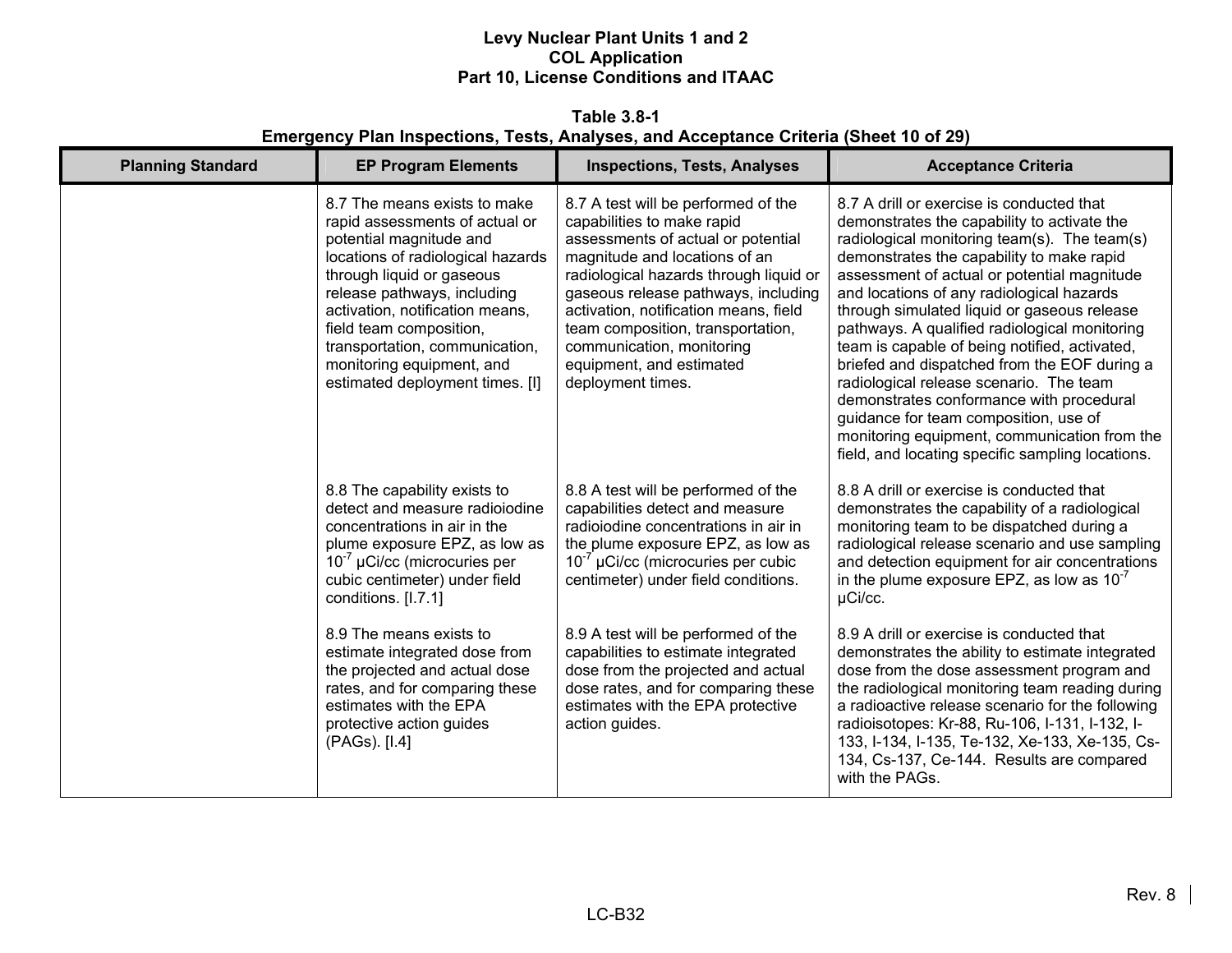**Table 3.8-1**
**Emergency Plan Inspections, Tests, Analyses, and Acceptance Criteria (Sheet 10 of 29)**

| Planning Standard | EP Program Elements | Inspections, Tests, Analyses | Acceptance Criteria |
|---|---|---|---|
| | 8.7 The means exists to make rapid assessments of actual or potential magnitude and locations of radiological hazards through liquid or gaseous release pathways, including activation, notification means, field team composition, transportation, communication, monitoring equipment, and estimated deployment times. [I] | 8.7 A test will be performed of the capabilities to make rapid assessments of actual or potential magnitude and locations of an radiological hazards through liquid or gaseous release pathways, including activation, notification means, field team composition, transportation, communication, monitoring equipment, and estimated deployment times. | 8.7 A drill or exercise is conducted that demonstrates the capability to activate the radiological monitoring team(s). The team(s) demonstrates the capability to make rapid assessment of actual or potential magnitude and locations of any radiological hazards through simulated liquid or gaseous release pathways. A qualified radiological monitoring team is capable of being notified, activated, briefed and dispatched from the EOF during a radiological release scenario. The team demonstrates conformance with procedural guidance for team composition, use of monitoring equipment, communication from the field, and locating specific sampling locations. |
| | 8.8 The capability exists to detect and measure radioiodine concentrations in air in the plume exposure EPZ, as low as $10^{-7}$ µCi/cc (microcuries per cubic centimeter) under field conditions. [I.7.1] | 8.8 A test will be performed of the capabilities detect and measure radioiodine concentrations in air in the plume exposure EPZ, as low as $10^{-7}$ µCi/cc (microcuries per cubic centimeter) under field conditions. | 8.8 A drill or exercise is conducted that demonstrates the capability of a radiological monitoring team to be dispatched during a radiological release scenario and use sampling and detection equipment for air concentrations in the plume exposure EPZ, as low as $10^{-7}$ µCi/cc. |
| | 8.9 The means exists to estimate integrated dose from the projected and actual dose rates, and for comparing these estimates with the EPA protective action guides (PAGs). [I.4] | 8.9 A test will be performed of the capabilities to estimate integrated dose from the projected and actual dose rates, and for comparing these estimates with the EPA protective action guides. | 8.9 A drill or exercise is conducted that demonstrates the ability to estimate integrated dose from the dose assessment program and the radiological monitoring team reading during a radioactive release scenario for the following radioisotopes: Kr-88, Ru-106, I-131, I-132, I-133, I-134, I-135, Te-132, Xe-133, Xe-135, Cs-134, Cs-137, Ce-144. Results are compared with the PAGs. |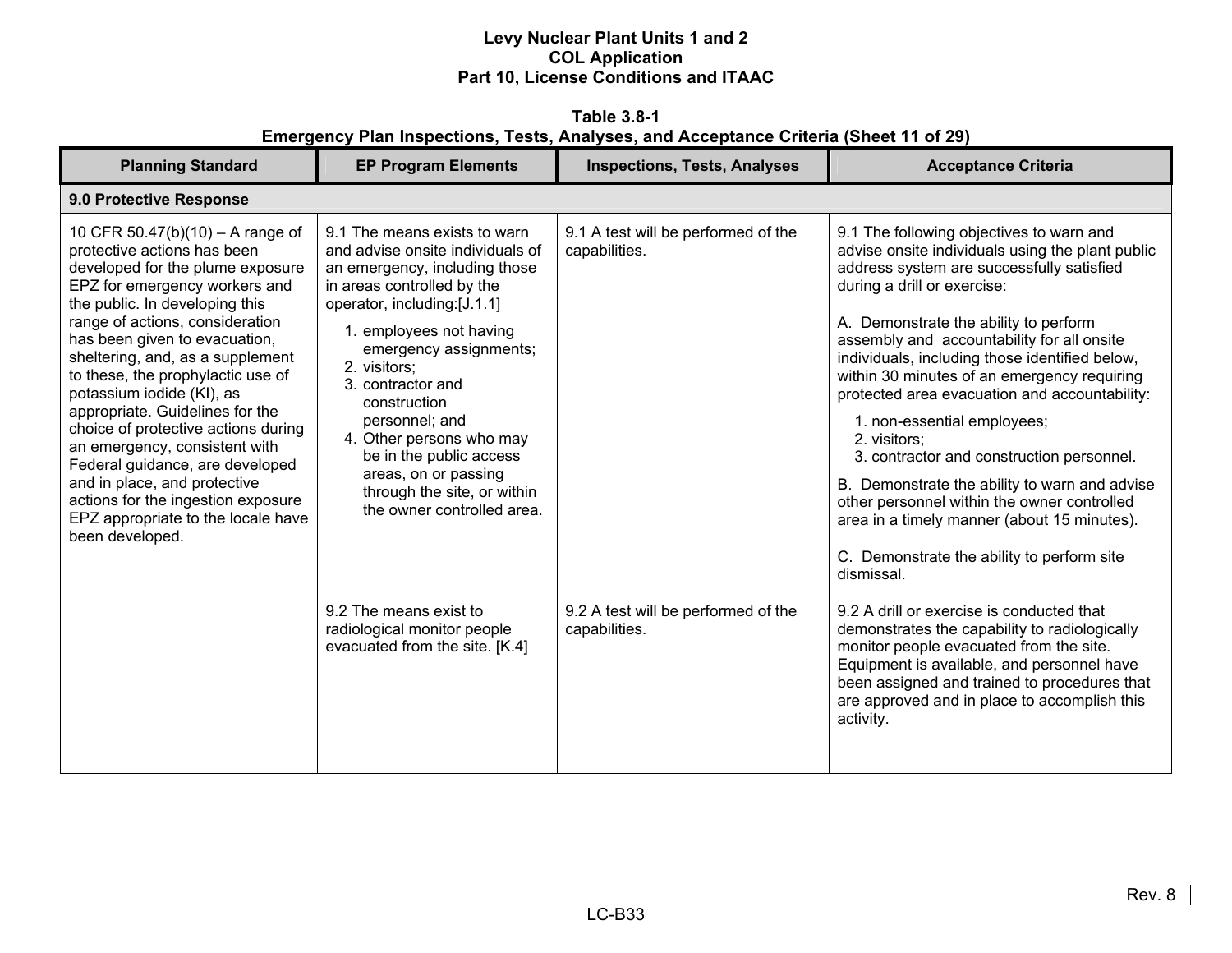**Table 3.8-1**
**Emergency Plan Inspections, Tests, Analyses, and Acceptance Criteria (Sheet 11 of 29)**

| Planning Standard | EP Program Elements | Inspections, Tests, Analyses | Acceptance Criteria |
|---|---|---|---|
| **9.0 Protective Response** | | | |
| 10 CFR 50.47(b)(10) – A range of protective actions has been developed for the plume exposure EPZ for emergency workers and the public. In developing this range of actions, consideration has been given to evacuation, sheltering, and, as a supplement to these, the prophylactic use of potassium iodide (KI), as appropriate. Guidelines for the choice of protective actions during an emergency, consistent with Federal guidance, are developed and in place, and protective actions for the ingestion exposure EPZ appropriate to the locale have been developed. | 9.1 The means exists to warn and advise onsite individuals of an emergency, including those in areas controlled by the operator, including:[J.1.1]<br>1. employees not having emergency assignments;<br>2. visitors;<br>3. contractor and construction personnel; and<br>4. Other persons who may be in the public access areas, on or passing through the site, or within the owner controlled area. | 9.1 A test will be performed of the capabilities. | 9.1 The following objectives to warn and advise onsite individuals using the plant public address system are successfully satisfied during a drill or exercise:<br><br>A. Demonstrate the ability to perform assembly and accountability for all onsite individuals, including those identified below, within 30 minutes of an emergency requiring protected area evacuation and accountability:<br>1. non-essential employees;<br>2. visitors;<br>3. contractor and construction personnel.<br><br>B. Demonstrate the ability to warn and advise other personnel within the owner controlled area in a timely manner (about 15 minutes).<br><br>C. Demonstrate the ability to perform site dismissal. |
| | 9.2 The means exist to radiological monitor people evacuated from the site. [K.4] | 9.2 A test will be performed of the capabilities. | 9.2 A drill or exercise is conducted that demonstrates the capability to radiologically monitor people evacuated from the site. Equipment is available, and personnel have been assigned and trained to procedures that are approved and in place to accomplish this activity. |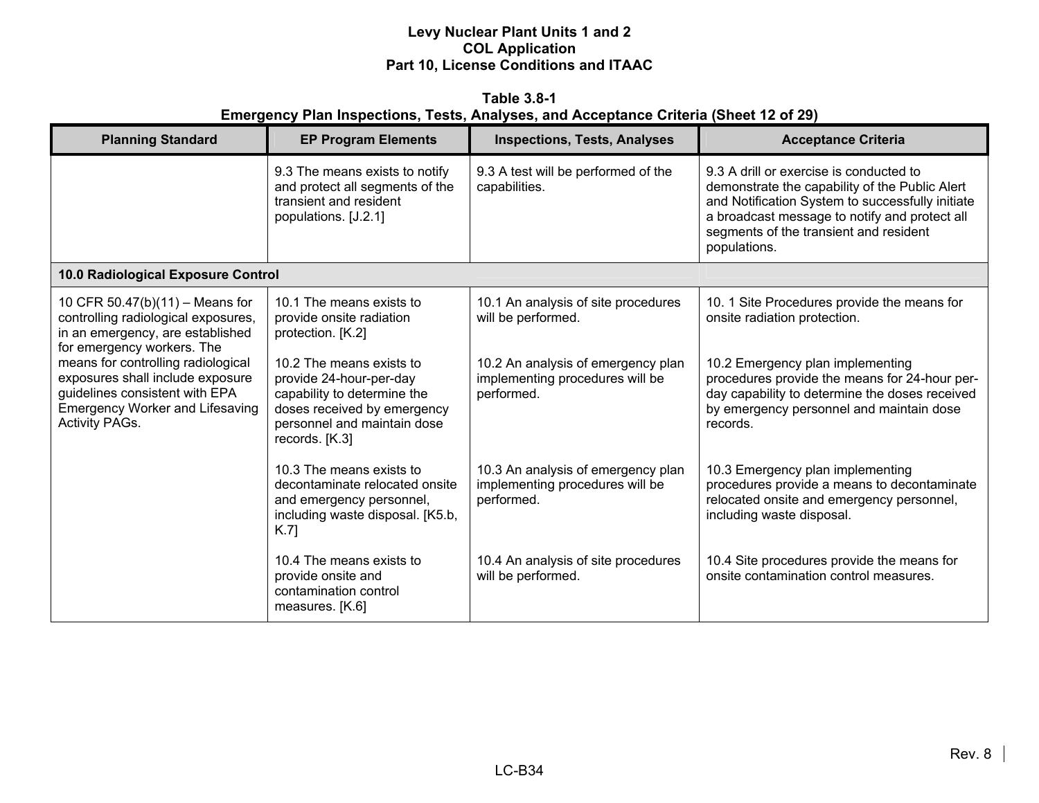**Table 3.8-1**
**Emergency Plan Inspections, Tests, Analyses, and Acceptance Criteria (Sheet 12 of 29)**

| Planning Standard | EP Program Elements | Inspections, Tests, Analyses | Acceptance Criteria |
|---|---|---|---|
| | 9.3 The means exists to notify and protect all segments of the transient and resident populations. [J.2.1] | 9.3 A test will be performed of the capabilities. | 9.3 A drill or exercise is conducted to demonstrate the capability of the Public Alert and Notification System to successfully initiate a broadcast message to notify and protect all segments of the transient and resident populations. |
| **10.0 Radiological Exposure Control** | | | |
| 10 CFR 50.47(b)(11) – Means for controlling radiological exposures, in an emergency, are established for emergency workers. The means for controlling radiological exposures shall include exposure guidelines consistent with EPA Emergency Worker and Lifesaving Activity PAGs. | 10.1 The means exists to provide onsite radiation protection. [K.2] | 10.1 An analysis of site procedures will be performed. | 10. 1 Site Procedures provide the means for onsite radiation protection. |
| | 10.2 The means exists to provide 24-hour-per-day capability to determine the doses received by emergency personnel and maintain dose records. [K.3] | 10.2 An analysis of emergency plan implementing procedures will be performed. | 10.2 Emergency plan implementing procedures provide the means for 24-hour per-day capability to determine the doses received by emergency personnel and maintain dose records. |
| | 10.3 The means exists to decontaminate relocated onsite and emergency personnel, including waste disposal. [K5.b, K.7] | 10.3 An analysis of emergency plan implementing procedures will be performed. | 10.3 Emergency plan implementing procedures provide a means to decontaminate relocated onsite and emergency personnel, including waste disposal. |
| | 10.4 The means exists to provide onsite and contamination control measures. [K.6] | 10.4 An analysis of site procedures will be performed. | 10.4 Site procedures provide the means for onsite contamination control measures. |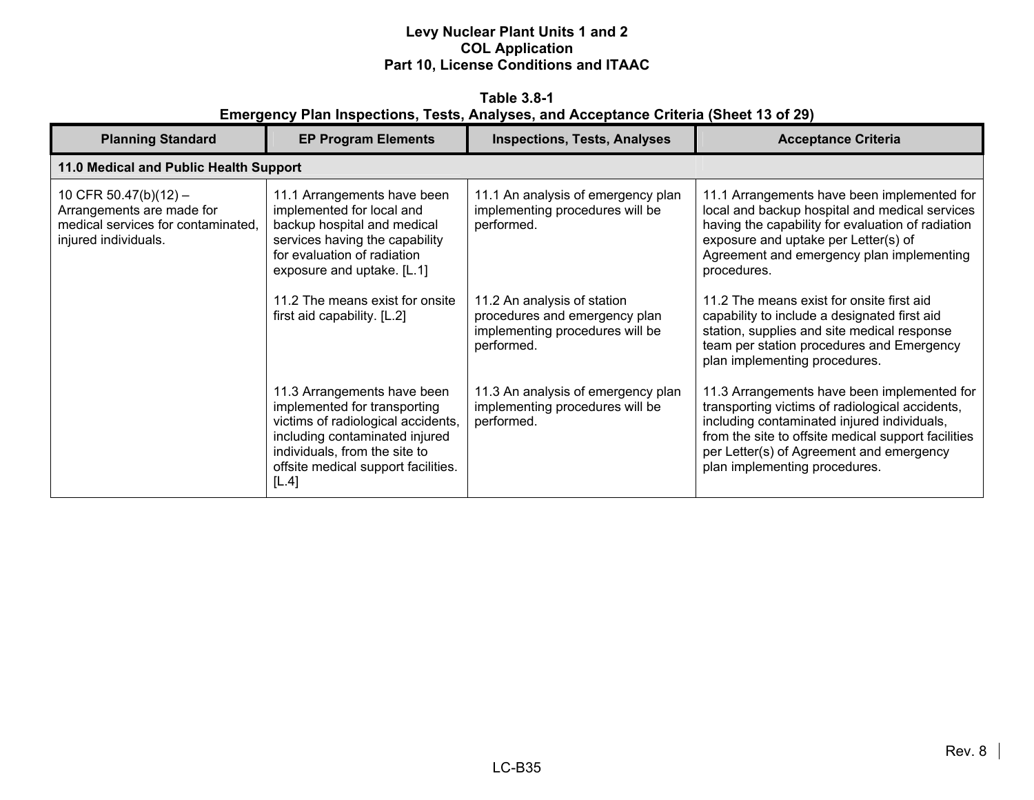**Table 3.8-1**
**Emergency Plan Inspections, Tests, Analyses, and Acceptance Criteria (Sheet 13 of 29)**

| Planning Standard | EP Program Elements | Inspections, Tests, Analyses | Acceptance Criteria |
|---|---|---|---|
| **11.0 Medical and Public Health Support** | | | |
| 10 CFR 50.47(b)(12) – Arrangements are made for medical services for contaminated, injured individuals. | 11.1 Arrangements have been implemented for local and backup hospital and medical services having the capability for evaluation of radiation exposure and uptake. [L.1] | 11.1 An analysis of emergency plan implementing procedures will be performed. | 11.1 Arrangements have been implemented for local and backup hospital and medical services having the capability for evaluation of radiation exposure and uptake per Letter(s) of Agreement and emergency plan implementing procedures. |
| | 11.2 The means exist for onsite first aid capability. [L.2] | 11.2 An analysis of station procedures and emergency plan implementing procedures will be performed. | 11.2 The means exist for onsite first aid capability to include a designated first aid station, supplies and site medical response team per station procedures and Emergency plan implementing procedures. |
| | 11.3 Arrangements have been implemented for transporting victims of radiological accidents, including contaminated injured individuals, from the site to offsite medical support facilities. [L.4] | 11.3 An analysis of emergency plan implementing procedures will be performed. | 11.3 Arrangements have been implemented for transporting victims of radiological accidents, including contaminated injured individuals, from the site to offsite medical support facilities per Letter(s) of Agreement and emergency plan implementing procedures. |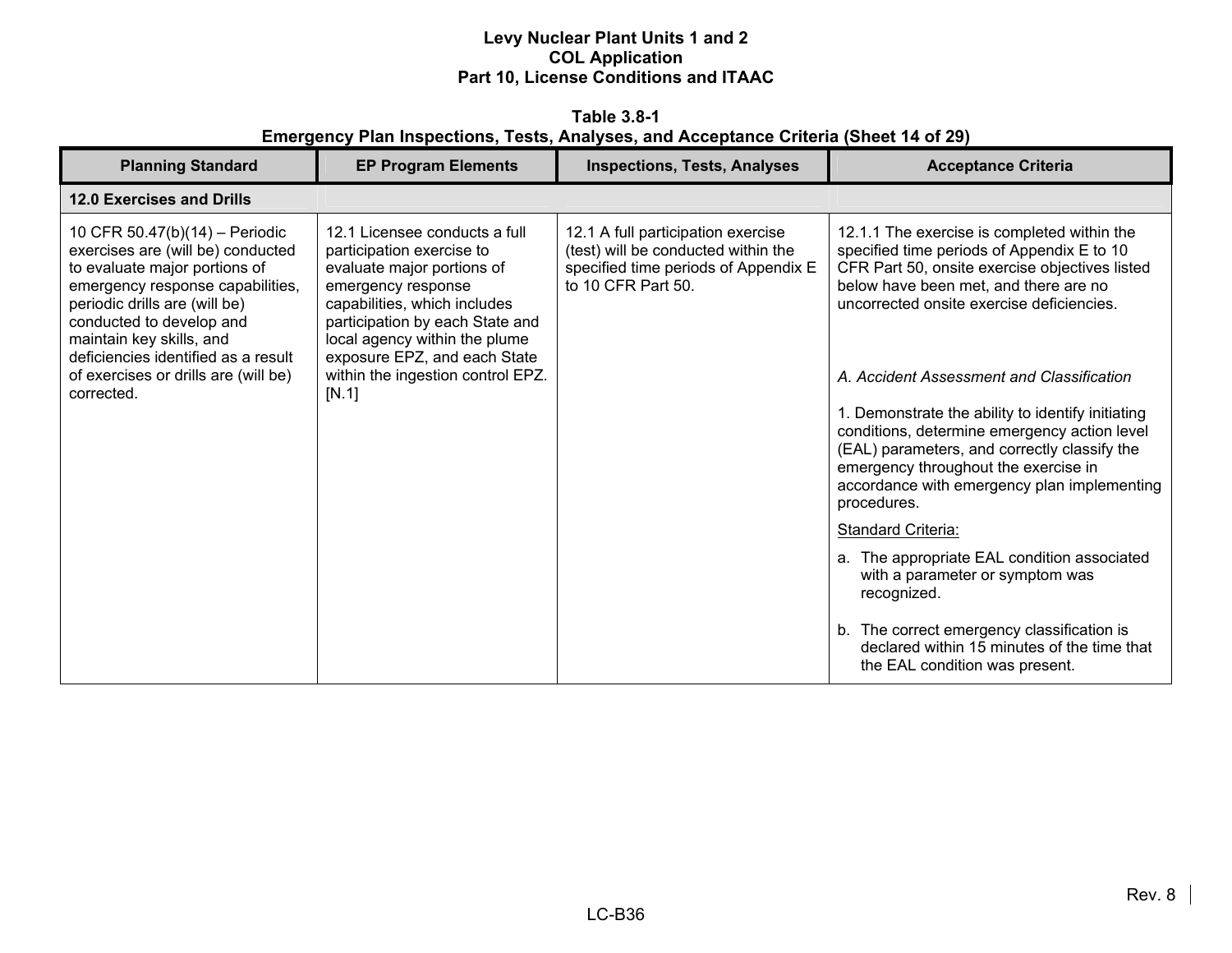Levy Nuclear Plant Units 1 and 2
COL Application
Part 10, License Conditions and ITAAC

**Table 3.8-1**
**Emergency Plan Inspections, Tests, Analyses, and Acceptance Criteria (Sheet 14 of 29)**

| Planning Standard | EP Program Elements | Inspections, Tests, Analyses | Acceptance Criteria |
|---|---|---|---|
| **12.0 Exercises and Drills** | | | |
| 10 CFR 50.47(b)(14) – Periodic exercises are (will be) conducted to evaluate major portions of emergency response capabilities, periodic drills are (will be) conducted to develop and maintain key skills, and deficiencies identified as a result of exercises or drills are (will be) corrected. | 12.1 Licensee conducts a full participation exercise to evaluate major portions of emergency response capabilities, which includes participation by each State and local agency within the plume exposure EPZ, and each State within the ingestion control EPZ. [N.1] | 12.1 A full participation exercise (test) will be conducted within the specified time periods of Appendix E to 10 CFR Part 50. | 12.1.1 The exercise is completed within the specified time periods of Appendix E to 10 CFR Part 50, onsite exercise objectives listed below have been met, and there are no uncorrected onsite exercise deficiencies.<br><br>*A. Accident Assessment and Classification*<br><br>1. Demonstrate the ability to identify initiating conditions, determine emergency action level (EAL) parameters, and correctly classify the emergency throughout the exercise in accordance with emergency plan implementing procedures.<br><br>Standard Criteria:<br><br>a. The appropriate EAL condition associated with a parameter or symptom was recognized.<br><br>b. The correct emergency classification is declared within 15 minutes of the time that the EAL condition was present. |

Rev. 8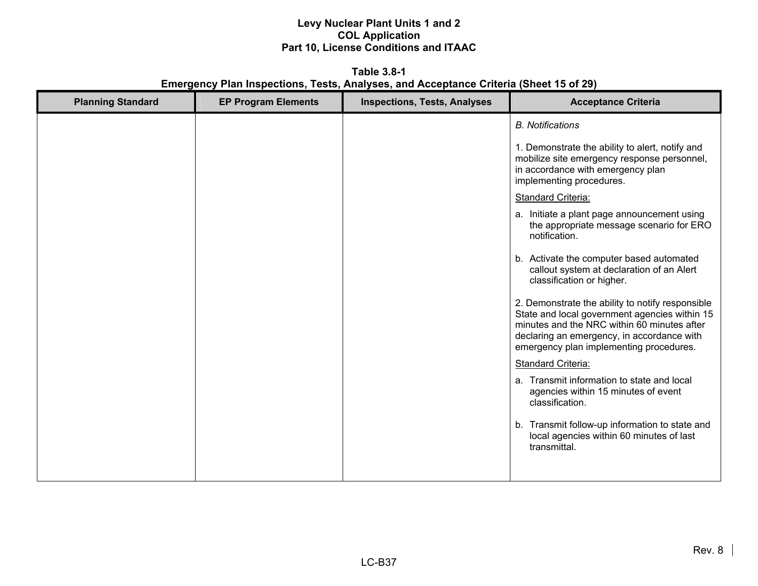**Table 3.8-1**
**Emergency Plan Inspections, Tests, Analyses, and Acceptance Criteria (Sheet 15 of 29)**

| Planning Standard | EP Program Elements | Inspections, Tests, Analyses | Acceptance Criteria |
|---|---|---|---|
| | | | *B. Notifications*<br><br>1. Demonstrate the ability to alert, notify and mobilize site emergency response personnel, in accordance with emergency plan implementing procedures.<br><br><u>Standard Criteria:</u><br><br>a. Initiate a plant page announcement using the appropriate message scenario for ERO notification.<br><br>b. Activate the computer based automated callout system at declaration of an Alert classification or higher.<br><br>2. Demonstrate the ability to notify responsible State and local government agencies within 15 minutes and the NRC within 60 minutes after declaring an emergency, in accordance with emergency plan implementing procedures.<br><br><u>Standard Criteria:</u><br><br>a. Transmit information to state and local agencies within 15 minutes of event classification.<br><br>b. Transmit follow-up information to state and local agencies within 60 minutes of last transmittal. |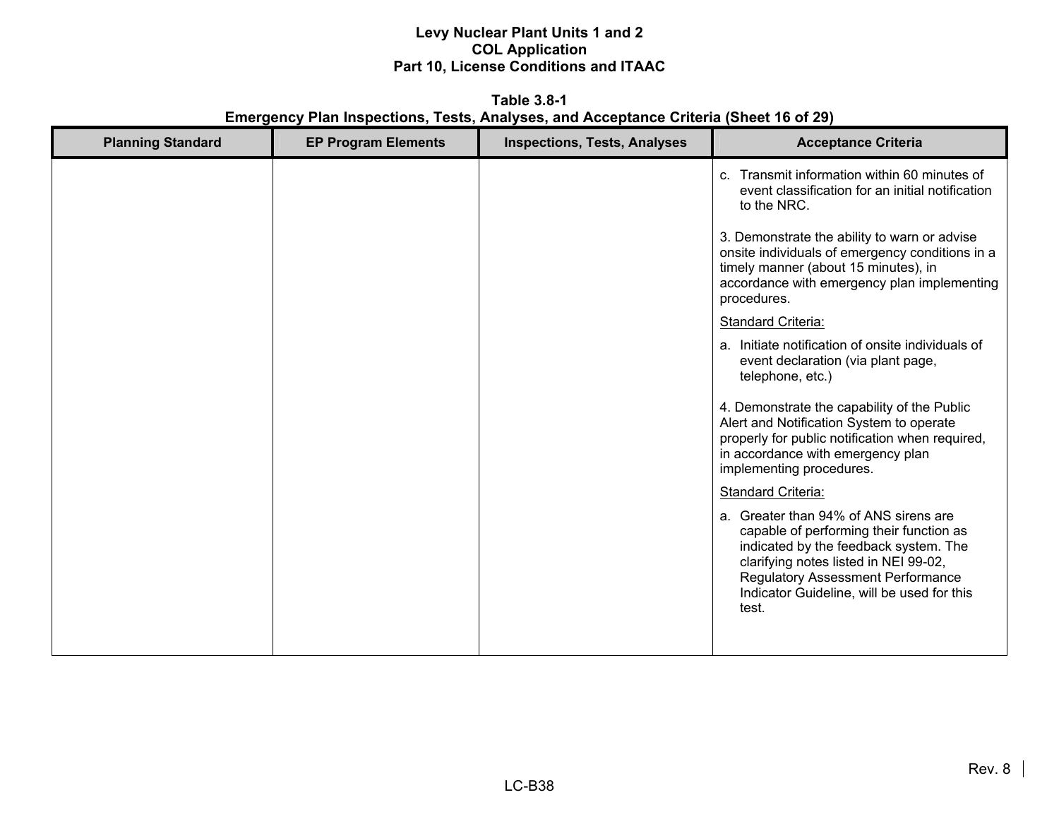**Table 3.8-1**
**Emergency Plan Inspections, Tests, Analyses, and Acceptance Criteria (Sheet 16 of 29)**

| Planning Standard | EP Program Elements | Inspections, Tests, Analyses | Acceptance Criteria |
|---|---|---|---|
| | | | c. Transmit information within 60 minutes of event classification for an initial notification to the NRC.<br><br>3. Demonstrate the ability to warn or advise onsite individuals of emergency conditions in a timely manner (about 15 minutes), in accordance with emergency plan implementing procedures.<br><br>Standard Criteria:<br><br>a. Initiate notification of onsite individuals of event declaration (via plant page, telephone, etc.)<br><br>4. Demonstrate the capability of the Public Alert and Notification System to operate properly for public notification when required, in accordance with emergency plan implementing procedures.<br><br>Standard Criteria:<br><br>a. Greater than 94% of ANS sirens are capable of performing their function as indicated by the feedback system. The clarifying notes listed in NEI 99-02, Regulatory Assessment Performance Indicator Guideline, will be used for this test. |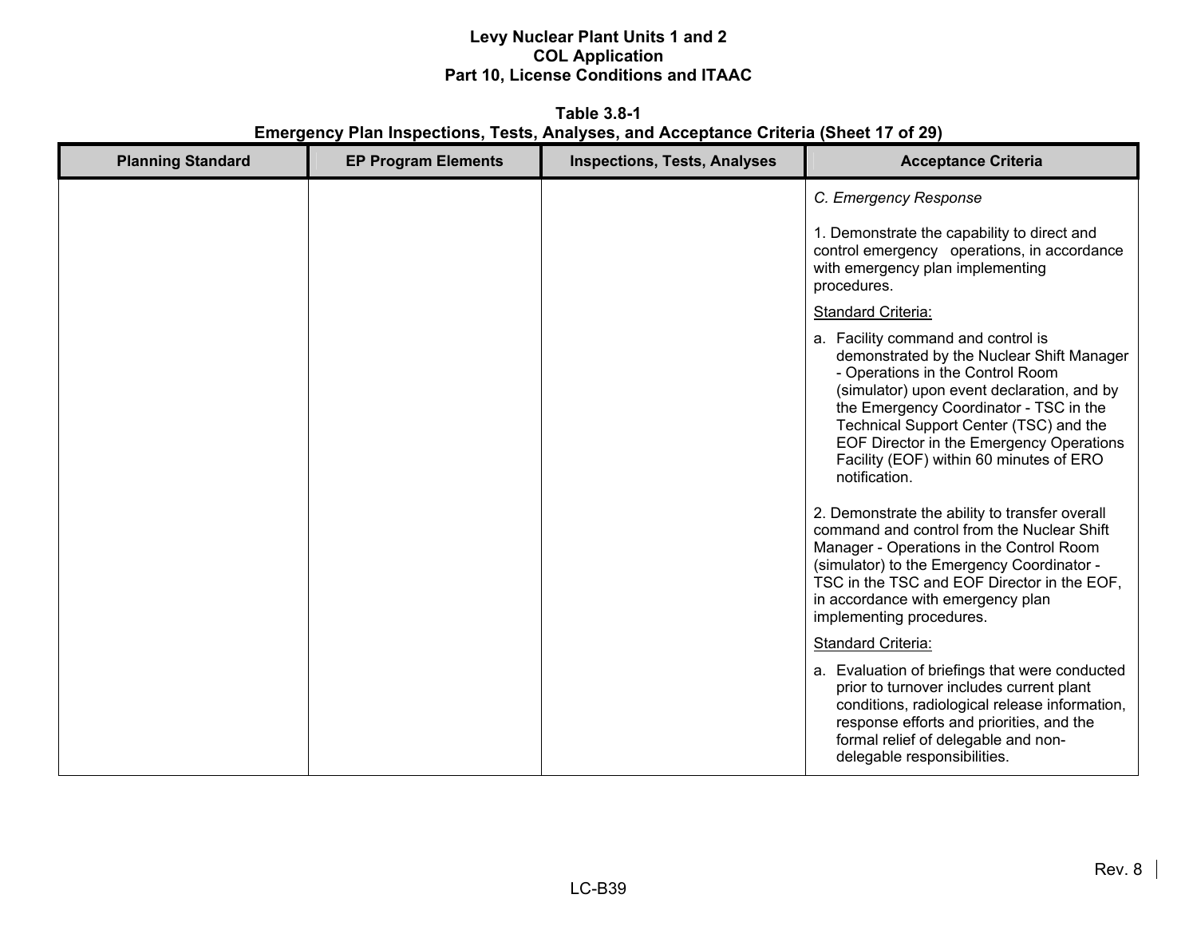**Table 3.8-1**
**Emergency Plan Inspections, Tests, Analyses, and Acceptance Criteria (Sheet 17 of 29)**

| Planning Standard | EP Program Elements | Inspections, Tests, Analyses | Acceptance Criteria |
|---|---|---|---|
| | | | *C. Emergency Response*<br><br>1. Demonstrate the capability to direct and control emergency operations, in accordance with emergency plan implementing procedures.<br><br><u>Standard Criteria:</u><br><br>a. Facility command and control is demonstrated by the Nuclear Shift Manager - Operations in the Control Room (simulator) upon event declaration, and by the Emergency Coordinator - TSC in the Technical Support Center (TSC) and the EOF Director in the Emergency Operations Facility (EOF) within 60 minutes of ERO notification.<br><br>2. Demonstrate the ability to transfer overall command and control from the Nuclear Shift Manager - Operations in the Control Room (simulator) to the Emergency Coordinator - TSC in the TSC and EOF Director in the EOF, in accordance with emergency plan implementing procedures.<br><br><u>Standard Criteria:</u><br><br>a. Evaluation of briefings that were conducted prior to turnover includes current plant conditions, radiological release information, response efforts and priorities, and the formal relief of delegable and non-delegable responsibilities. |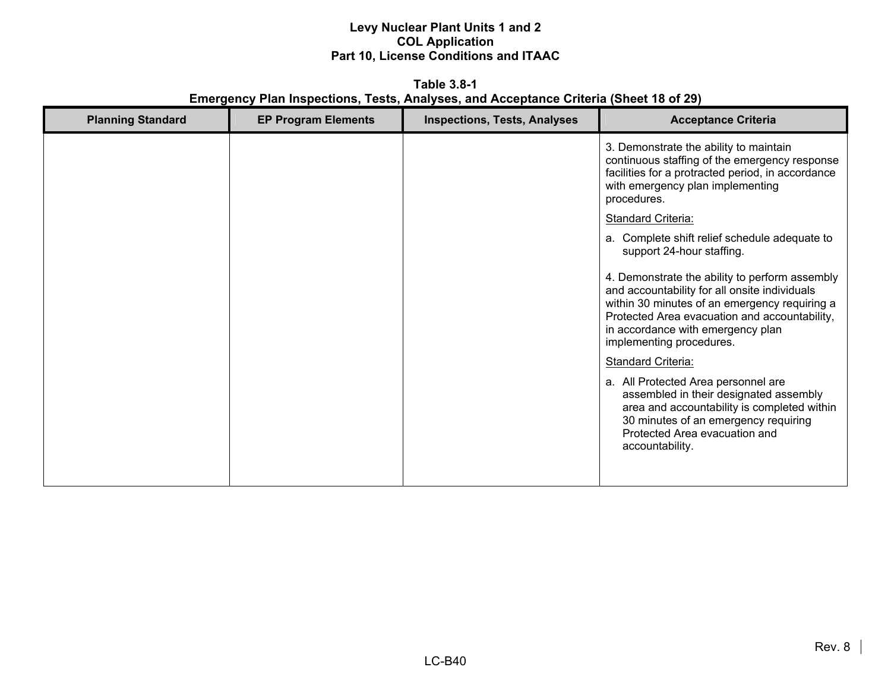**Table 3.8-1**
**Emergency Plan Inspections, Tests, Analyses, and Acceptance Criteria (Sheet 18 of 29)**

| Planning Standard | EP Program Elements | Inspections, Tests, Analyses | Acceptance Criteria |
|---|---|---|---|
| | | | 3. Demonstrate the ability to maintain continuous staffing of the emergency response facilities for a protracted period, in accordance with emergency plan implementing procedures.<br><br>Standard Criteria:<br><br>a. Complete shift relief schedule adequate to support 24-hour staffing.<br><br>4. Demonstrate the ability to perform assembly and accountability for all onsite individuals within 30 minutes of an emergency requiring a Protected Area evacuation and accountability, in accordance with emergency plan implementing procedures.<br><br>Standard Criteria:<br><br>a. All Protected Area personnel are assembled in their designated assembly area and accountability is completed within 30 minutes of an emergency requiring Protected Area evacuation and accountability. |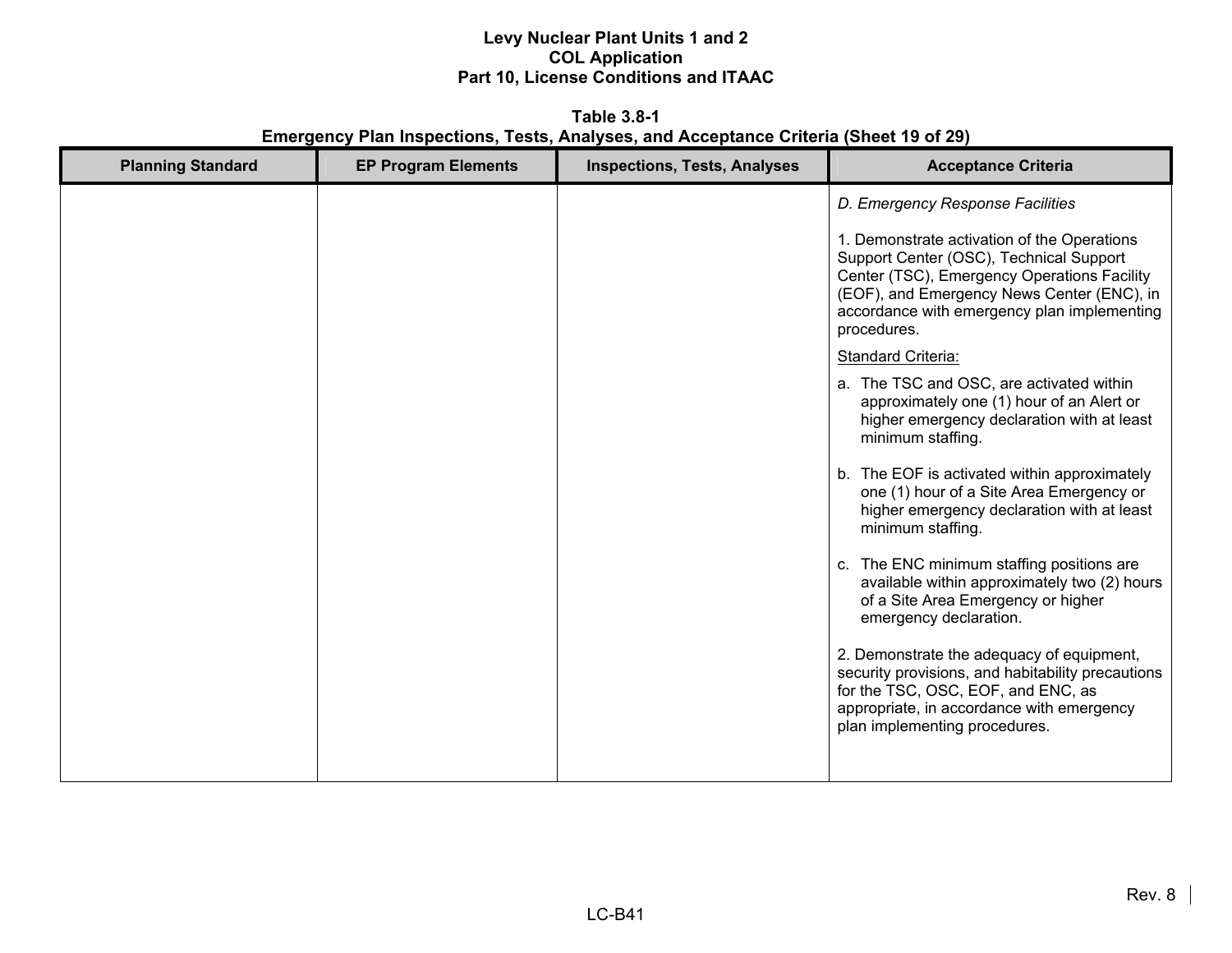**Table 3.8-1**
**Emergency Plan Inspections, Tests, Analyses, and Acceptance Criteria (Sheet 19 of 29)**

| Planning Standard | EP Program Elements | Inspections, Tests, Analyses | Acceptance Criteria |
|---|---|---|---|
| | | | *D. Emergency Response Facilities*<br><br>1. Demonstrate activation of the Operations Support Center (OSC), Technical Support Center (TSC), Emergency Operations Facility (EOF), and Emergency News Center (ENC), in accordance with emergency plan implementing procedures.<br><br>Standard Criteria:<br><br>a. The TSC and OSC, are activated within approximately one (1) hour of an Alert or higher emergency declaration with at least minimum staffing.<br><br>b. The EOF is activated within approximately one (1) hour of a Site Area Emergency or higher emergency declaration with at least minimum staffing.<br><br>c. The ENC minimum staffing positions are available within approximately two (2) hours of a Site Area Emergency or higher emergency declaration.<br><br>2. Demonstrate the adequacy of equipment, security provisions, and habitability precautions for the TSC, OSC, EOF, and ENC, as appropriate, in accordance with emergency plan implementing procedures. |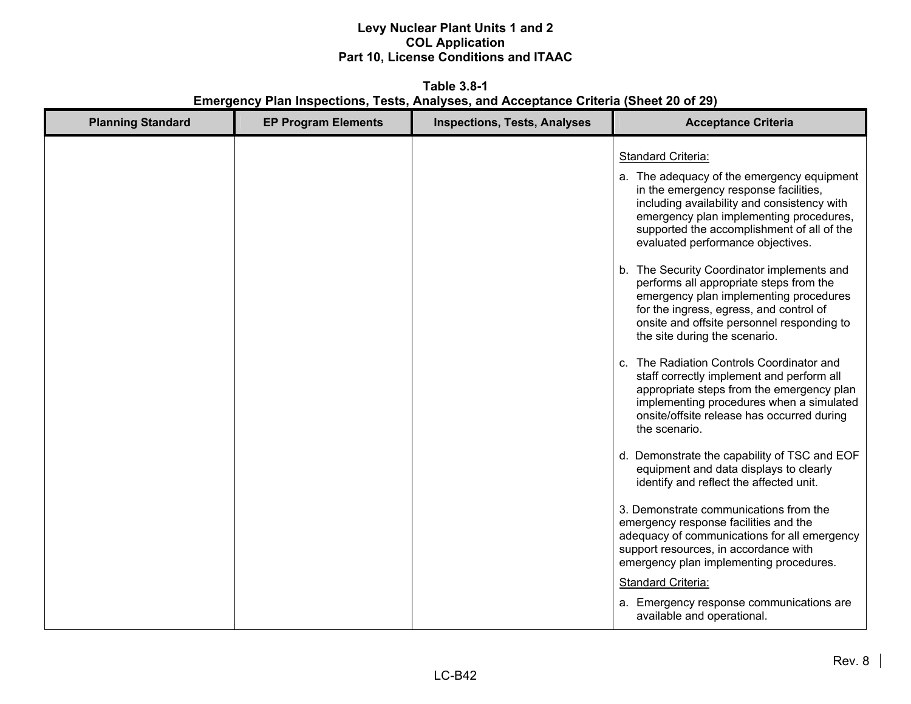**Table 3.8-1**
**Emergency Plan Inspections, Tests, Analyses, and Acceptance Criteria (Sheet 20 of 29)**

| Planning Standard | EP Program Elements | Inspections, Tests, Analyses | Acceptance Criteria |
|---|---|---|---|
| | | | Standard Criteria:<br><br>a. The adequacy of the emergency equipment in the emergency response facilities, including availability and consistency with emergency plan implementing procedures, supported the accomplishment of all of the evaluated performance objectives.<br><br>b. The Security Coordinator implements and performs all appropriate steps from the emergency plan implementing procedures for the ingress, egress, and control of onsite and offsite personnel responding to the site during the scenario.<br><br>c. The Radiation Controls Coordinator and staff correctly implement and perform all appropriate steps from the emergency plan implementing procedures when a simulated onsite/offsite release has occurred during the scenario.<br><br>d. Demonstrate the capability of TSC and EOF equipment and data displays to clearly identify and reflect the affected unit.<br><br>3. Demonstrate communications from the emergency response facilities and the adequacy of communications for all emergency support resources, in accordance with emergency plan implementing procedures.<br><br>Standard Criteria:<br><br>a. Emergency response communications are available and operational. |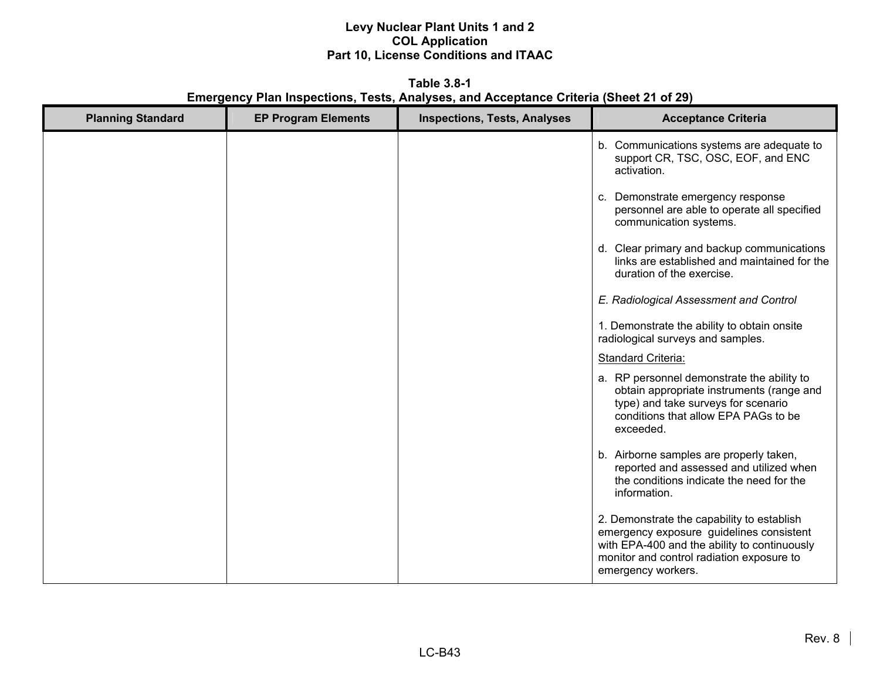**Table 3.8-1**
**Emergency Plan Inspections, Tests, Analyses, and Acceptance Criteria (Sheet 21 of 29)**

| Planning Standard | EP Program Elements | Inspections, Tests, Analyses | Acceptance Criteria |
|---|---|---|---|
| | | | b. Communications systems are adequate to support CR, TSC, OSC, EOF, and ENC activation.<br><br>c. Demonstrate emergency response personnel are able to operate all specified communication systems.<br><br>d. Clear primary and backup communications links are established and maintained for the duration of the exercise.<br><br>*E. Radiological Assessment and Control*<br><br>1. Demonstrate the ability to obtain onsite radiological surveys and samples.<br><br><u>Standard Criteria:</u><br><br>a. RP personnel demonstrate the ability to obtain appropriate instruments (range and type) and take surveys for scenario conditions that allow EPA PAGs to be exceeded.<br><br>b. Airborne samples are properly taken, reported and assessed and utilized when the conditions indicate the need for the information.<br><br>2. Demonstrate the capability to establish emergency exposure guidelines consistent with EPA-400 and the ability to continuously monitor and control radiation exposure to emergency workers. |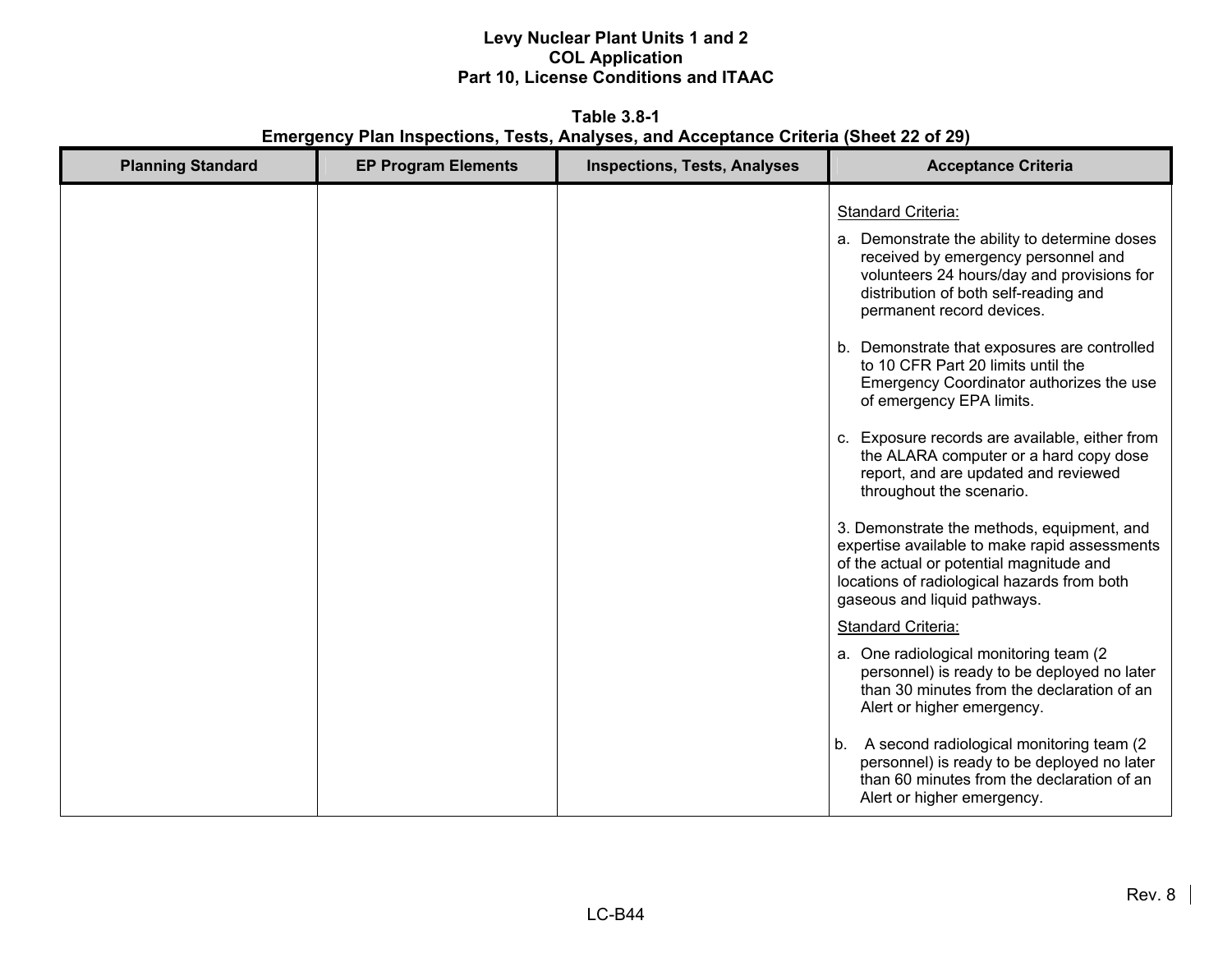**Levy Nuclear Plant Units 1 and 2**
**COL Application**
**Part 10, License Conditions and ITAAC**

**Table 3.8-1**
**Emergency Plan Inspections, Tests, Analyses, and Acceptance Criteria (Sheet 22 of 29)**

| Planning Standard | EP Program Elements | Inspections, Tests, Analyses | Acceptance Criteria |
|---|---|---|---|
| | | | Standard Criteria:<br><br>a. Demonstrate the ability to determine doses received by emergency personnel and volunteers 24 hours/day and provisions for distribution of both self-reading and permanent record devices.<br><br>b. Demonstrate that exposures are controlled to 10 CFR Part 20 limits until the Emergency Coordinator authorizes the use of emergency EPA limits.<br><br>c. Exposure records are available, either from the ALARA computer or a hard copy dose report, and are updated and reviewed throughout the scenario.<br><br>3. Demonstrate the methods, equipment, and expertise available to make rapid assessments of the actual or potential magnitude and locations of radiological hazards from both gaseous and liquid pathways.<br><br>Standard Criteria:<br><br>a. One radiological monitoring team (2 personnel) is ready to be deployed no later than 30 minutes from the declaration of an Alert or higher emergency.<br><br>b. A second radiological monitoring team (2 personnel) is ready to be deployed no later than 60 minutes from the declaration of an Alert or higher emergency. |

Rev. 8

LC-B44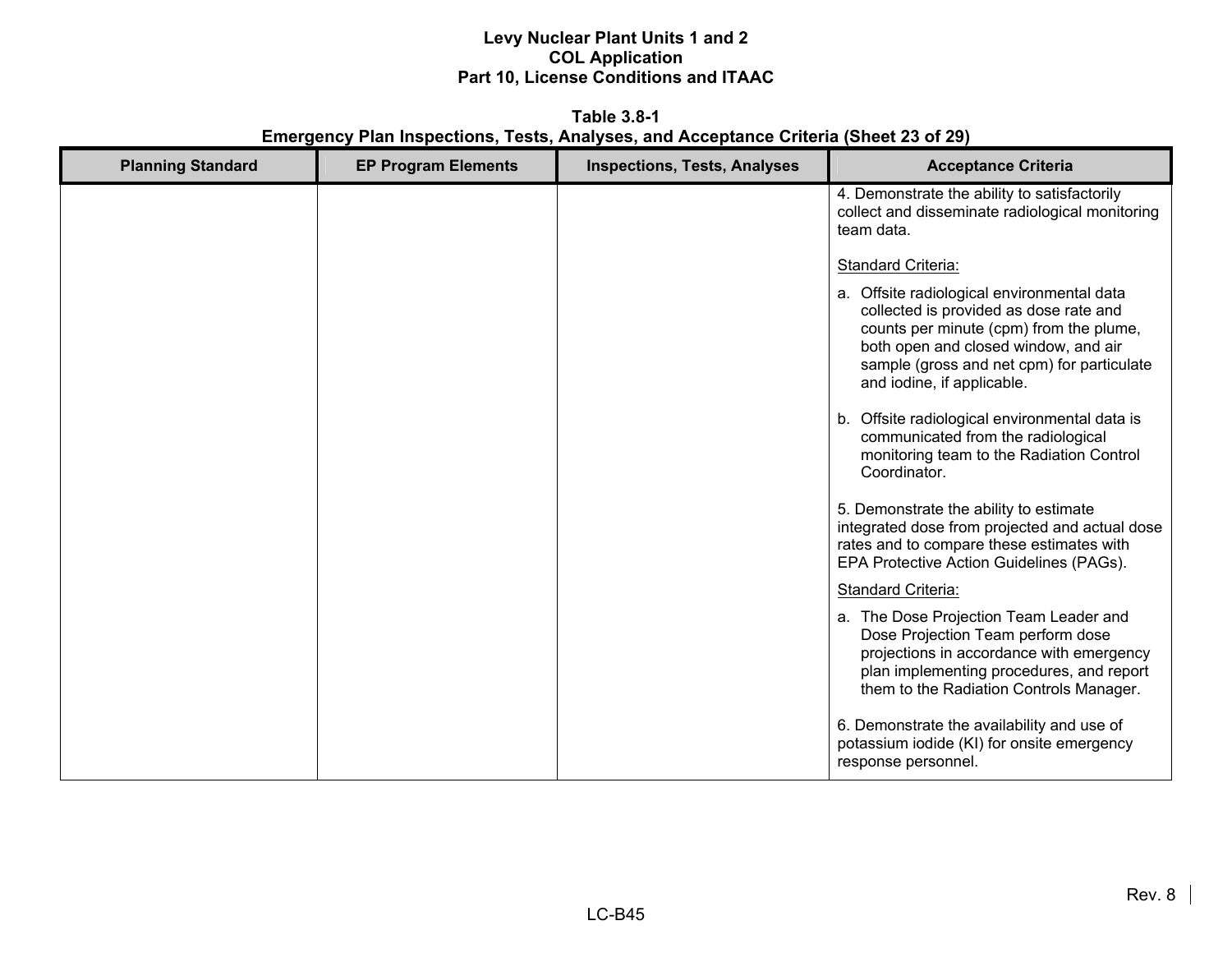**Table 3.8-1**
**Emergency Plan Inspections, Tests, Analyses, and Acceptance Criteria (Sheet 23 of 29)**

| Planning Standard | EP Program Elements | Inspections, Tests, Analyses | Acceptance Criteria |
|---|---|---|---|
| | | | 4. Demonstrate the ability to satisfactorily collect and disseminate radiological monitoring team data.<br><br>Standard Criteria:<br><br>a. Offsite radiological environmental data collected is provided as dose rate and counts per minute (cpm) from the plume, both open and closed window, and air sample (gross and net cpm) for particulate and iodine, if applicable.<br><br>b. Offsite radiological environmental data is communicated from the radiological monitoring team to the Radiation Control Coordinator.<br><br>5. Demonstrate the ability to estimate integrated dose from projected and actual dose rates and to compare these estimates with EPA Protective Action Guidelines (PAGs).<br><br>Standard Criteria:<br><br>a. The Dose Projection Team Leader and Dose Projection Team perform dose projections in accordance with emergency plan implementing procedures, and report them to the Radiation Controls Manager.<br><br>6. Demonstrate the availability and use of potassium iodide (KI) for onsite emergency response personnel. |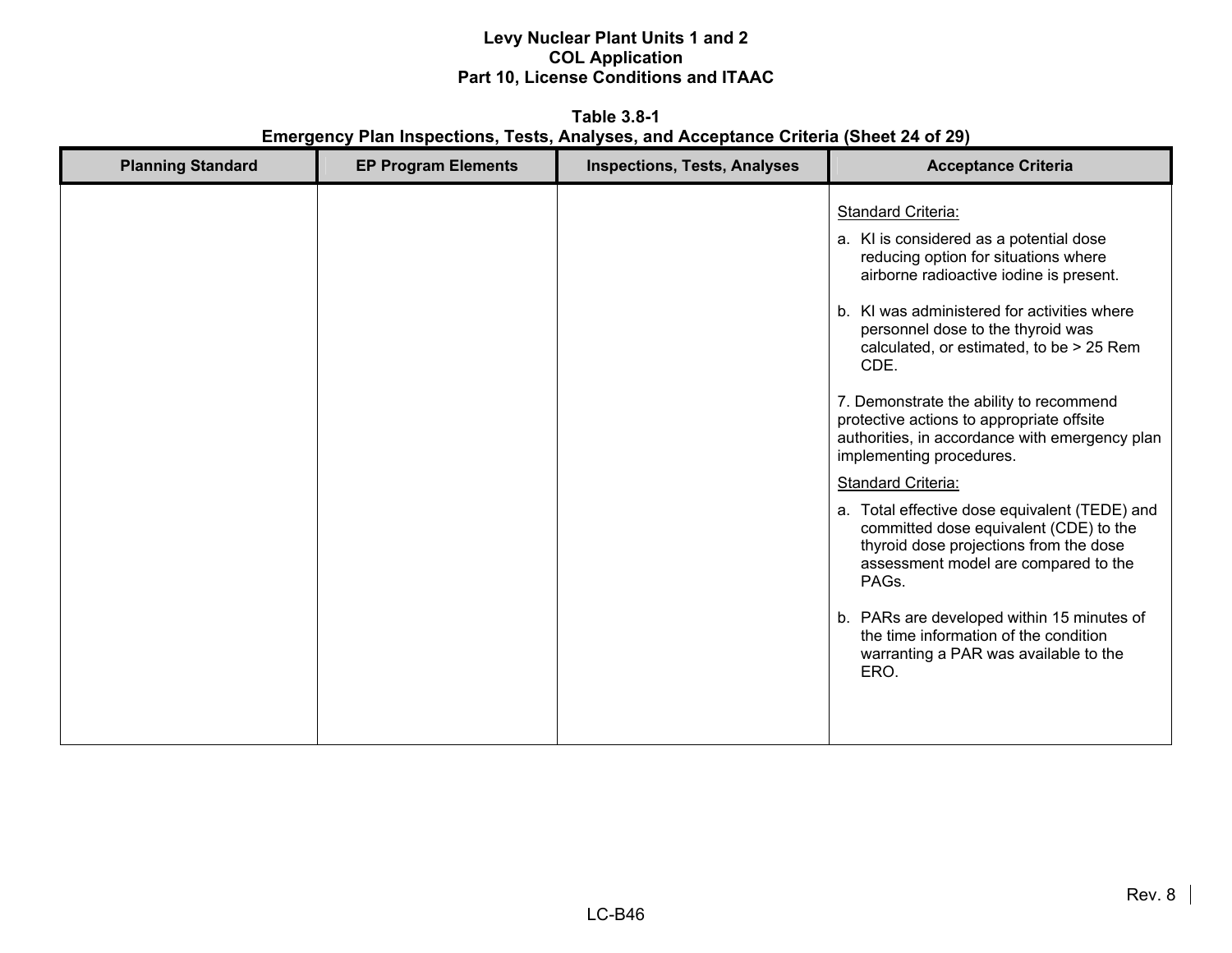**Table 3.8-1**
**Emergency Plan Inspections, Tests, Analyses, and Acceptance Criteria (Sheet 24 of 29)**

| Planning Standard | EP Program Elements | Inspections, Tests, Analyses | Acceptance Criteria |
|---|---|---|---|
| | | | Standard Criteria:<br>a. KI is considered as a potential dose reducing option for situations where airborne radioactive iodine is present.<br>b. KI was administered for activities where personnel dose to the thyroid was calculated, or estimated, to be > 25 Rem CDE.<br><br>7. Demonstrate the ability to recommend protective actions to appropriate offsite authorities, in accordance with emergency plan implementing procedures.<br><br>Standard Criteria:<br>a. Total effective dose equivalent (TEDE) and committed dose equivalent (CDE) to the thyroid dose projections from the dose assessment model are compared to the PAGs.<br>b. PARs are developed within 15 minutes of the time information of the condition warranting a PAR was available to the ERO. |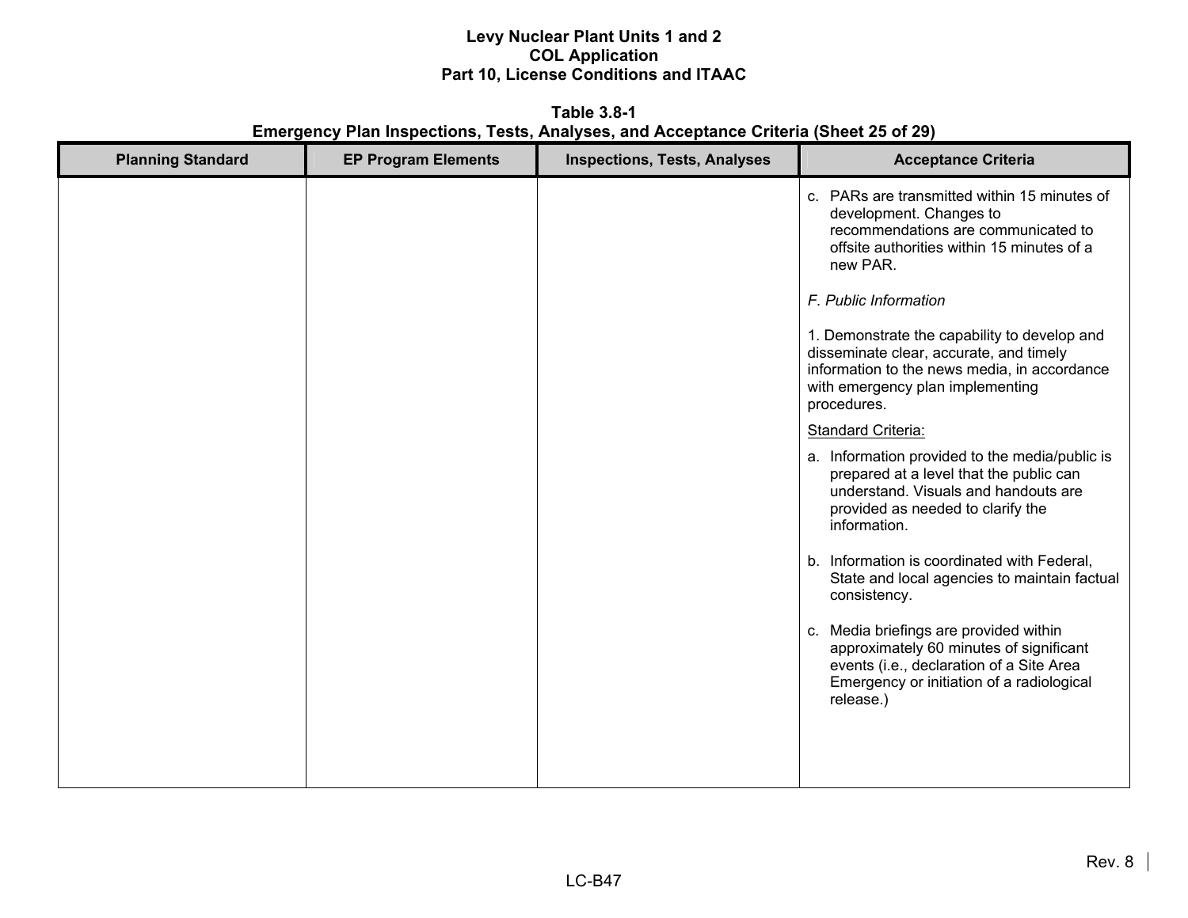**Table 3.8-1**
**Emergency Plan Inspections, Tests, Analyses, and Acceptance Criteria (Sheet 25 of 29)**

| Planning Standard | EP Program Elements | Inspections, Tests, Analyses | Acceptance Criteria |
|---|---|---|---|
| | | | c. PARs are transmitted within 15 minutes of development. Changes to recommendations are communicated to offsite authorities within 15 minutes of a new PAR.<br><br>*F. Public Information*<br><br>1. Demonstrate the capability to develop and disseminate clear, accurate, and timely information to the news media, in accordance with emergency plan implementing procedures.<br><br><u>Standard Criteria:</u><br><br>a. Information provided to the media/public is prepared at a level that the public can understand. Visuals and handouts are provided as needed to clarify the information.<br><br>b. Information is coordinated with Federal, State and local agencies to maintain factual consistency.<br><br>c. Media briefings are provided within approximately 60 minutes of significant events (i.e., declaration of a Site Area Emergency or initiation of a radiological release.) |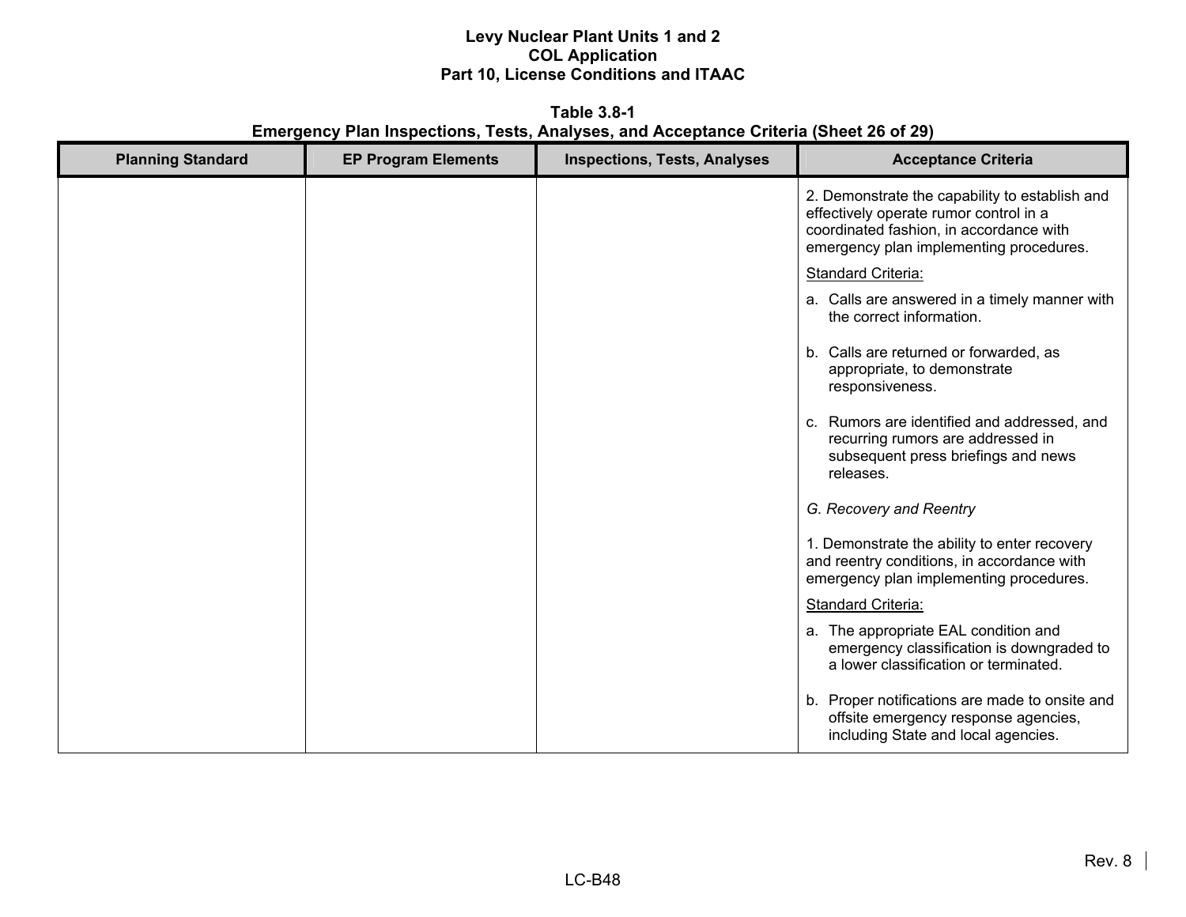**Table 3.8-1**
**Emergency Plan Inspections, Tests, Analyses, and Acceptance Criteria (Sheet 26 of 29)**

| Planning Standard | EP Program Elements | Inspections, Tests, Analyses | Acceptance Criteria |
|---|---|---|---|
| | | | 2. Demonstrate the capability to establish and effectively operate rumor control in a coordinated fashion, in accordance with emergency plan implementing procedures.<br><br><u>Standard Criteria:</u><br><br>a. Calls are answered in a timely manner with the correct information.<br><br>b. Calls are returned or forwarded, as appropriate, to demonstrate responsiveness.<br><br>c. Rumors are identified and addressed, and recurring rumors are addressed in subsequent press briefings and news releases.<br><br>*G. Recovery and Reentry*<br><br>1. Demonstrate the ability to enter recovery and reentry conditions, in accordance with emergency plan implementing procedures.<br><br><u>Standard Criteria:</u><br><br>a. The appropriate EAL condition and emergency classification is downgraded to a lower classification or terminated.<br><br>b. Proper notifications are made to onsite and offsite emergency response agencies, including State and local agencies. |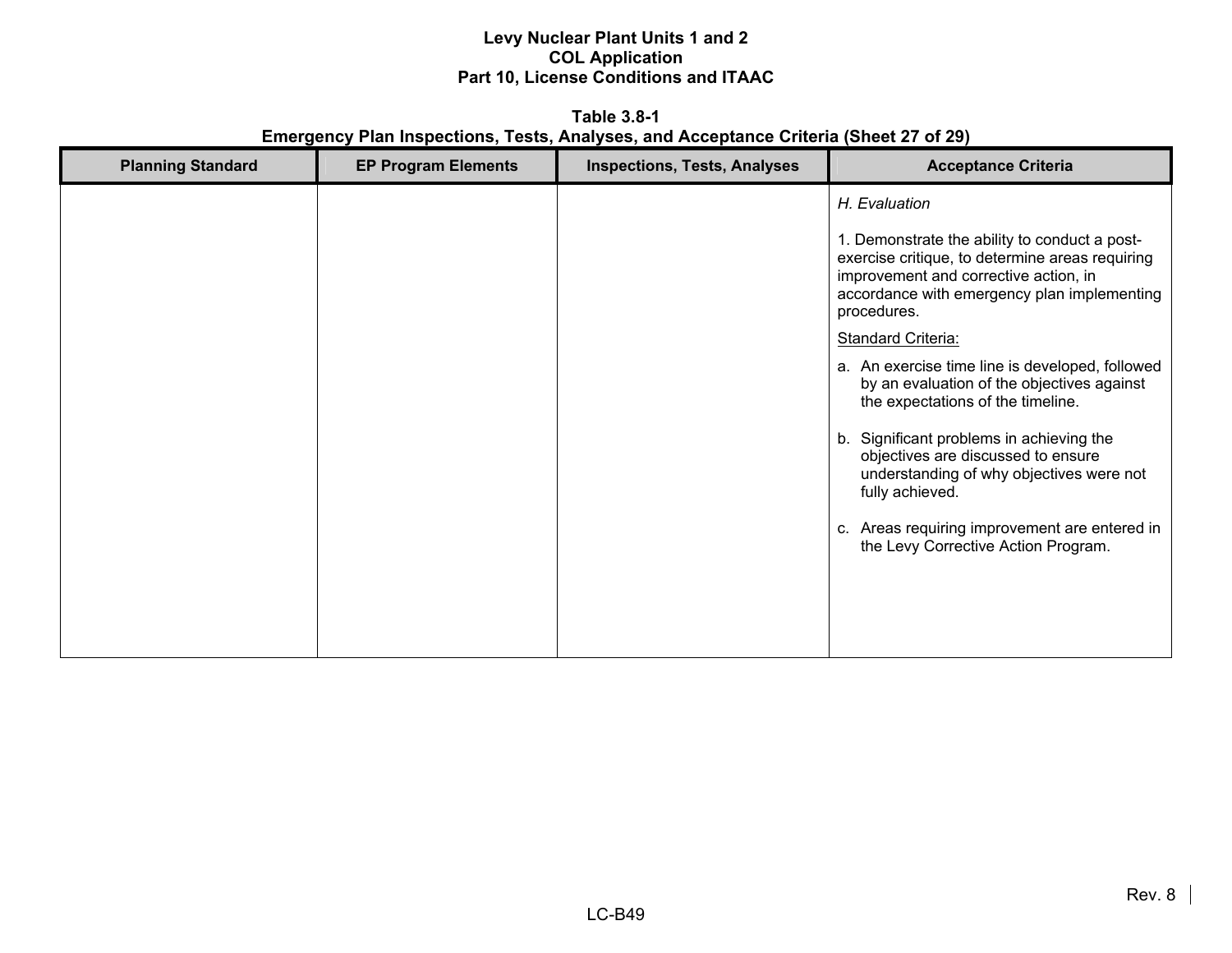**Table 3.8-1**
**Emergency Plan Inspections, Tests, Analyses, and Acceptance Criteria (Sheet 27 of 29)**

| Planning Standard | EP Program Elements | Inspections, Tests, Analyses | Acceptance Criteria |
|---|---|---|---|
| | | | *H. Evaluation*<br><br>1. Demonstrate the ability to conduct a post-exercise critique, to determine areas requiring improvement and corrective action, in accordance with emergency plan implementing procedures.<br><br>Standard Criteria:<br><br>a. An exercise time line is developed, followed by an evaluation of the objectives against the expectations of the timeline.<br><br>b. Significant problems in achieving the objectives are discussed to ensure understanding of why objectives were not fully achieved.<br><br>c. Areas requiring improvement are entered in the Levy Corrective Action Program. |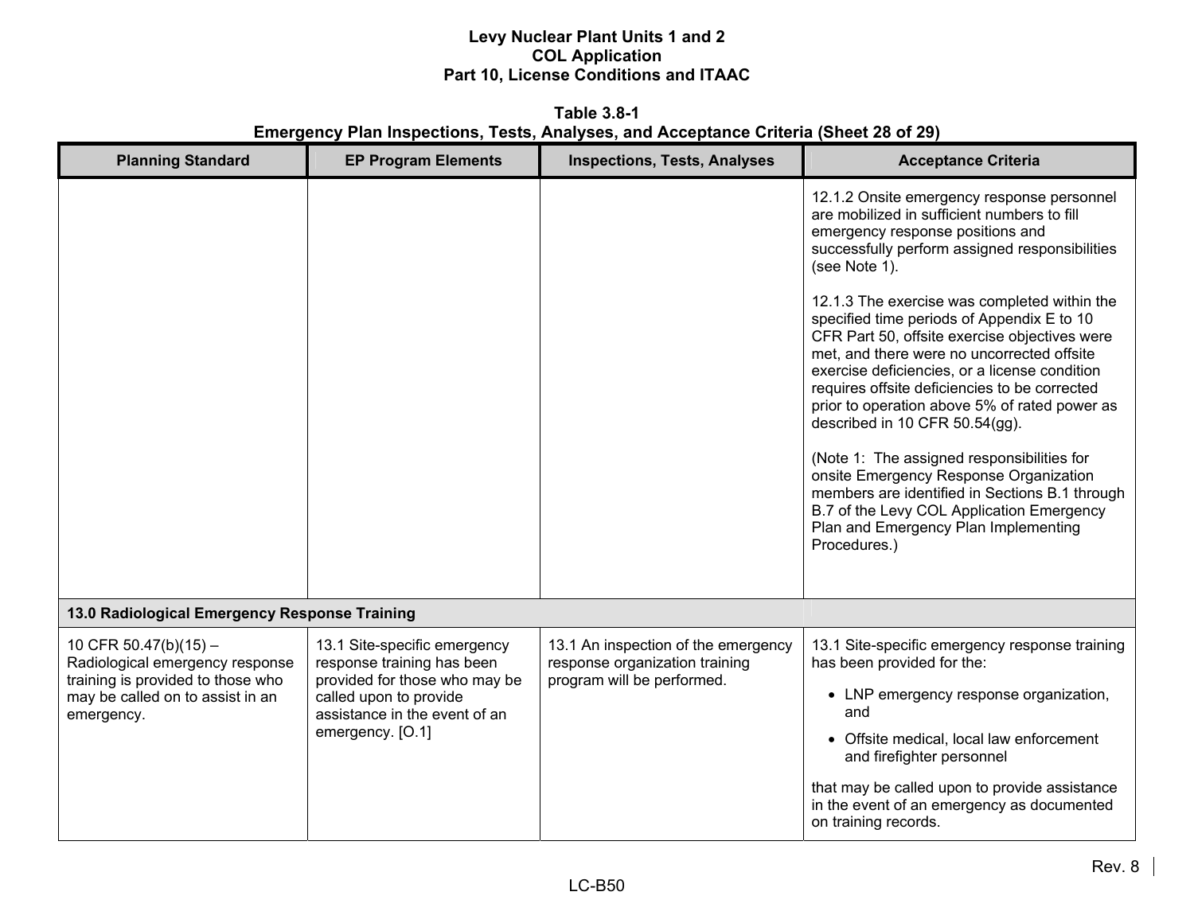**Table 3.8-1**
**Emergency Plan Inspections, Tests, Analyses, and Acceptance Criteria (Sheet 28 of 29)**

| Planning Standard | EP Program Elements | Inspections, Tests, Analyses | Acceptance Criteria |
|---|---|---|---|
| | | | 12.1.2 Onsite emergency response personnel are mobilized in sufficient numbers to fill emergency response positions and successfully perform assigned responsibilities (see Note 1).<br><br>12.1.3 The exercise was completed within the specified time periods of Appendix E to 10 CFR Part 50, offsite exercise objectives were met, and there were no uncorrected offsite exercise deficiencies, or a license condition requires offsite deficiencies to be corrected prior to operation above 5% of rated power as described in 10 CFR 50.54(gg).<br><br>(Note 1: The assigned responsibilities for onsite Emergency Response Organization members are identified in Sections B.1 through B.7 of the Levy COL Application Emergency Plan and Emergency Plan Implementing Procedures.) |
| **13.0 Radiological Emergency Response Training** | | | |
| 10 CFR 50.47(b)(15) – Radiological emergency response training is provided to those who may be called on to assist in an emergency. | 13.1 Site-specific emergency response training has been provided for those who may be called upon to provide assistance in the event of an emergency. [O.1] | 13.1 An inspection of the emergency response organization training program will be performed. | 13.1 Site-specific emergency response training has been provided for the:<br>• LNP emergency response organization, and<br>• Offsite medical, local law enforcement and firefighter personnel<br><br>that may be called upon to provide assistance in the event of an emergency as documented on training records. |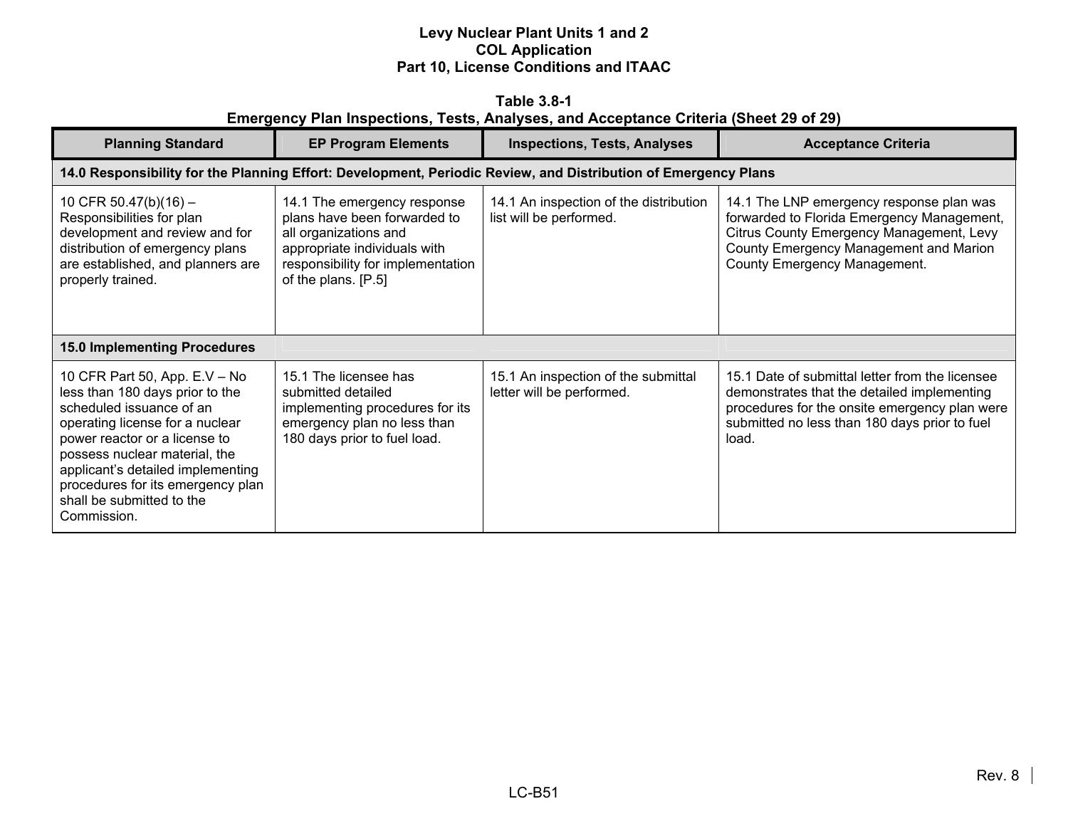**Table 3.8-1**
**Emergency Plan Inspections, Tests, Analyses, and Acceptance Criteria (Sheet 29 of 29)**

| Planning Standard | EP Program Elements | Inspections, Tests, Analyses | Acceptance Criteria |
|---|---|---|---|
| **14.0 Responsibility for the Planning Effort: Development, Periodic Review, and Distribution of Emergency Plans** | | | |
| 10 CFR 50.47(b)(16) – Responsibilities for plan development and review and for distribution of emergency plans are established, and planners are properly trained. | 14.1 The emergency response plans have been forwarded to all organizations and appropriate individuals with responsibility for implementation of the plans. [P.5] | 14.1 An inspection of the distribution list will be performed. | 14.1 The LNP emergency response plan was forwarded to Florida Emergency Management, Citrus County Emergency Management, Levy County Emergency Management and Marion County Emergency Management. |
| **15.0 Implementing Procedures** | | | |
| 10 CFR Part 50, App. E.V – No less than 180 days prior to the scheduled issuance of an operating license for a nuclear power reactor or a license to possess nuclear material, the applicant's detailed implementing procedures for its emergency plan shall be submitted to the Commission. | 15.1 The licensee has submitted detailed implementing procedures for its emergency plan no less than 180 days prior to fuel load. | 15.1 An inspection of the submittal letter will be performed. | 15.1 Date of submittal letter from the licensee demonstrates that the detailed implementing procedures for the onsite emergency plan were submitted no less than 180 days prior to fuel load. |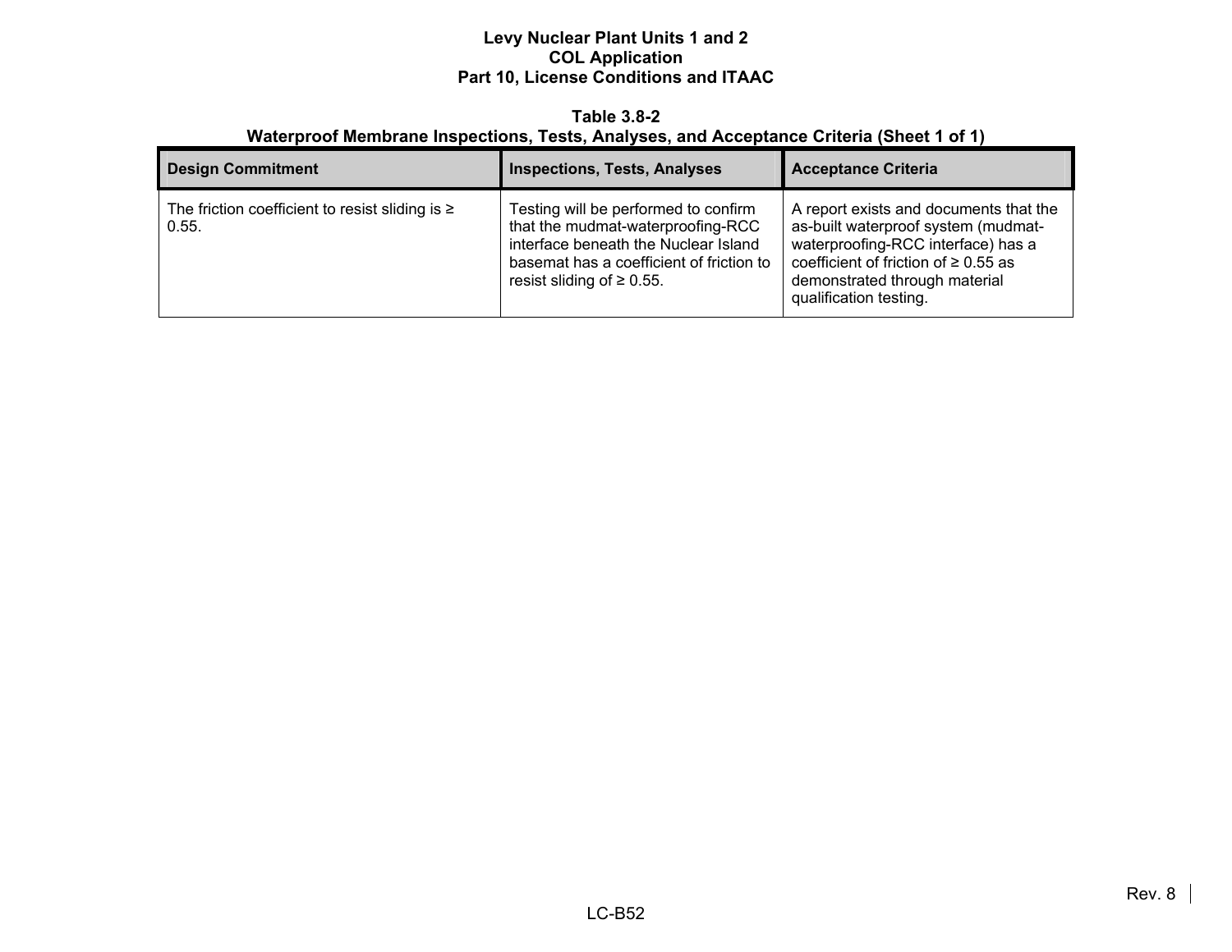**Table 3.8-2**
**Waterproof Membrane Inspections, Tests, Analyses, and Acceptance Criteria (Sheet 1 of 1)**

| Design Commitment | Inspections, Tests, Analyses | Acceptance Criteria |
|---|---|---|
| The friction coefficient to resist sliding is ≥ 0.55. | Testing will be performed to confirm that the mudmat-waterproofing-RCC interface beneath the Nuclear Island basemat has a coefficient of friction to resist sliding of ≥ 0.55. | A report exists and documents that the as-built waterproof system (mudmat-waterproofing-RCC interface) has a coefficient of friction of ≥ 0.55 as demonstrated through material qualification testing. |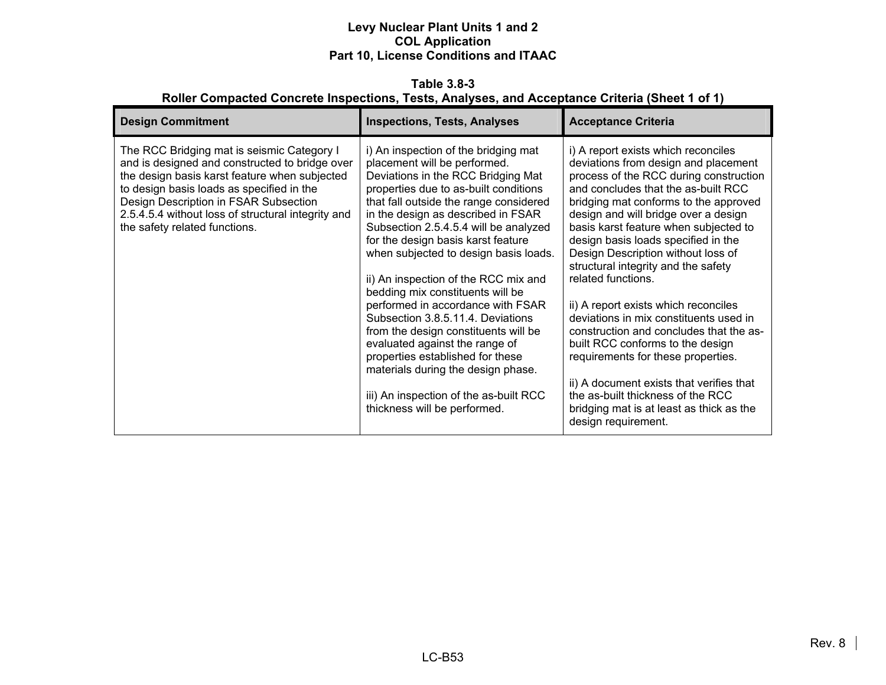**Table 3.8-3**
**Roller Compacted Concrete Inspections, Tests, Analyses, and Acceptance Criteria (Sheet 1 of 1)**

| Design Commitment | Inspections, Tests, Analyses | Acceptance Criteria |
|---|---|---|
| The RCC Bridging mat is seismic Category I and is designed and constructed to bridge over the design basis karst feature when subjected to design basis loads as specified in the Design Description in FSAR Subsection 2.5.4.5.4 without loss of structural integrity and the safety related functions. | i) An inspection of the bridging mat placement will be performed. Deviations in the RCC Bridging Mat properties due to as-built conditions that fall outside the range considered in the design as described in FSAR Subsection 2.5.4.5.4 will be analyzed for the design basis karst feature when subjected to design basis loads.<br><br>ii) An inspection of the RCC mix and bedding mix constituents will be performed in accordance with FSAR Subsection 3.8.5.11.4. Deviations from the design constituents will be evaluated against the range of properties established for these materials during the design phase.<br><br>iii) An inspection of the as-built RCC thickness will be performed. | i) A report exists which reconciles deviations from design and placement process of the RCC during construction and concludes that the as-built RCC bridging mat conforms to the approved design and will bridge over a design basis karst feature when subjected to design basis loads specified in the Design Description without loss of structural integrity and the safety related functions.<br><br>ii) A report exists which reconciles deviations in mix constituents used in construction and concludes that the as-built RCC conforms to the design requirements for these properties.<br><br>ii) A document exists that verifies that the as-built thickness of the RCC bridging mat is at least as thick as the design requirement. |

Rev. 8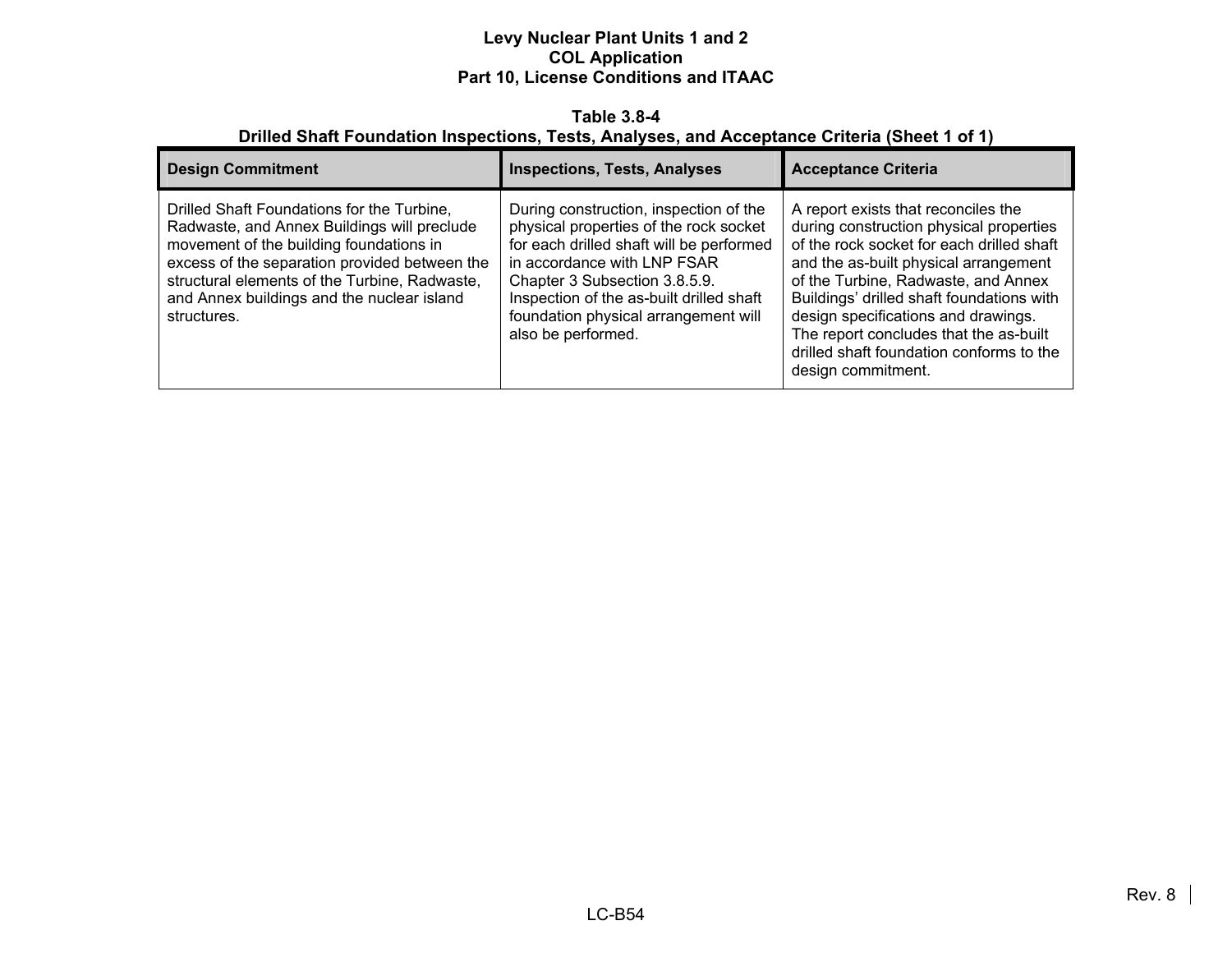**Table 3.8-4**
**Drilled Shaft Foundation Inspections, Tests, Analyses, and Acceptance Criteria (Sheet 1 of 1)**

| Design Commitment | Inspections, Tests, Analyses | Acceptance Criteria |
|---|---|---|
| Drilled Shaft Foundations for the Turbine, Radwaste, and Annex Buildings will preclude movement of the building foundations in excess of the separation provided between the structural elements of the Turbine, Radwaste, and Annex buildings and the nuclear island structures. | During construction, inspection of the physical properties of the rock socket for each drilled shaft will be performed in accordance with LNP FSAR Chapter 3 Subsection 3.8.5.9. Inspection of the as-built drilled shaft foundation physical arrangement will also be performed. | A report exists that reconciles the during construction physical properties of the rock socket for each drilled shaft and the as-built physical arrangement of the Turbine, Radwaste, and Annex Buildings' drilled shaft foundations with design specifications and drawings. The report concludes that the as-built drilled shaft foundation conforms to the design commitment. |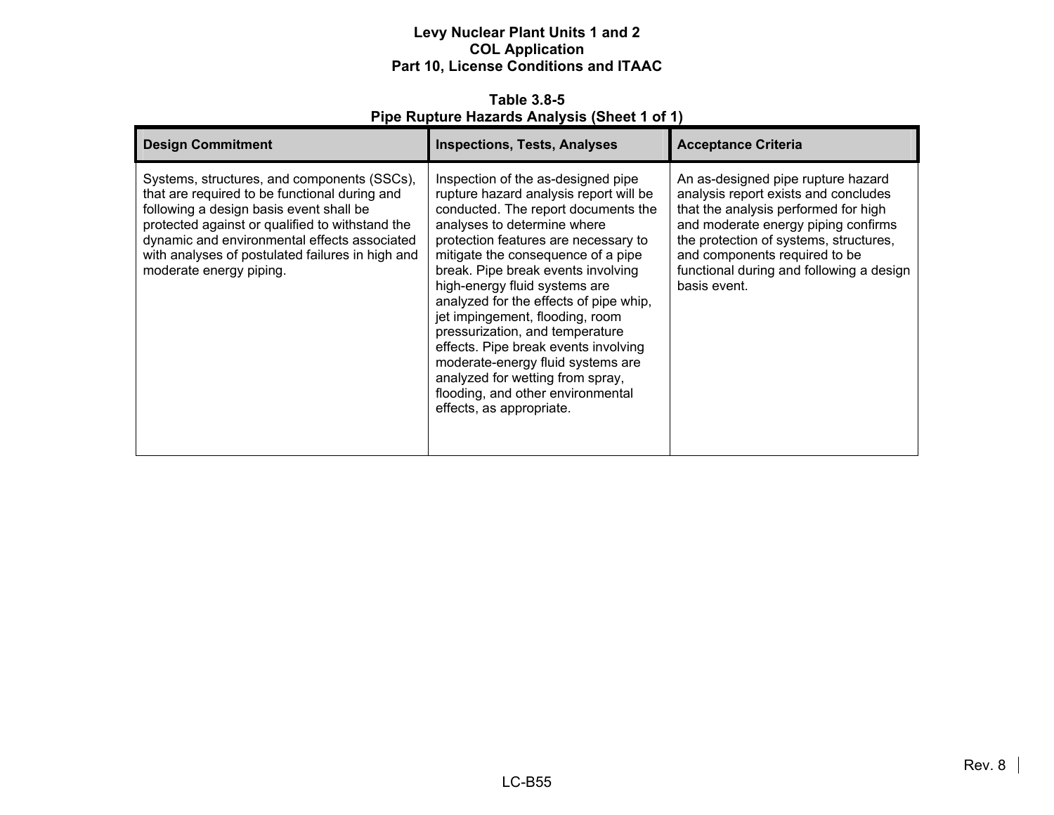**Table 3.8-5**
**Pipe Rupture Hazards Analysis (Sheet 1 of 1)**

| Design Commitment | Inspections, Tests, Analyses | Acceptance Criteria |
|---|---|---|
| Systems, structures, and components (SSCs), that are required to be functional during and following a design basis event shall be protected against or qualified to withstand the dynamic and environmental effects associated with analyses of postulated failures in high and moderate energy piping. | Inspection of the as-designed pipe rupture hazard analysis report will be conducted. The report documents the analyses to determine where protection features are necessary to mitigate the consequence of a pipe break. Pipe break events involving high-energy fluid systems are analyzed for the effects of pipe whip, jet impingement, flooding, room pressurization, and temperature effects. Pipe break events involving moderate-energy fluid systems are analyzed for wetting from spray, flooding, and other environmental effects, as appropriate. | An as-designed pipe rupture hazard analysis report exists and concludes that the analysis performed for high and moderate energy piping confirms the protection of systems, structures, and components required to be functional during and following a design basis event. |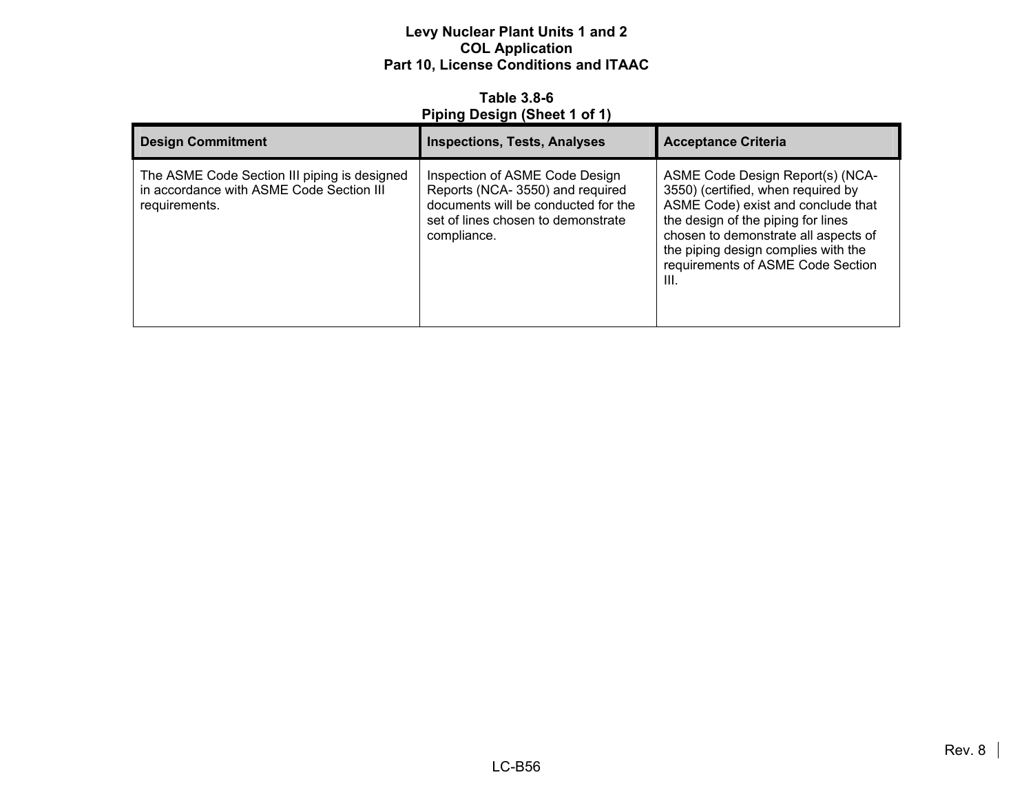**Table 3.8-6**
**Piping Design (Sheet 1 of 1)**

| Design Commitment | Inspections, Tests, Analyses | Acceptance Criteria |
|---|---|---|
| The ASME Code Section III piping is designed in accordance with ASME Code Section III requirements. | Inspection of ASME Code Design Reports (NCA- 3550) and required documents will be conducted for the set of lines chosen to demonstrate compliance. | ASME Code Design Report(s) (NCA-3550) (certified, when required by ASME Code) exist and conclude that the design of the piping for lines chosen to demonstrate all aspects of the piping design complies with the requirements of ASME Code Section III. |